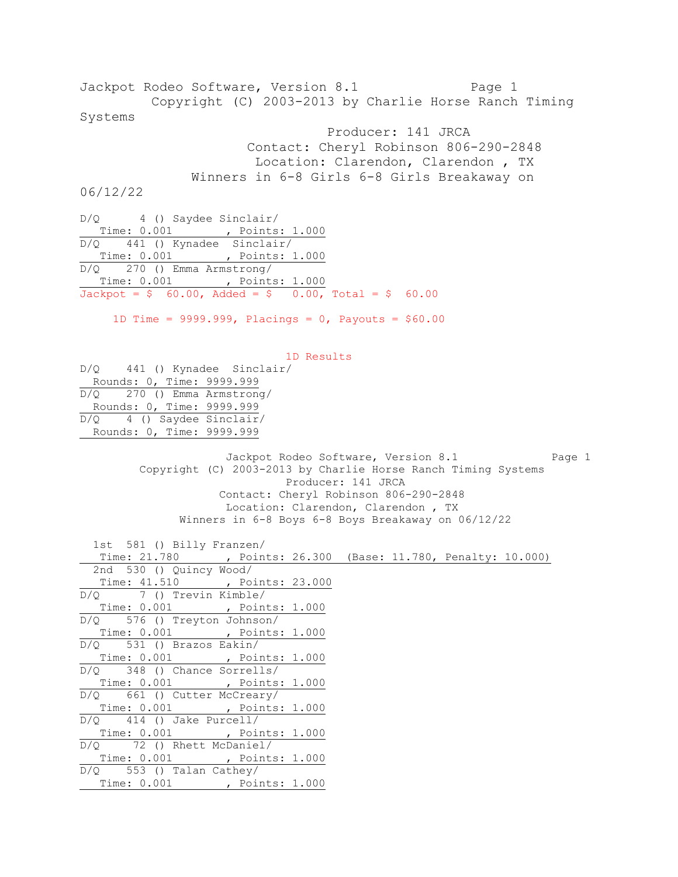Jackpot Rodeo Software, Version 8.1 Page 1
Copyright (C) 2003-2013 by Charlie Horse Ranch Timing Systems
Producer: 141 JRCA
Contact: Cheryl Robinson 806-290-2848
Location: Clarendon, Clarendon , TX
Winners in 6-8 Girls 6-8 Girls Breakaway on 06/12/22

```
D/Q      4 () Saydee Sinclair/
   Time: 0.001         , Points: 1.000
D/Q    441 () Kynadee  Sinclair/
   Time: 0.001         , Points: 1.000
D/Q    270 () Emma Armstrong/
   Time: 0.001         , Points: 1.000
Jackpot = $  60.00, Added = $   0.00, Total = $  60.00

     1D Time = 9999.999, Placings = 0, Payouts = $60.00
```

1D Results

```
D/Q    441 () Kynadee  Sinclair/
  Rounds: 0, Time: 9999.999
D/Q    270 () Emma Armstrong/
  Rounds: 0, Time: 9999.999
D/Q    4 () Saydee Sinclair/
  Rounds: 0, Time: 9999.999
```

Jackpot Rodeo Software, Version 8.1 Page 1
Copyright (C) 2003-2013 by Charlie Horse Ranch Timing Systems
Producer: 141 JRCA
Contact: Cheryl Robinson 806-290-2848
Location: Clarendon, Clarendon , TX
Winners in 6-8 Boys 6-8 Boys Breakaway on 06/12/22

```
  1st  581 () Billy Franzen/
   Time: 21.780        , Points: 26.300  (Base: 11.780, Penalty: 10.000)
  2nd  530 () Quincy Wood/
   Time: 41.510        , Points: 23.000
D/Q      7 () Trevin Kimble/
   Time: 0.001         , Points: 1.000
D/Q    576 () Treyton Johnson/
   Time: 0.001         , Points: 1.000
D/Q    531 () Brazos Eakin/
   Time: 0.001         , Points: 1.000
D/Q    348 () Chance Sorrells/
   Time: 0.001         , Points: 1.000
D/Q    661 () Cutter McCreary/
   Time: 0.001         , Points: 1.000
D/Q    414 () Jake Purcell/
   Time: 0.001         , Points: 1.000
D/Q     72 () Rhett McDaniel/
   Time: 0.001         , Points: 1.000
D/Q    553 () Talan Cathey/
   Time: 0.001         , Points: 1.000
```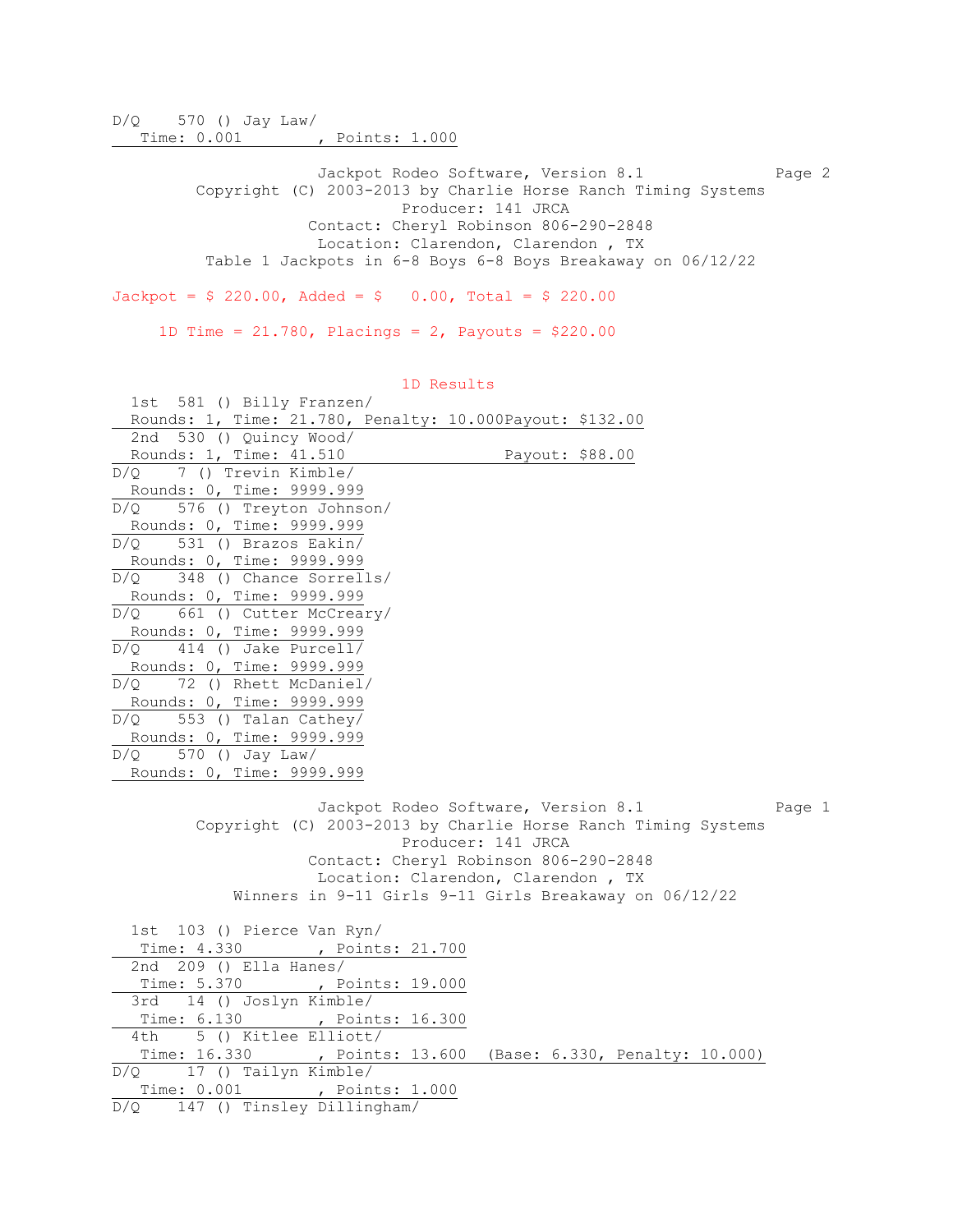D/Q 570 () Jay Law/
Time: 0.001 , Points: 1.000

Jackpot Rodeo Software, Version 8.1
Copyright (C) 2003-2013 by Charlie Horse Ranch Timing Systems
Producer: 141 JRCA
Contact: Cheryl Robinson 806-290-2848
Location: Clarendon, Clarendon , TX
Table 1 Jackpots in 6-8 Boys 6-8 Boys Breakaway on 06/12/22

Jackpot = $ 220.00, Added = $ 0.00, Total = $ 220.00

1D Time = 21.780, Placings = 2, Payouts = $220.00

1D Results

1st 581 () Billy Franzen/
Rounds: 1, Time: 21.780, Penalty: 10.000Payout: $132.00

2nd 530 () Quincy Wood/
Rounds: 1, Time: 41.510 Payout: $88.00

D/Q 7 () Trevin Kimble/
Rounds: 0, Time: 9999.999

D/Q 576 () Treyton Johnson/
Rounds: 0, Time: 9999.999

D/Q 531 () Brazos Eakin/
Rounds: 0, Time: 9999.999

D/Q 348 () Chance Sorrells/
Rounds: 0, Time: 9999.999

D/Q 661 () Cutter McCreary/
Rounds: 0, Time: 9999.999

D/Q 414 () Jake Purcell/
Rounds: 0, Time: 9999.999

D/Q 72 () Rhett McDaniel/
Rounds: 0, Time: 9999.999

D/Q 553 () Talan Cathey/
Rounds: 0, Time: 9999.999

D/Q 570 () Jay Law/
Rounds: 0, Time: 9999.999

Jackpot Rodeo Software, Version 8.1
Copyright (C) 2003-2013 by Charlie Horse Ranch Timing Systems
Producer: 141 JRCA
Contact: Cheryl Robinson 806-290-2848
Location: Clarendon, Clarendon , TX
Winners in 9-11 Girls 9-11 Girls Breakaway on 06/12/22

1st 103 () Pierce Van Ryn/
Time: 4.330 , Points: 21.700

2nd 209 () Ella Hanes/
Time: 5.370 , Points: 19.000

3rd 14 () Joslyn Kimble/
Time: 6.130 , Points: 16.300

4th 5 () Kitlee Elliott/
Time: 16.330 , Points: 13.600 (Base: 6.330, Penalty: 10.000)

D/Q 17 () Tailyn Kimble/
Time: 0.001 , Points: 1.000

D/Q 147 () Tinsley Dillingham/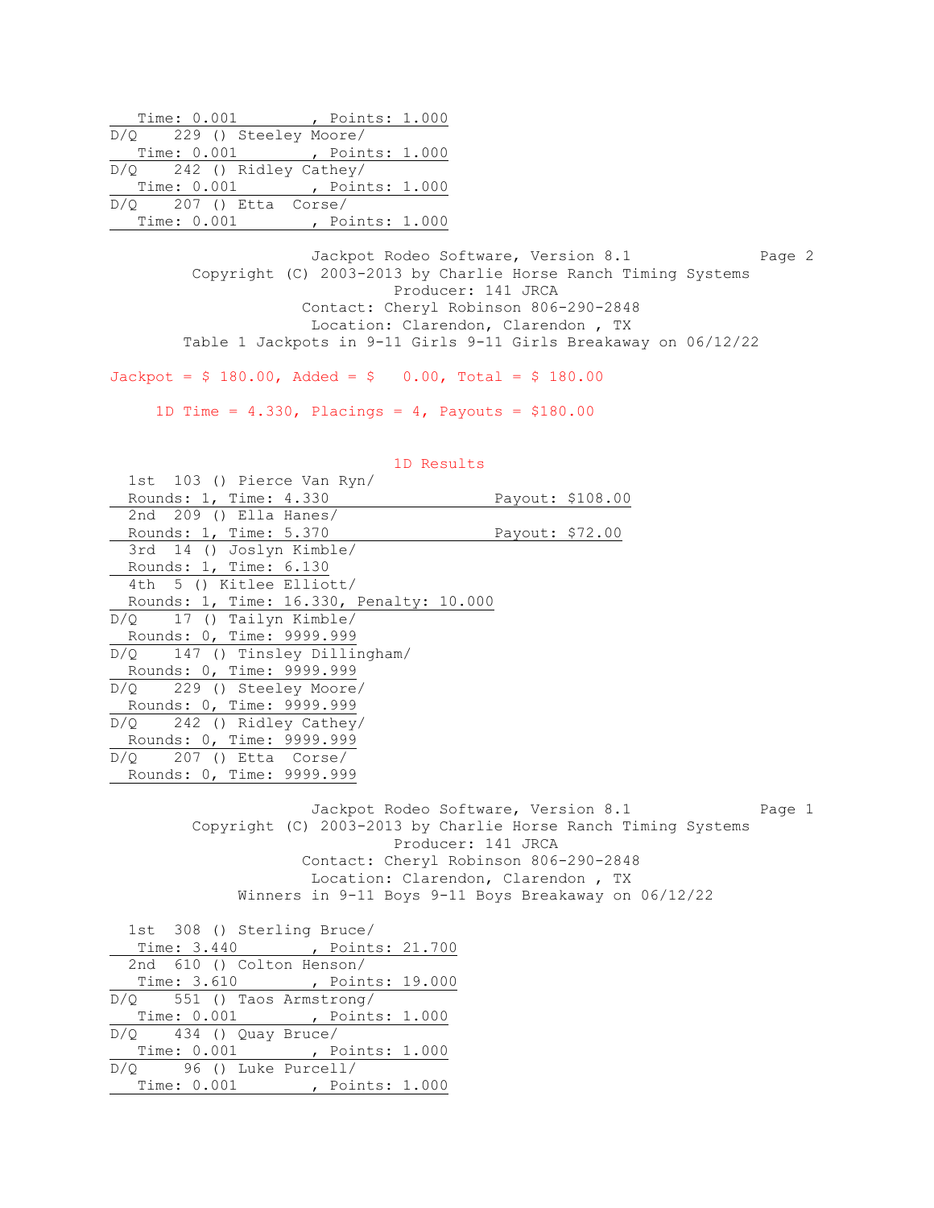Time: 0.001 , Points: 1.000

D/Q 229 () Steeley Moore/
Time: 0.001 , Points: 1.000

D/Q 242 () Ridley Cathey/
Time: 0.001 , Points: 1.000

D/Q 207 () Etta Corse/
Time: 0.001 , Points: 1.000

Jackpot Rodeo Software, Version 8.1
Copyright (C) 2003-2013 by Charlie Horse Ranch Timing Systems
Producer: 141 JRCA
Contact: Cheryl Robinson 806-290-2848
Location: Clarendon, Clarendon , TX
Table 1 Jackpots in 9-11 Girls 9-11 Girls Breakaway on 06/12/22

Jackpot = $ 180.00, Added = $ 0.00, Total = $ 180.00

1D Time = 4.330, Placings = 4, Payouts = $180.00

1D Results

1st 103 () Pierce Van Ryn/
Rounds: 1, Time: 4.330 Payout: $108.00

2nd 209 () Ella Hanes/
Rounds: 1, Time: 5.370 Payout: $72.00

3rd 14 () Joslyn Kimble/
Rounds: 1, Time: 6.130

4th 5 () Kitlee Elliott/
Rounds: 1, Time: 16.330, Penalty: 10.000

D/Q 17 () Tailyn Kimble/
Rounds: 0, Time: 9999.999

D/Q 147 () Tinsley Dillingham/
Rounds: 0, Time: 9999.999

D/Q 229 () Steeley Moore/
Rounds: 0, Time: 9999.999

D/Q 242 () Ridley Cathey/
Rounds: 0, Time: 9999.999

D/Q 207 () Etta Corse/
Rounds: 0, Time: 9999.999

Jackpot Rodeo Software, Version 8.1
Copyright (C) 2003-2013 by Charlie Horse Ranch Timing Systems
Producer: 141 JRCA
Contact: Cheryl Robinson 806-290-2848
Location: Clarendon, Clarendon , TX
Winners in 9-11 Boys 9-11 Boys Breakaway on 06/12/22

1st 308 () Sterling Bruce/
Time: 3.440 , Points: 21.700

2nd 610 () Colton Henson/
Time: 3.610 , Points: 19.000

D/Q 551 () Taos Armstrong/
Time: 0.001 , Points: 1.000

D/Q 434 () Quay Bruce/
Time: 0.001 , Points: 1.000

D/Q 96 () Luke Purcell/
Time: 0.001 , Points: 1.000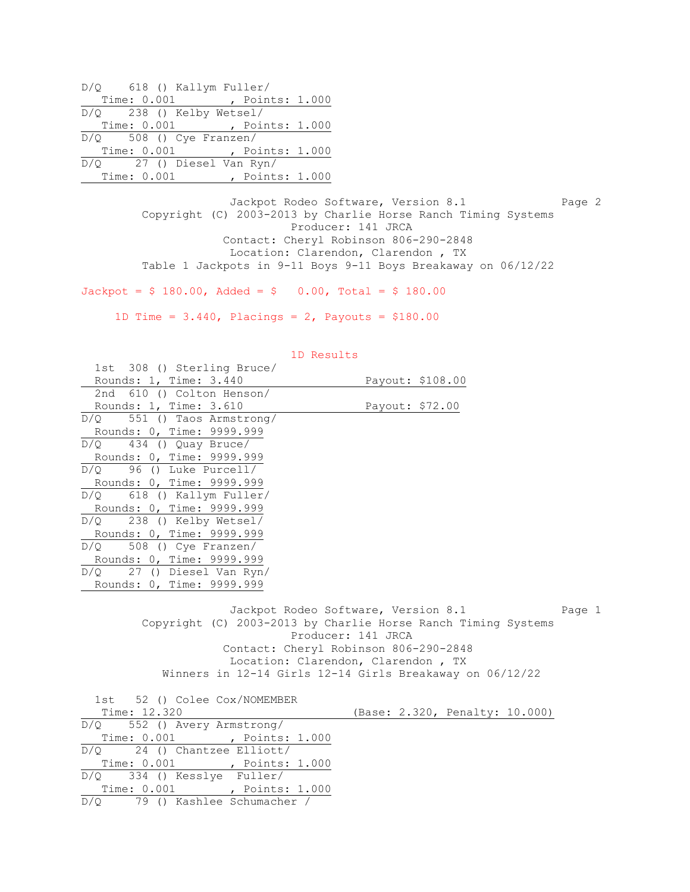D/Q 618 () Kallym Fuller/
Time: 0.001 , Points: 1.000

D/Q 238 () Kelby Wetsel/
Time: 0.001 , Points: 1.000

D/Q 508 () Cye Franzen/
Time: 0.001 , Points: 1.000

D/Q 27 () Diesel Van Ryn/
Time: 0.001 , Points: 1.000

Jackpot Rodeo Software, Version 8.1
Copyright (C) 2003-2013 by Charlie Horse Ranch Timing Systems
Producer: 141 JRCA
Contact: Cheryl Robinson 806-290-2848
Location: Clarendon, Clarendon , TX
Table 1 Jackpots in 9-11 Boys 9-11 Boys Breakaway on 06/12/22

Jackpot = $ 180.00, Added = $ 0.00, Total = $ 180.00

1D Time = 3.440, Placings = 2, Payouts = $180.00

## 1D Results

1st 308 () Sterling Bruce/
Rounds: 1, Time: 3.440 Payout: $108.00

2nd 610 () Colton Henson/
Rounds: 1, Time: 3.610 Payout: $72.00

D/Q 551 () Taos Armstrong/
Rounds: 0, Time: 9999.999

D/Q 434 () Quay Bruce/
Rounds: 0, Time: 9999.999

D/Q 96 () Luke Purcell/
Rounds: 0, Time: 9999.999

D/Q 618 () Kallym Fuller/
Rounds: 0, Time: 9999.999

D/Q 238 () Kelby Wetsel/
Rounds: 0, Time: 9999.999

D/Q 508 () Cye Franzen/
Rounds: 0, Time: 9999.999

D/Q 27 () Diesel Van Ryn/
Rounds: 0, Time: 9999.999

Jackpot Rodeo Software, Version 8.1
Copyright (C) 2003-2013 by Charlie Horse Ranch Timing Systems
Producer: 141 JRCA
Contact: Cheryl Robinson 806-290-2848
Location: Clarendon, Clarendon , TX
Winners in 12-14 Girls 12-14 Girls Breakaway on 06/12/22

1st 52 () Colee Cox/NOMEMBER
Time: 12.320 (Base: 2.320, Penalty: 10.000)

D/Q 552 () Avery Armstrong/
Time: 0.001 , Points: 1.000

D/Q 24 () Chantzee Elliott/
Time: 0.001 , Points: 1.000

D/Q 334 () Kesslye Fuller/
Time: 0.001 , Points: 1.000

D/Q 79 () Kashlee Schumacher /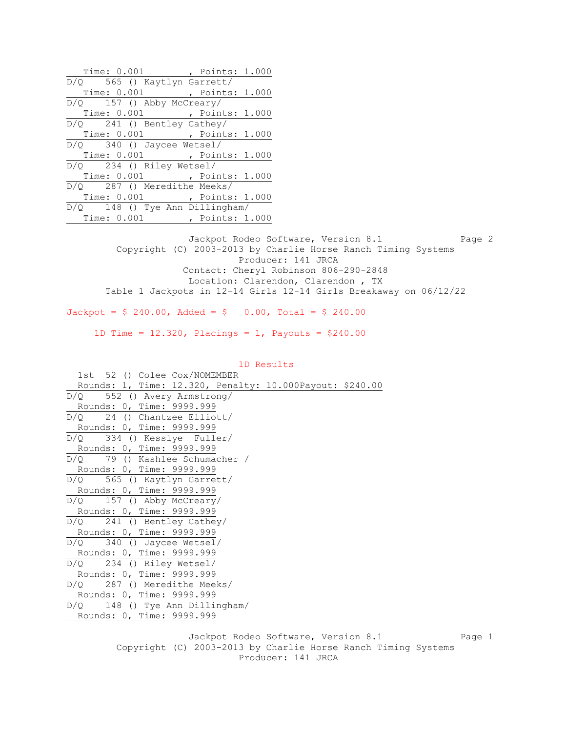Time: 0.001 , Points: 1.000

D/Q 565 () Kaytlyn Garrett/
Time: 0.001 , Points: 1.000

D/Q 157 () Abby McCreary/
Time: 0.001 , Points: 1.000

D/Q 241 () Bentley Cathey/
Time: 0.001 , Points: 1.000

D/Q 340 () Jaycee Wetsel/
Time: 0.001 , Points: 1.000

D/Q 234 () Riley Wetsel/
Time: 0.001 , Points: 1.000

D/Q 287 () Meredithe Meeks/
Time: 0.001 , Points: 1.000

D/Q 148 () Tye Ann Dillingham/
Time: 0.001 , Points: 1.000

Jackpot Rodeo Software, Version 8.1

Copyright (C) 2003-2013 by Charlie Horse Ranch Timing Systems

Producer: 141 JRCA

Contact: Cheryl Robinson 806-290-2848

Location: Clarendon, Clarendon , TX

Table 1 Jackpots in 12-14 Girls 12-14 Girls Breakaway on 06/12/22

Jackpot = $ 240.00, Added = $ 0.00, Total = $ 240.00

1D Time = 12.320, Placings = 1, Payouts = $240.00

1D Results

1st 52 () Colee Cox/NOMEMBER
Rounds: 1, Time: 12.320, Penalty: 10.000Payout: $240.00

D/Q 552 () Avery Armstrong/
Rounds: 0, Time: 9999.999

D/Q 24 () Chantzee Elliott/
Rounds: 0, Time: 9999.999

D/Q 334 () Kesslye Fuller/
Rounds: 0, Time: 9999.999

D/Q 79 () Kashlee Schumacher /
Rounds: 0, Time: 9999.999

D/Q 565 () Kaytlyn Garrett/
Rounds: 0, Time: 9999.999

D/Q 157 () Abby McCreary/
Rounds: 0, Time: 9999.999

D/Q 241 () Bentley Cathey/
Rounds: 0, Time: 9999.999

D/Q 340 () Jaycee Wetsel/
Rounds: 0, Time: 9999.999

D/Q 234 () Riley Wetsel/
Rounds: 0, Time: 9999.999

D/Q 287 () Meredithe Meeks/
Rounds: 0, Time: 9999.999

D/Q 148 () Tye Ann Dillingham/
Rounds: 0, Time: 9999.999

Jackpot Rodeo Software, Version 8.1

Copyright (C) 2003-2013 by Charlie Horse Ranch Timing Systems

Producer: 141 JRCA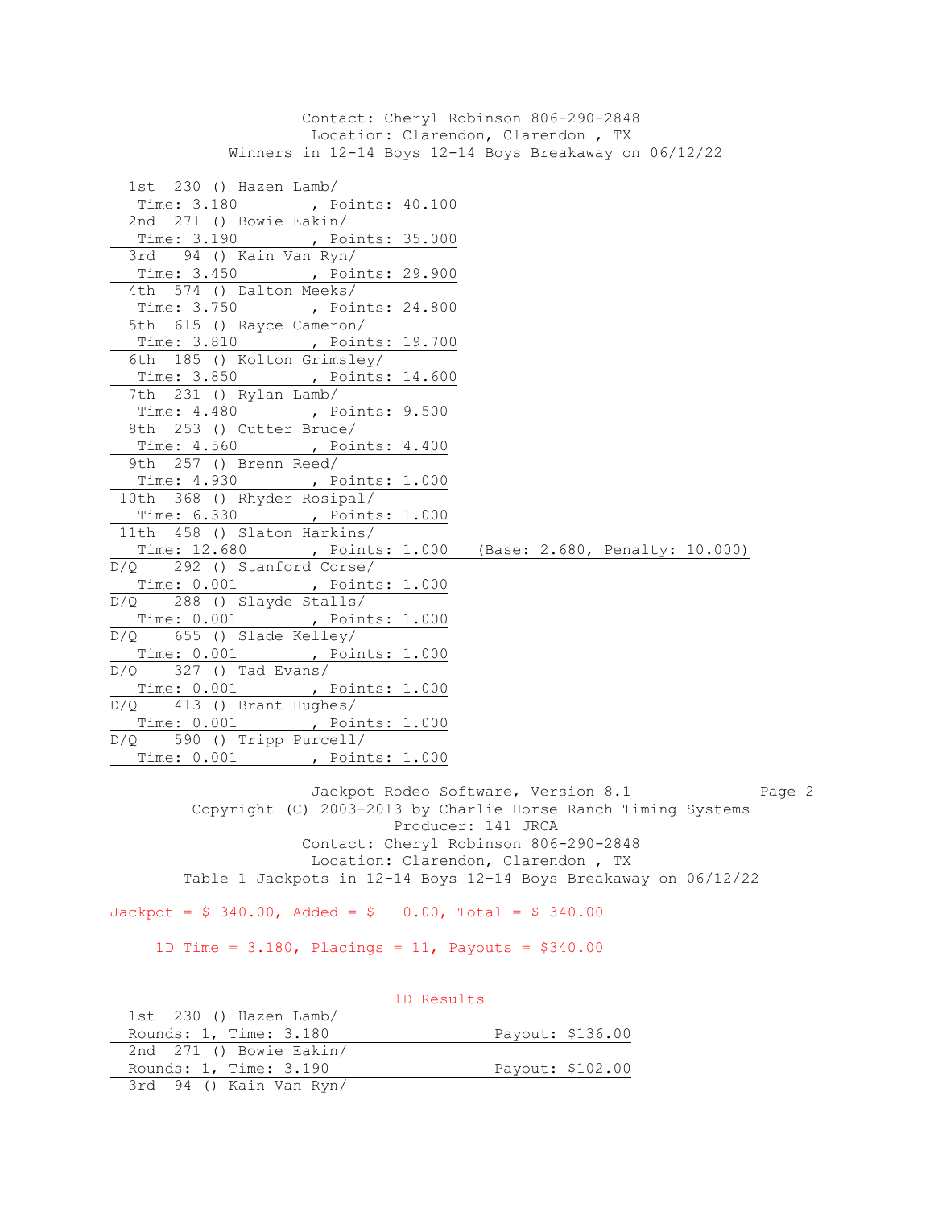Contact: Cheryl Robinson 806-290-2848
Location: Clarendon, Clarendon , TX
Winners in 12-14 Boys 12-14 Boys Breakaway on 06/12/22

| Place | No. | Name | Time | Points | Notes |
|---|---|---|---|---|---|
| 1st | 230 | () Hazen Lamb/ | 3.180 | 40.100 | |
| 2nd | 271 | () Bowie Eakin/ | 3.190 | 35.000 | |
| 3rd | 94 | () Kain Van Ryn/ | 3.450 | 29.900 | |
| 4th | 574 | () Dalton Meeks/ | 3.750 | 24.800 | |
| 5th | 615 | () Rayce Cameron/ | 3.810 | 19.700 | |
| 6th | 185 | () Kolton Grimsley/ | 3.850 | 14.600 | |
| 7th | 231 | () Rylan Lamb/ | 4.480 | 9.500 | |
| 8th | 253 | () Cutter Bruce/ | 4.560 | 4.400 | |
| 9th | 257 | () Brenn Reed/ | 4.930 | 1.000 | |
| 10th | 368 | () Rhyder Rosipal/ | 6.330 | 1.000 | |
| 11th | 458 | () Slaton Harkins/ | 12.680 | 1.000 | (Base: 2.680, Penalty: 10.000) |
| D/Q | 292 | () Stanford Corse/ | 0.001 | 1.000 | |
| D/Q | 288 | () Slayde Stalls/ | 0.001 | 1.000 | |
| D/Q | 655 | () Slade Kelley/ | 0.001 | 1.000 | |
| D/Q | 327 | () Tad Evans/ | 0.001 | 1.000 | |
| D/Q | 413 | () Brant Hughes/ | 0.001 | 1.000 | |
| D/Q | 590 | () Tripp Purcell/ | 0.001 | 1.000 | |

Jackpot Rodeo Software, Version 8.1
Copyright (C) 2003-2013 by Charlie Horse Ranch Timing Systems
Producer: 141 JRCA
Contact: Cheryl Robinson 806-290-2848
Location: Clarendon, Clarendon , TX
Table 1 Jackpots in 12-14 Boys 12-14 Boys Breakaway on 06/12/22

Jackpot = $ 340.00, Added = $ 0.00, Total = $ 340.00

1D Time = 3.180, Placings = 11, Payouts = $340.00

1D Results

| Place | No. | Name | Rounds | Time | Payout |
|---|---|---|---|---|---|
| 1st | 230 | () Hazen Lamb/ | 1 | 3.180 | $136.00 |
| 2nd | 271 | () Bowie Eakin/ | 1 | 3.190 | $102.00 |
| 3rd | 94 | () Kain Van Ryn/ | | | |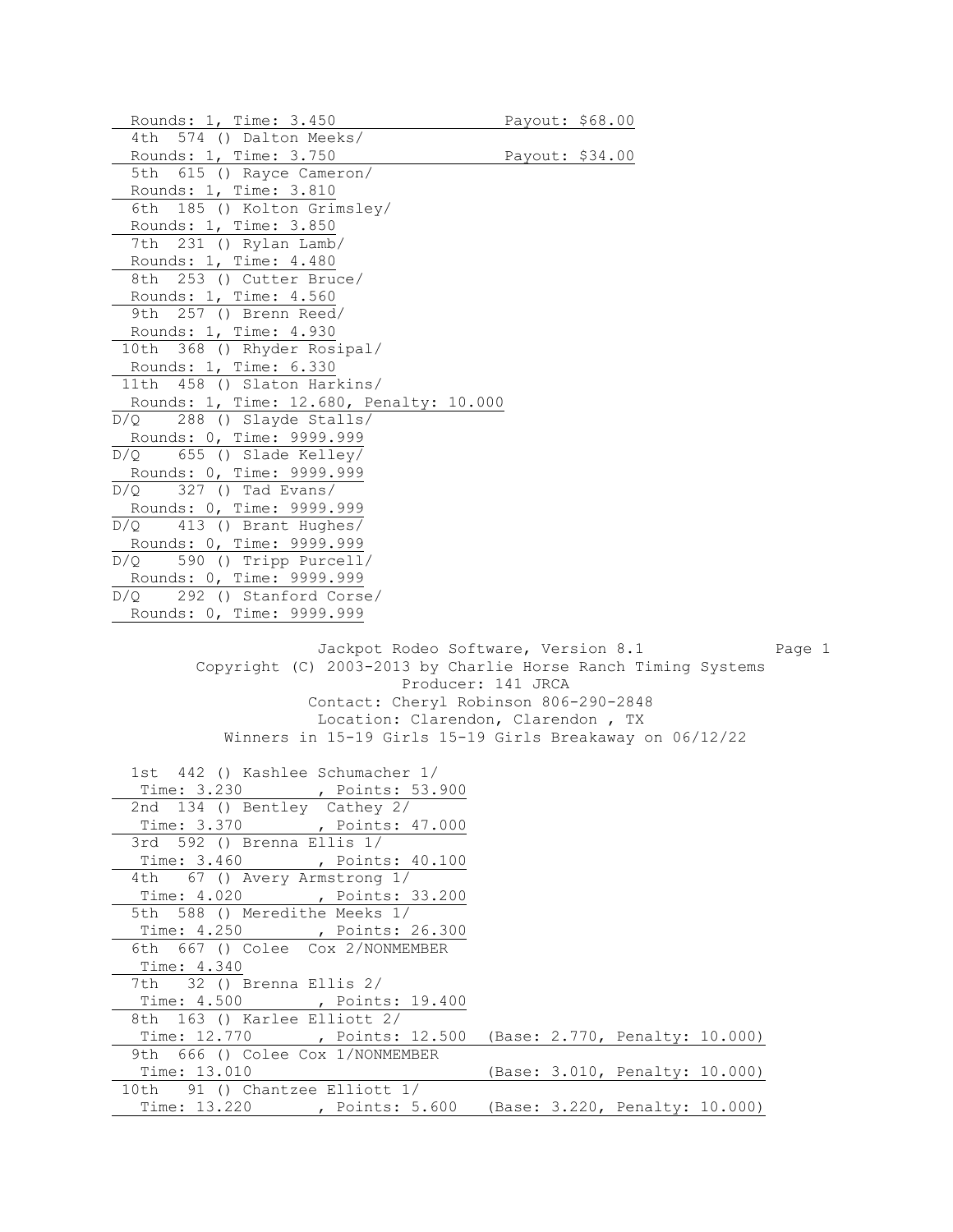Rounds: 1, Time: 3.450 Payout: $68.00

4th 574 () Dalton Meeks/
Rounds: 1, Time: 3.750 Payout: $34.00

5th 615 () Rayce Cameron/
Rounds: 1, Time: 3.810

6th 185 () Kolton Grimsley/
Rounds: 1, Time: 3.850

7th 231 () Rylan Lamb/
Rounds: 1, Time: 4.480

8th 253 () Cutter Bruce/
Rounds: 1, Time: 4.560

9th 257 () Brenn Reed/
Rounds: 1, Time: 4.930

10th 368 () Rhyder Rosipal/
Rounds: 1, Time: 6.330

11th 458 () Slaton Harkins/
Rounds: 1, Time: 12.680, Penalty: 10.000

D/Q 288 () Slayde Stalls/
Rounds: 0, Time: 9999.999

D/Q 655 () Slade Kelley/
Rounds: 0, Time: 9999.999

D/Q 327 () Tad Evans/
Rounds: 0, Time: 9999.999

D/Q 413 () Brant Hughes/
Rounds: 0, Time: 9999.999

D/Q 590 () Tripp Purcell/
Rounds: 0, Time: 9999.999

D/Q 292 () Stanford Corse/
Rounds: 0, Time: 9999.999

Jackpot Rodeo Software, Version 8.1 Page 1
Copyright (C) 2003-2013 by Charlie Horse Ranch Timing Systems
Producer: 141 JRCA
Contact: Cheryl Robinson 806-290-2848
Location: Clarendon, Clarendon , TX
Winners in 15-19 Girls 15-19 Girls Breakaway on 06/12/22

1st 442 () Kashlee Schumacher 1/
Time: 3.230 , Points: 53.900

2nd 134 () Bentley Cathey 2/
Time: 3.370 , Points: 47.000

3rd 592 () Brenna Ellis 1/
Time: 3.460 , Points: 40.100

4th 67 () Avery Armstrong 1/
Time: 4.020 , Points: 33.200

5th 588 () Meredithe Meeks 1/
Time: 4.250 , Points: 26.300

6th 667 () Colee Cox 2/NONMEMBER
Time: 4.340

7th 32 () Brenna Ellis 2/
Time: 4.500 , Points: 19.400

8th 163 () Karlee Elliott 2/
Time: 12.770 , Points: 12.500 (Base: 2.770, Penalty: 10.000)

9th 666 () Colee Cox 1/NONMEMBER
Time: 13.010 (Base: 3.010, Penalty: 10.000)

10th 91 () Chantzee Elliott 1/
Time: 13.220 , Points: 5.600 (Base: 3.220, Penalty: 10.000)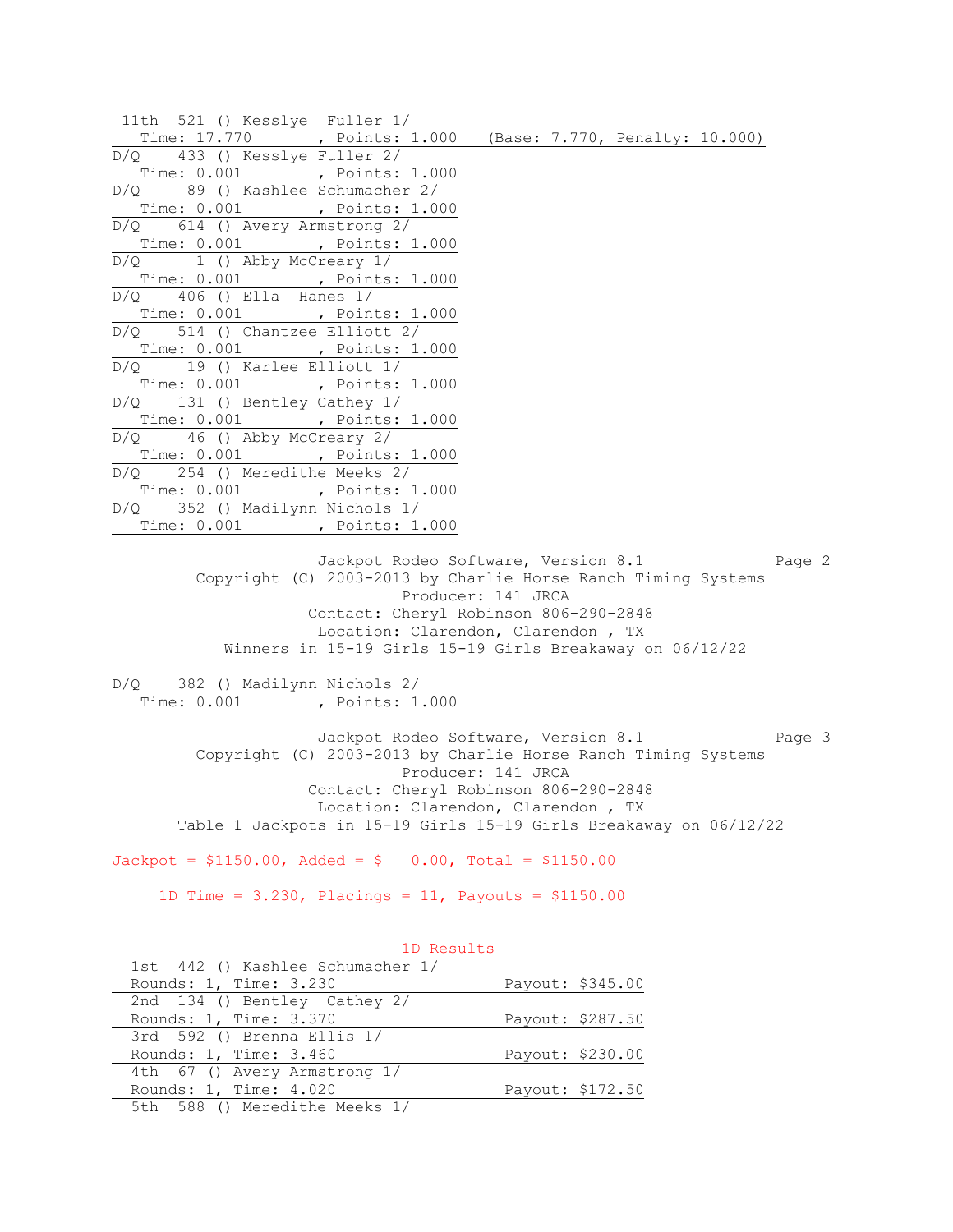11th 521 () Kesslye Fuller 1/
Time: 17.770 , Points: 1.000 (Base: 7.770, Penalty: 10.000)

D/Q 433 () Kesslye Fuller 2/
Time: 0.001 , Points: 1.000

D/Q 89 () Kashlee Schumacher 2/
Time: 0.001 , Points: 1.000

D/Q 614 () Avery Armstrong 2/
Time: 0.001 , Points: 1.000

D/Q 1 () Abby McCreary 1/
Time: 0.001 , Points: 1.000

D/Q 406 () Ella Hanes 1/
Time: 0.001 , Points: 1.000

D/Q 514 () Chantzee Elliott 2/
Time: 0.001 , Points: 1.000

D/Q 19 () Karlee Elliott 1/
Time: 0.001 , Points: 1.000

D/Q 131 () Bentley Cathey 1/
Time: 0.001 , Points: 1.000

D/Q 46 () Abby McCreary 2/
Time: 0.001 , Points: 1.000

D/Q 254 () Meredithe Meeks 2/
Time: 0.001 , Points: 1.000

D/Q 352 () Madilynn Nichols 1/
Time: 0.001 , Points: 1.000

Jackpot Rodeo Software, Version 8.1
Copyright (C) 2003-2013 by Charlie Horse Ranch Timing Systems
Producer: 141 JRCA
Contact: Cheryl Robinson 806-290-2848
Location: Clarendon, Clarendon , TX
Winners in 15-19 Girls 15-19 Girls Breakaway on 06/12/22

D/Q 382 () Madilynn Nichols 2/
Time: 0.001 , Points: 1.000

Jackpot Rodeo Software, Version 8.1
Copyright (C) 2003-2013 by Charlie Horse Ranch Timing Systems
Producer: 141 JRCA
Contact: Cheryl Robinson 806-290-2848
Location: Clarendon, Clarendon , TX
Table 1 Jackpots in 15-19 Girls 15-19 Girls Breakaway on 06/12/22

Jackpot = $1150.00, Added = $ 0.00, Total = $1150.00

1D Time = 3.230, Placings = 11, Payouts = $1150.00

1D Results

1st 442 () Kashlee Schumacher 1/
Rounds: 1, Time: 3.230 Payout: $345.00

2nd 134 () Bentley Cathey 2/
Rounds: 1, Time: 3.370 Payout: $287.50

3rd 592 () Brenna Ellis 1/
Rounds: 1, Time: 3.460 Payout: $230.00

4th 67 () Avery Armstrong 1/
Rounds: 1, Time: 4.020 Payout: $172.50

5th 588 () Meredithe Meeks 1/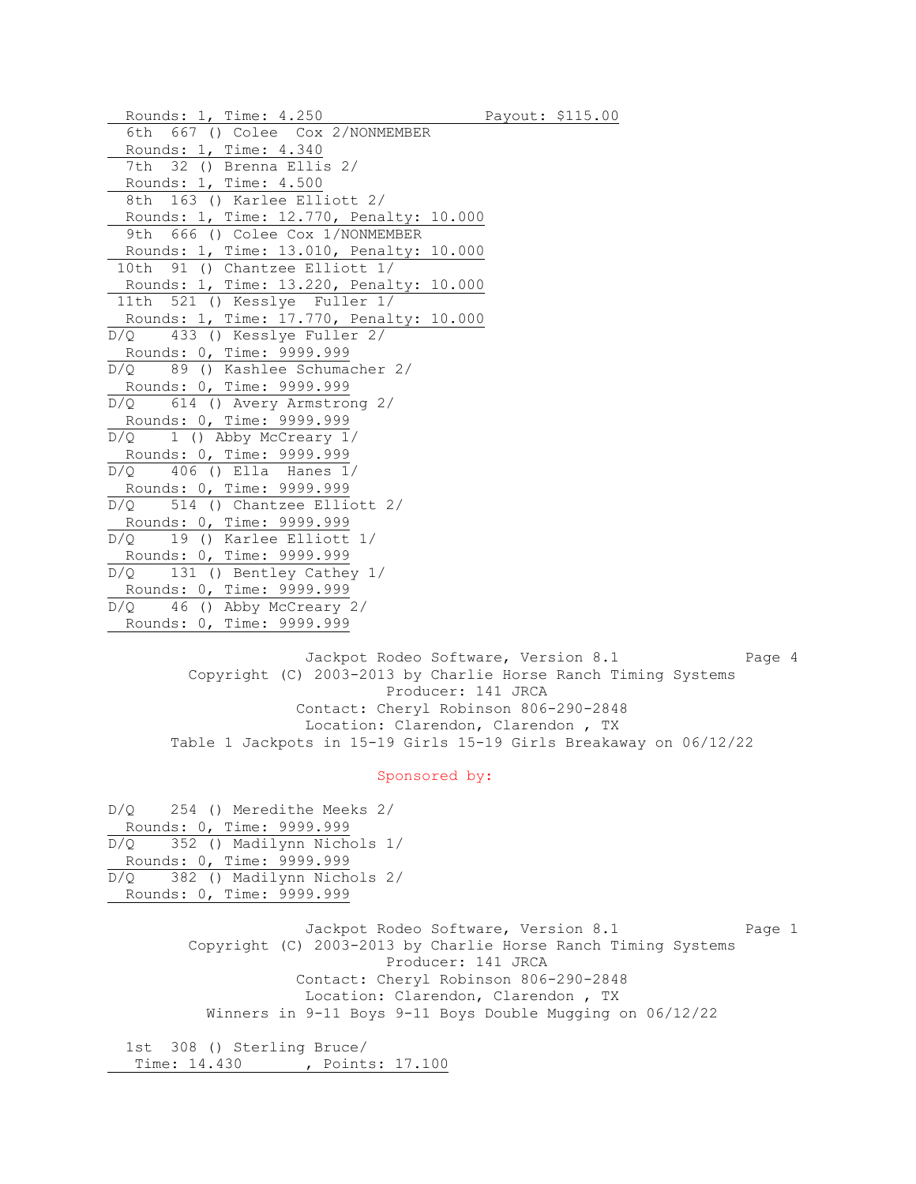Rounds: 1, Time: 4.250 Payout: $115.00

6th 667 () Colee Cox 2/NONMEMBER
Rounds: 1, Time: 4.340

7th 32 () Brenna Ellis 2/
Rounds: 1, Time: 4.500

8th 163 () Karlee Elliott 2/
Rounds: 1, Time: 12.770, Penalty: 10.000

9th 666 () Colee Cox 1/NONMEMBER
Rounds: 1, Time: 13.010, Penalty: 10.000

10th 91 () Chantzee Elliott 1/
Rounds: 1, Time: 13.220, Penalty: 10.000

11th 521 () Kesslye Fuller 1/
Rounds: 1, Time: 17.770, Penalty: 10.000

D/Q 433 () Kesslye Fuller 2/
Rounds: 0, Time: 9999.999

D/Q 89 () Kashlee Schumacher 2/
Rounds: 0, Time: 9999.999

D/Q 614 () Avery Armstrong 2/
Rounds: 0, Time: 9999.999

D/Q 1 () Abby McCreary 1/
Rounds: 0, Time: 9999.999

D/Q 406 () Ella Hanes 1/
Rounds: 0, Time: 9999.999

D/Q 514 () Chantzee Elliott 2/
Rounds: 0, Time: 9999.999

D/Q 19 () Karlee Elliott 1/
Rounds: 0, Time: 9999.999

D/Q 131 () Bentley Cathey 1/
Rounds: 0, Time: 9999.999

D/Q 46 () Abby McCreary 2/
Rounds: 0, Time: 9999.999

Jackpot Rodeo Software, Version 8.1 Page 4
Copyright (C) 2003-2013 by Charlie Horse Ranch Timing Systems
Producer: 141 JRCA
Contact: Cheryl Robinson 806-290-2848
Location: Clarendon, Clarendon , TX
Table 1 Jackpots in 15-19 Girls 15-19 Girls Breakaway on 06/12/22

Sponsored by:

D/Q 254 () Meredithe Meeks 2/
Rounds: 0, Time: 9999.999

D/Q 352 () Madilynn Nichols 1/
Rounds: 0, Time: 9999.999

D/Q 382 () Madilynn Nichols 2/
Rounds: 0, Time: 9999.999

Jackpot Rodeo Software, Version 8.1 Page 1
Copyright (C) 2003-2013 by Charlie Horse Ranch Timing Systems
Producer: 141 JRCA
Contact: Cheryl Robinson 806-290-2848
Location: Clarendon, Clarendon , TX
Winners in 9-11 Boys 9-11 Boys Double Mugging on 06/12/22

1st 308 () Sterling Bruce/
Time: 14.430 , Points: 17.100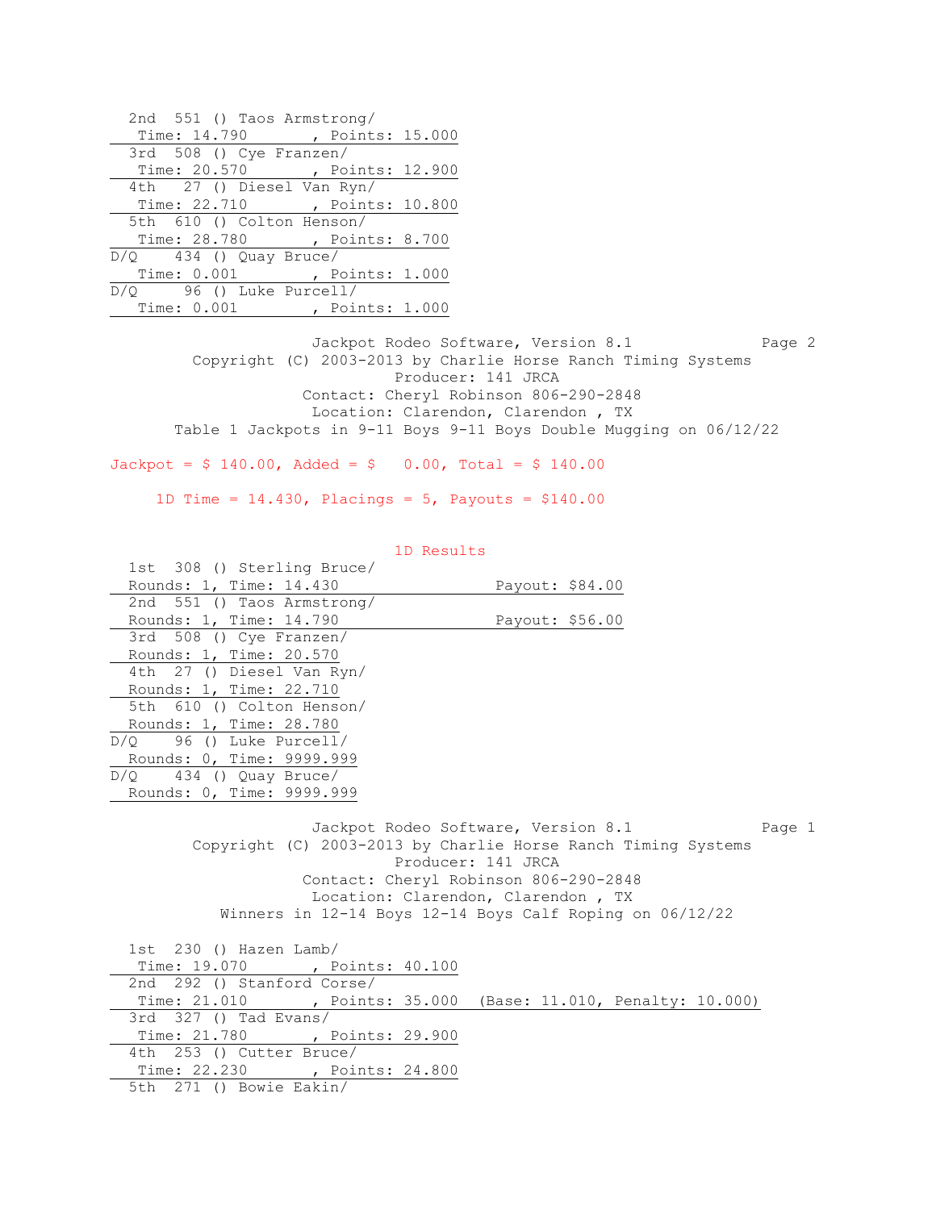2nd 551 () Taos Armstrong/
Time: 14.790 , Points: 15.000

3rd 508 () Cye Franzen/
Time: 20.570 , Points: 12.900

4th 27 () Diesel Van Ryn/
Time: 22.710 , Points: 10.800

5th 610 () Colton Henson/
Time: 28.780 , Points: 8.700

D/Q 434 () Quay Bruce/
Time: 0.001 , Points: 1.000

D/Q 96 () Luke Purcell/
Time: 0.001 , Points: 1.000

Jackpot Rodeo Software, Version 8.1
Copyright (C) 2003-2013 by Charlie Horse Ranch Timing Systems
Producer: 141 JRCA
Contact: Cheryl Robinson 806-290-2848
Location: Clarendon, Clarendon , TX
Table 1 Jackpots in 9-11 Boys 9-11 Boys Double Mugging on 06/12/22

Jackpot = $ 140.00, Added = $ 0.00, Total = $ 140.00

1D Time = 14.430, Placings = 5, Payouts = $140.00

1D Results

1st 308 () Sterling Bruce/
Rounds: 1, Time: 14.430 Payout: $84.00

2nd 551 () Taos Armstrong/
Rounds: 1, Time: 14.790 Payout: $56.00

3rd 508 () Cye Franzen/
Rounds: 1, Time: 20.570

4th 27 () Diesel Van Ryn/
Rounds: 1, Time: 22.710

5th 610 () Colton Henson/
Rounds: 1, Time: 28.780

D/Q 96 () Luke Purcell/
Rounds: 0, Time: 9999.999

D/Q 434 () Quay Bruce/
Rounds: 0, Time: 9999.999

Jackpot Rodeo Software, Version 8.1
Copyright (C) 2003-2013 by Charlie Horse Ranch Timing Systems
Producer: 141 JRCA
Contact: Cheryl Robinson 806-290-2848
Location: Clarendon, Clarendon , TX
Winners in 12-14 Boys 12-14 Boys Calf Roping on 06/12/22

1st 230 () Hazen Lamb/
Time: 19.070 , Points: 40.100

2nd 292 () Stanford Corse/
Time: 21.010 , Points: 35.000 (Base: 11.010, Penalty: 10.000)

3rd 327 () Tad Evans/
Time: 21.780 , Points: 29.900

4th 253 () Cutter Bruce/
Time: 22.230 , Points: 24.800

5th 271 () Bowie Eakin/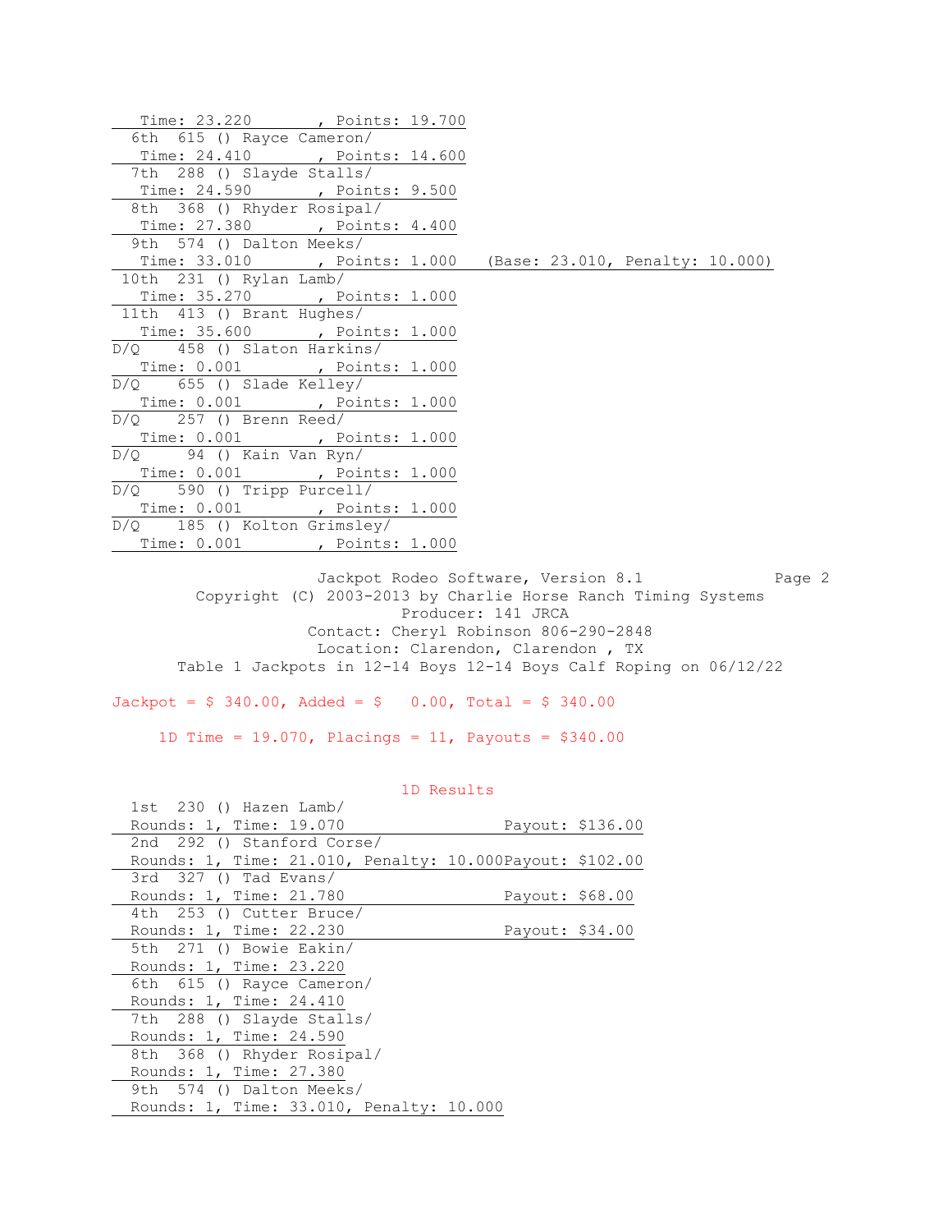Time: 23.220 , Points: 19.700

6th 615 () Rayce Cameron/
Time: 24.410 , Points: 14.600

7th 288 () Slayde Stalls/
Time: 24.590 , Points: 9.500

8th 368 () Rhyder Rosipal/
Time: 27.380 , Points: 4.400

9th 574 () Dalton Meeks/
Time: 33.010 , Points: 1.000 (Base: 23.010, Penalty: 10.000)

10th 231 () Rylan Lamb/
Time: 35.270 , Points: 1.000

11th 413 () Brant Hughes/
Time: 35.600 , Points: 1.000

D/Q 458 () Slaton Harkins/
Time: 0.001 , Points: 1.000

D/Q 655 () Slade Kelley/
Time: 0.001 , Points: 1.000

D/Q 257 () Brenn Reed/
Time: 0.001 , Points: 1.000

D/Q 94 () Kain Van Ryn/
Time: 0.001 , Points: 1.000

D/Q 590 () Tripp Purcell/
Time: 0.001 , Points: 1.000

D/Q 185 () Kolton Grimsley/
Time: 0.001 , Points: 1.000

Jackpot Rodeo Software, Version 8.1

Copyright (C) 2003-2013 by Charlie Horse Ranch Timing Systems

Producer: 141 JRCA

Contact: Cheryl Robinson 806-290-2848

Location: Clarendon, Clarendon , TX

Table 1 Jackpots in 12-14 Boys 12-14 Boys Calf Roping on 06/12/22

Jackpot = $ 340.00, Added = $ 0.00, Total = $ 340.00

1D Time = 19.070, Placings = 11, Payouts = $340.00

1D Results

1st 230 () Hazen Lamb/
Rounds: 1, Time: 19.070 Payout: $136.00

2nd 292 () Stanford Corse/
Rounds: 1, Time: 21.010, Penalty: 10.000 Payout: $102.00

3rd 327 () Tad Evans/
Rounds: 1, Time: 21.780 Payout: $68.00

4th 253 () Cutter Bruce/
Rounds: 1, Time: 22.230 Payout: $34.00

5th 271 () Bowie Eakin/
Rounds: 1, Time: 23.220

6th 615 () Rayce Cameron/
Rounds: 1, Time: 24.410

7th 288 () Slayde Stalls/
Rounds: 1, Time: 24.590

8th 368 () Rhyder Rosipal/
Rounds: 1, Time: 27.380

9th 574 () Dalton Meeks/
Rounds: 1, Time: 33.010, Penalty: 10.000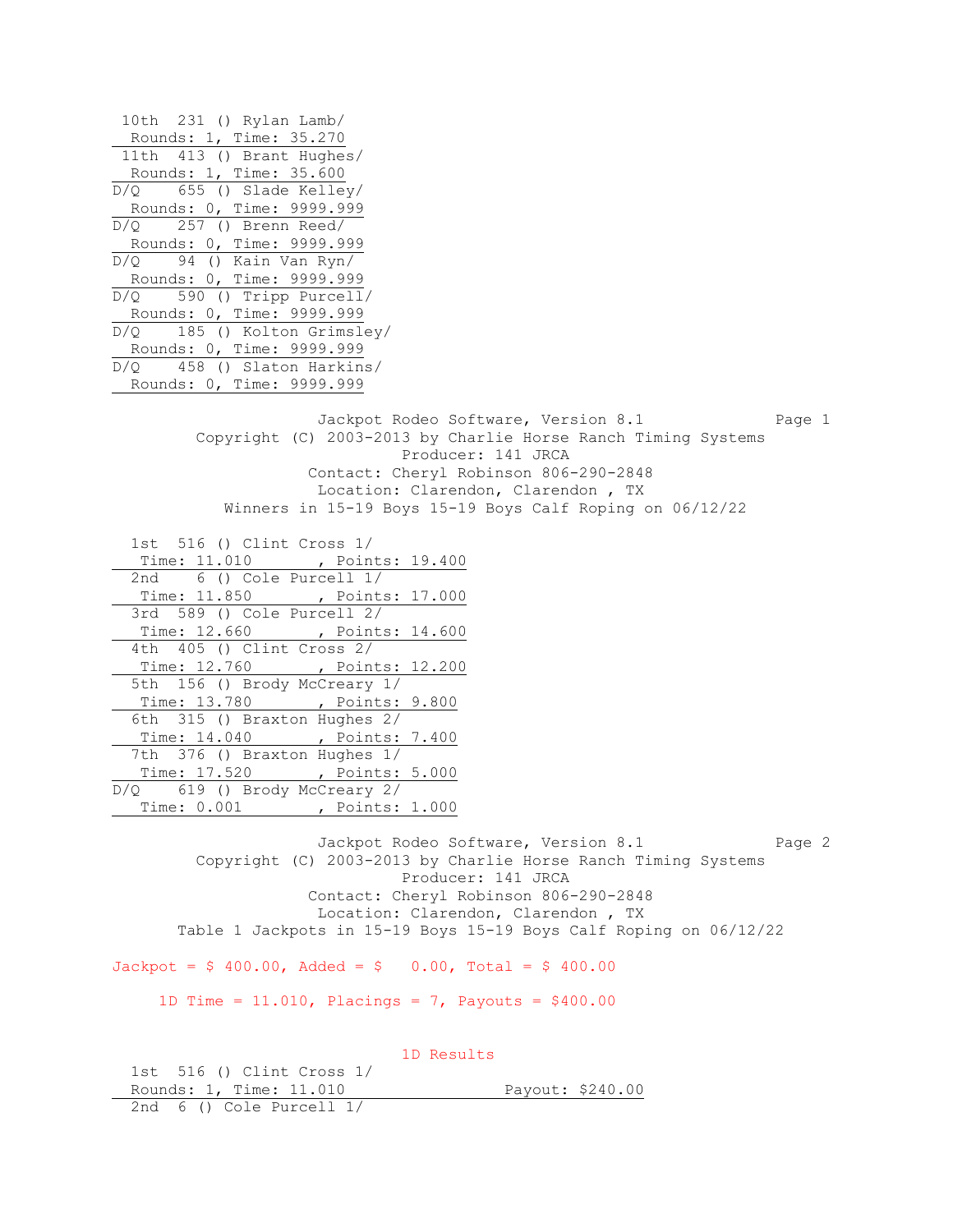10th 231 () Rylan Lamb/
Rounds: 1, Time: 35.270

11th 413 () Brant Hughes/
Rounds: 1, Time: 35.600

D/Q 655 () Slade Kelley/
Rounds: 0, Time: 9999.999

D/Q 257 () Brenn Reed/
Rounds: 0, Time: 9999.999

D/Q 94 () Kain Van Ryn/
Rounds: 0, Time: 9999.999

D/Q 590 () Tripp Purcell/
Rounds: 0, Time: 9999.999

D/Q 185 () Kolton Grimsley/
Rounds: 0, Time: 9999.999

D/Q 458 () Slaton Harkins/
Rounds: 0, Time: 9999.999

Jackpot Rodeo Software, Version 8.1 Page 1
Copyright (C) 2003-2013 by Charlie Horse Ranch Timing Systems
Producer: 141 JRCA
Contact: Cheryl Robinson 806-290-2848
Location: Clarendon, Clarendon , TX
Winners in 15-19 Boys 15-19 Boys Calf Roping on 06/12/22

1st 516 () Clint Cross 1/
Time: 11.010 , Points: 19.400

2nd 6 () Cole Purcell 1/
Time: 11.850 , Points: 17.000

3rd 589 () Cole Purcell 2/
Time: 12.660 , Points: 14.600

4th 405 () Clint Cross 2/
Time: 12.760 , Points: 12.200

5th 156 () Brody McCreary 1/
Time: 13.780 , Points: 9.800

6th 315 () Braxton Hughes 2/
Time: 14.040 , Points: 7.400

7th 376 () Braxton Hughes 1/
Time: 17.520 , Points: 5.000

D/Q 619 () Brody McCreary 2/
Time: 0.001 , Points: 1.000

Jackpot Rodeo Software, Version 8.1 Page 2
Copyright (C) 2003-2013 by Charlie Horse Ranch Timing Systems
Producer: 141 JRCA
Contact: Cheryl Robinson 806-290-2848
Location: Clarendon, Clarendon , TX
Table 1 Jackpots in 15-19 Boys 15-19 Boys Calf Roping on 06/12/22

Jackpot = $ 400.00, Added = $ 0.00, Total = $ 400.00

1D Time = 11.010, Placings = 7, Payouts = $400.00

1D Results

1st 516 () Clint Cross 1/
Rounds: 1, Time: 11.010 Payout: $240.00

2nd 6 () Cole Purcell 1/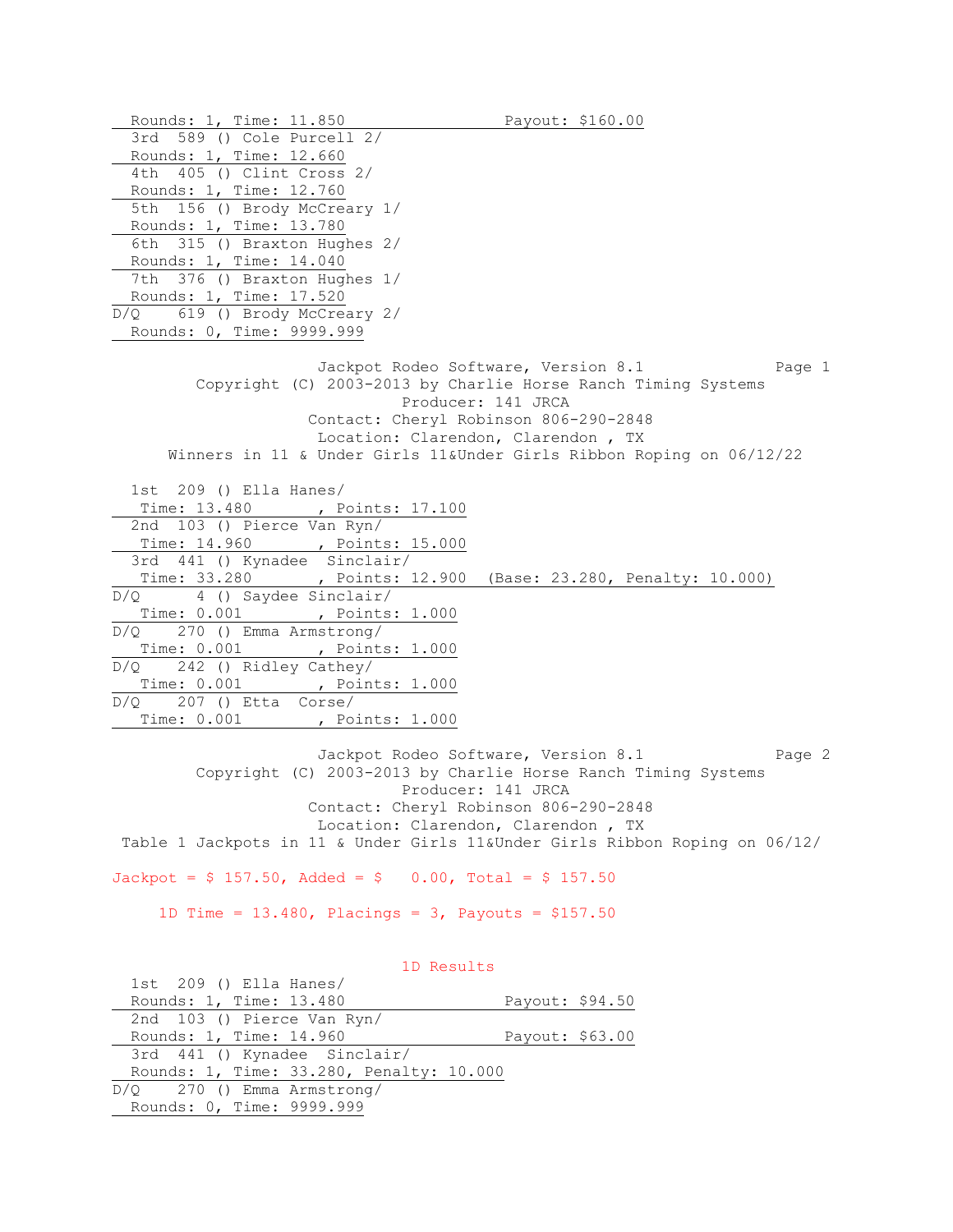Rounds: 1, Time: 11.850 Payout: $160.00

3rd 589 () Cole Purcell 2/
Rounds: 1, Time: 12.660

4th 405 () Clint Cross 2/
Rounds: 1, Time: 12.760

5th 156 () Brody McCreary 1/
Rounds: 1, Time: 13.780

6th 315 () Braxton Hughes 2/
Rounds: 1, Time: 14.040

7th 376 () Braxton Hughes 1/
Rounds: 1, Time: 17.520

D/Q 619 () Brody McCreary 2/
Rounds: 0, Time: 9999.999

Jackpot Rodeo Software, Version 8.1
Copyright (C) 2003-2013 by Charlie Horse Ranch Timing Systems
Producer: 141 JRCA
Contact: Cheryl Robinson 806-290-2848
Location: Clarendon, Clarendon , TX

## Winners in 11 & Under Girls 11&Under Girls Ribbon Roping on 06/12/22

1st 209 () Ella Hanes/
Time: 13.480 , Points: 17.100

2nd 103 () Pierce Van Ryn/
Time: 14.960 , Points: 15.000

3rd 441 () Kynadee Sinclair/
Time: 33.280 , Points: 12.900 (Base: 23.280, Penalty: 10.000)

D/Q 4 () Saydee Sinclair/
Time: 0.001 , Points: 1.000

D/Q 270 () Emma Armstrong/
Time: 0.001 , Points: 1.000

D/Q 242 () Ridley Cathey/
Time: 0.001 , Points: 1.000

D/Q 207 () Etta Corse/
Time: 0.001 , Points: 1.000

Jackpot Rodeo Software, Version 8.1
Copyright (C) 2003-2013 by Charlie Horse Ranch Timing Systems
Producer: 141 JRCA
Contact: Cheryl Robinson 806-290-2848
Location: Clarendon, Clarendon , TX

## Table 1 Jackpots in 11 & Under Girls 11&Under Girls Ribbon Roping on 06/12/

Jackpot = $ 157.50, Added = $ 0.00, Total = $ 157.50

1D Time = 13.480, Placings = 3, Payouts = $157.50

### 1D Results

1st 209 () Ella Hanes/
Rounds: 1, Time: 13.480 Payout: $94.50

2nd 103 () Pierce Van Ryn/
Rounds: 1, Time: 14.960 Payout: $63.00

3rd 441 () Kynadee Sinclair/
Rounds: 1, Time: 33.280, Penalty: 10.000

D/Q 270 () Emma Armstrong/
Rounds: 0, Time: 9999.999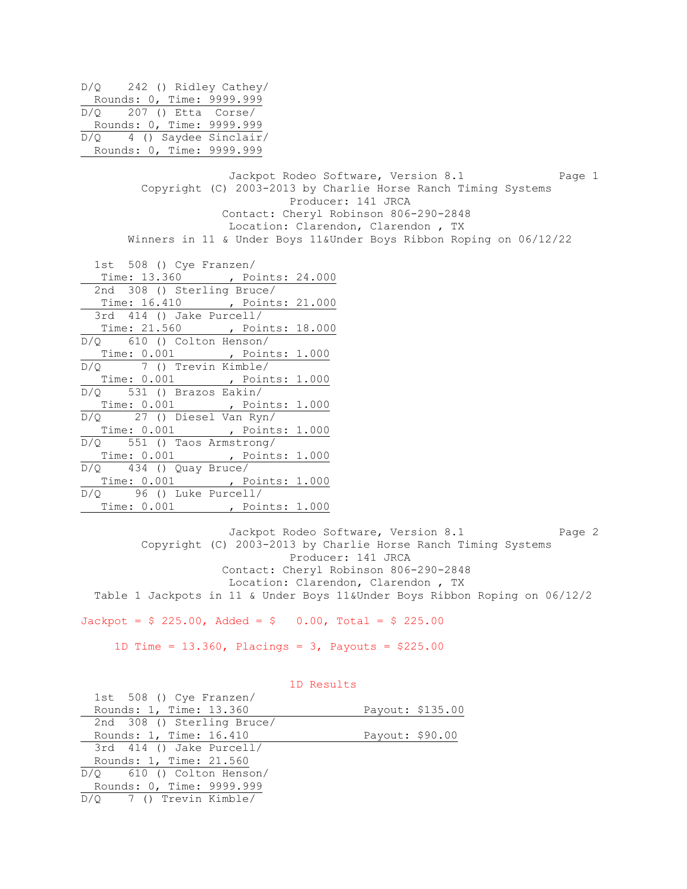D/Q 242 () Ridley Cathey/
Rounds: 0, Time: 9999.999

D/Q 207 () Etta Corse/
Rounds: 0, Time: 9999.999

D/Q 4 () Saydee Sinclair/
Rounds: 0, Time: 9999.999

Jackpot Rodeo Software, Version 8.1

Copyright (C) 2003-2013 by Charlie Horse Ranch Timing Systems

Producer: 141 JRCA

Contact: Cheryl Robinson 806-290-2848

Location: Clarendon, Clarendon , TX

Winners in 11 & Under Boys 11&Under Boys Ribbon Roping on 06/12/22

1st 508 () Cye Franzen/
Time: 13.360 , Points: 24.000

2nd 308 () Sterling Bruce/
Time: 16.410 , Points: 21.000

3rd 414 () Jake Purcell/
Time: 21.560 , Points: 18.000

D/Q 610 () Colton Henson/
Time: 0.001 , Points: 1.000

D/Q 7 () Trevin Kimble/
Time: 0.001 , Points: 1.000

D/Q 531 () Brazos Eakin/
Time: 0.001 , Points: 1.000

D/Q 27 () Diesel Van Ryn/
Time: 0.001 , Points: 1.000

D/Q 551 () Taos Armstrong/
Time: 0.001 , Points: 1.000

D/Q 434 () Quay Bruce/
Time: 0.001 , Points: 1.000

D/Q 96 () Luke Purcell/
Time: 0.001 , Points: 1.000

Jackpot Rodeo Software, Version 8.1

Copyright (C) 2003-2013 by Charlie Horse Ranch Timing Systems

Producer: 141 JRCA

Contact: Cheryl Robinson 806-290-2848

Location: Clarendon, Clarendon , TX

Table 1 Jackpots in 11 & Under Boys 11&Under Boys Ribbon Roping on 06/12/2

Jackpot = $ 225.00, Added = $ 0.00, Total = $ 225.00

1D Time = 13.360, Placings = 3, Payouts = $225.00

1D Results

1st 508 () Cye Franzen/
Rounds: 1, Time: 13.360 Payout: $135.00

2nd 308 () Sterling Bruce/
Rounds: 1, Time: 16.410 Payout: $90.00

3rd 414 () Jake Purcell/
Rounds: 1, Time: 21.560

D/Q 610 () Colton Henson/
Rounds: 0, Time: 9999.999

D/Q 7 () Trevin Kimble/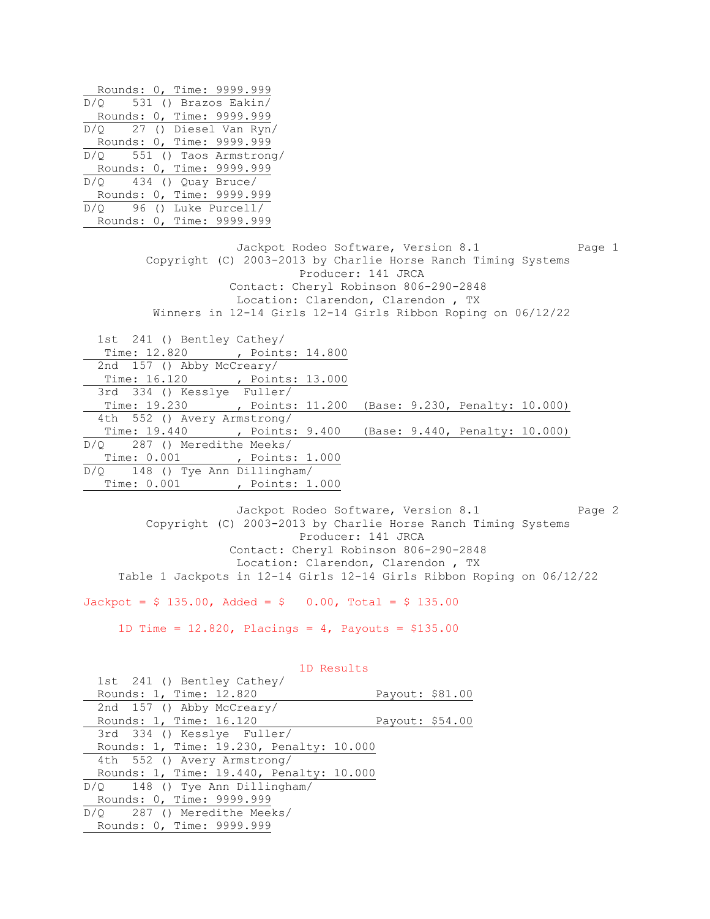Rounds: 0, Time: 9999.999

D/Q    531 () Brazos Eakin/
Rounds: 0, Time: 9999.999

D/Q    27 () Diesel Van Ryn/
Rounds: 0, Time: 9999.999

D/Q    551 () Taos Armstrong/
Rounds: 0, Time: 9999.999

D/Q    434 () Quay Bruce/
Rounds: 0, Time: 9999.999

D/Q    96 () Luke Purcell/
Rounds: 0, Time: 9999.999

Jackpot Rodeo Software, Version 8.1

Copyright (C) 2003-2013 by Charlie Horse Ranch Timing Systems

Producer: 141 JRCA

Contact: Cheryl Robinson 806-290-2848

Location: Clarendon, Clarendon , TX

Winners in 12-14 Girls 12-14 Girls Ribbon Roping on 06/12/22

1st  241 () Bentley Cathey/
Time: 12.820 , Points: 14.800

2nd  157 () Abby McCreary/
Time: 16.120 , Points: 13.000

3rd  334 () Kesslye  Fuller/
Time: 19.230 , Points: 11.200  (Base: 9.230, Penalty: 10.000)

4th  552 () Avery Armstrong/
Time: 19.440 , Points: 9.400  (Base: 9.440, Penalty: 10.000)

D/Q    287 () Meredithe Meeks/
Time: 0.001 , Points: 1.000

D/Q    148 () Tye Ann Dillingham/
Time: 0.001 , Points: 1.000

Jackpot Rodeo Software, Version 8.1

Copyright (C) 2003-2013 by Charlie Horse Ranch Timing Systems

Producer: 141 JRCA

Contact: Cheryl Robinson 806-290-2848

Location: Clarendon, Clarendon , TX

Table 1 Jackpots in 12-14 Girls 12-14 Girls Ribbon Roping on 06/12/22

Jackpot = $ 135.00, Added = $   0.00, Total = $ 135.00

1D Time = 12.820, Placings = 4, Payouts = $135.00

1D Results

1st  241 () Bentley Cathey/
Rounds: 1, Time: 12.820  Payout: $81.00

2nd  157 () Abby McCreary/
Rounds: 1, Time: 16.120  Payout: $54.00

3rd  334 () Kesslye  Fuller/
Rounds: 1, Time: 19.230, Penalty: 10.000

4th  552 () Avery Armstrong/
Rounds: 1, Time: 19.440, Penalty: 10.000

D/Q    148 () Tye Ann Dillingham/
Rounds: 0, Time: 9999.999

D/Q    287 () Meredithe Meeks/
Rounds: 0, Time: 9999.999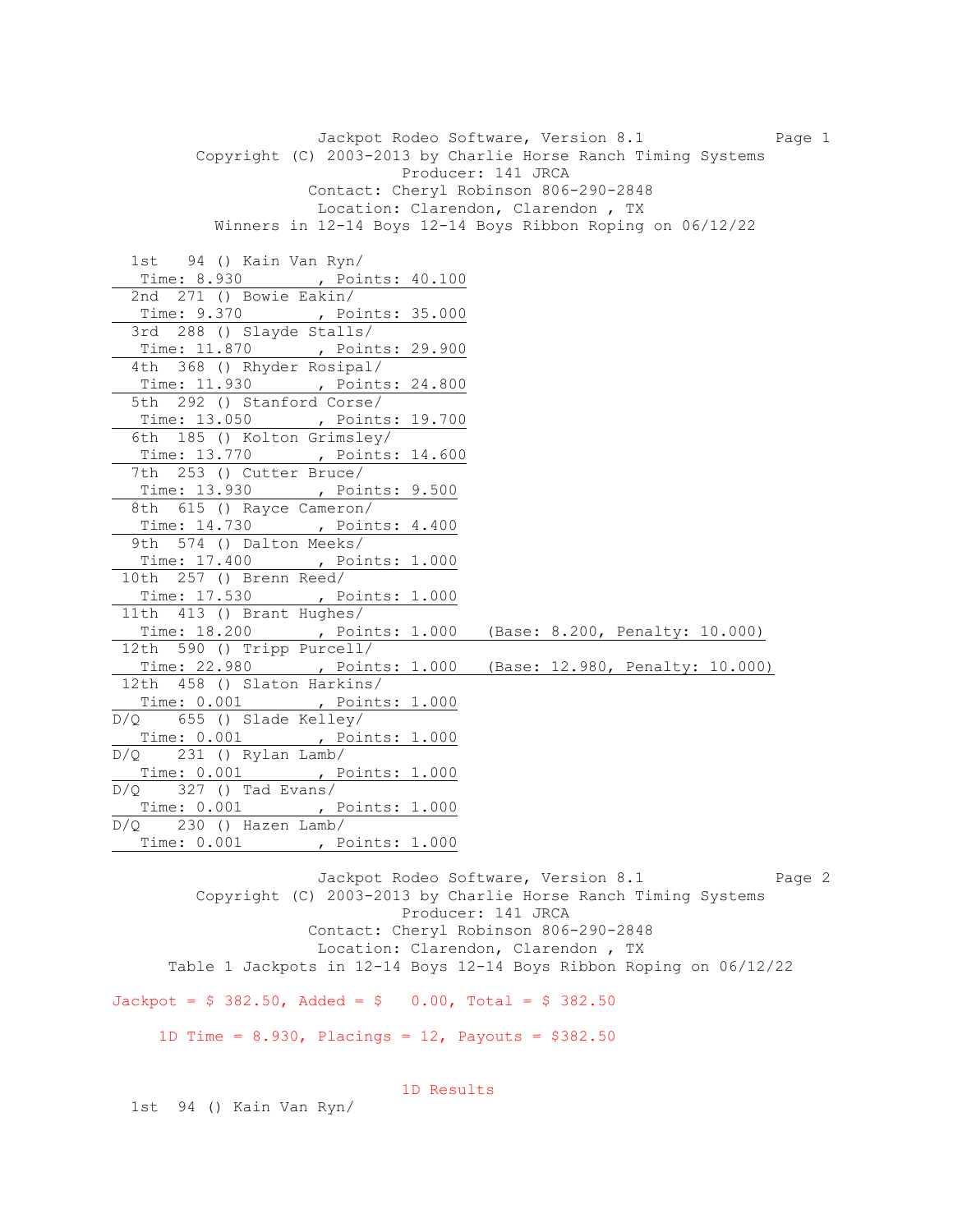Jackpot Rodeo Software, Version 8.1

Copyright (C) 2003-2013 by Charlie Horse Ranch Timing Systems

Producer: 141 JRCA

Contact: Cheryl Robinson 806-290-2848

Location: Clarendon, Clarendon , TX

Winners in 12-14 Boys 12-14 Boys Ribbon Roping on 06/12/22

```
  1st   94 () Kain Van Ryn/
   Time: 8.930         , Points: 40.100
  2nd  271 () Bowie Eakin/
   Time: 9.370         , Points: 35.000
  3rd  288 () Slayde Stalls/
   Time: 11.870        , Points: 29.900
  4th  368 () Rhyder Rosipal/
   Time: 11.930        , Points: 24.800
  5th  292 () Stanford Corse/
   Time: 13.050        , Points: 19.700
  6th  185 () Kolton Grimsley/
   Time: 13.770        , Points: 14.600
  7th  253 () Cutter Bruce/
   Time: 13.930        , Points: 9.500
  8th  615 () Rayce Cameron/
   Time: 14.730        , Points: 4.400
  9th  574 () Dalton Meeks/
   Time: 17.400        , Points: 1.000
 10th  257 () Brenn Reed/
   Time: 17.530        , Points: 1.000
 11th  413 () Brant Hughes/
   Time: 18.200        , Points: 1.000   (Base: 8.200, Penalty: 10.000)
 12th  590 () Tripp Purcell/
   Time: 22.980        , Points: 1.000   (Base: 12.980, Penalty: 10.000)
 12th  458 () Slaton Harkins/
   Time: 0.001         , Points: 1.000
D/Q    655 () Slade Kelley/
   Time: 0.001         , Points: 1.000
D/Q    231 () Rylan Lamb/
   Time: 0.001         , Points: 1.000
D/Q    327 () Tad Evans/
   Time: 0.001         , Points: 1.000
D/Q    230 () Hazen Lamb/
   Time: 0.001         , Points: 1.000
```

Jackpot Rodeo Software, Version 8.1

Copyright (C) 2003-2013 by Charlie Horse Ranch Timing Systems

Producer: 141 JRCA

Contact: Cheryl Robinson 806-290-2848

Location: Clarendon, Clarendon , TX

Table 1 Jackpots in 12-14 Boys 12-14 Boys Ribbon Roping on 06/12/22

Jackpot = $ 382.50, Added = $ 0.00, Total = $ 382.50

1D Time = 8.930, Placings = 12, Payouts = $382.50

1D Results

```
  1st  94 () Kain Van Ryn/
```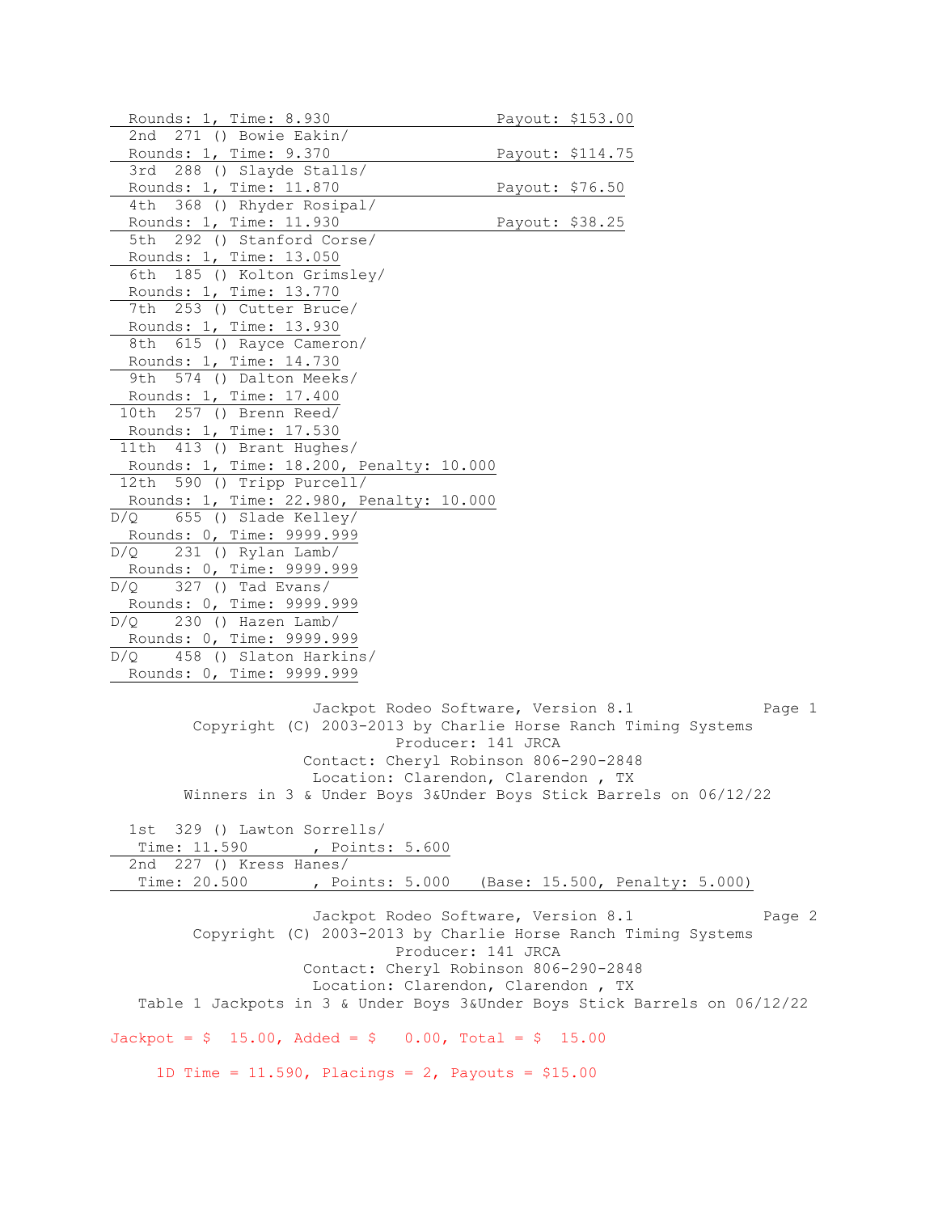Rounds: 1, Time: 8.930 Payout: $153.00

2nd 271 () Bowie Eakin/
Rounds: 1, Time: 9.370 Payout: $114.75

3rd 288 () Slayde Stalls/
Rounds: 1, Time: 11.870 Payout: $76.50

4th 368 () Rhyder Rosipal/
Rounds: 1, Time: 11.930 Payout: $38.25

5th 292 () Stanford Corse/
Rounds: 1, Time: 13.050

6th 185 () Kolton Grimsley/
Rounds: 1, Time: 13.770

7th 253 () Cutter Bruce/
Rounds: 1, Time: 13.930

8th 615 () Rayce Cameron/
Rounds: 1, Time: 14.730

9th 574 () Dalton Meeks/
Rounds: 1, Time: 17.400

10th 257 () Brenn Reed/
Rounds: 1, Time: 17.530

11th 413 () Brant Hughes/
Rounds: 1, Time: 18.200, Penalty: 10.000

12th 590 () Tripp Purcell/
Rounds: 1, Time: 22.980, Penalty: 10.000

D/Q 655 () Slade Kelley/
Rounds: 0, Time: 9999.999

D/Q 231 () Rylan Lamb/
Rounds: 0, Time: 9999.999

D/Q 327 () Tad Evans/
Rounds: 0, Time: 9999.999

D/Q 230 () Hazen Lamb/
Rounds: 0, Time: 9999.999

D/Q 458 () Slaton Harkins/
Rounds: 0, Time: 9999.999

Jackpot Rodeo Software, Version 8.1
Copyright (C) 2003-2013 by Charlie Horse Ranch Timing Systems
Producer: 141 JRCA
Contact: Cheryl Robinson 806-290-2848
Location: Clarendon, Clarendon , TX
Winners in 3 & Under Boys 3&Under Boys Stick Barrels on 06/12/22

1st 329 () Lawton Sorrells/
Time: 11.590 , Points: 5.600

2nd 227 () Kress Hanes/
Time: 20.500 , Points: 5.000 (Base: 15.500, Penalty: 5.000)

Jackpot Rodeo Software, Version 8.1
Copyright (C) 2003-2013 by Charlie Horse Ranch Timing Systems
Producer: 141 JRCA
Contact: Cheryl Robinson 806-290-2848
Location: Clarendon, Clarendon , TX
Table 1 Jackpots in 3 & Under Boys 3&Under Boys Stick Barrels on 06/12/22

Jackpot = $ 15.00, Added = $ 0.00, Total = $ 15.00

1D Time = 11.590, Placings = 2, Payouts = $15.00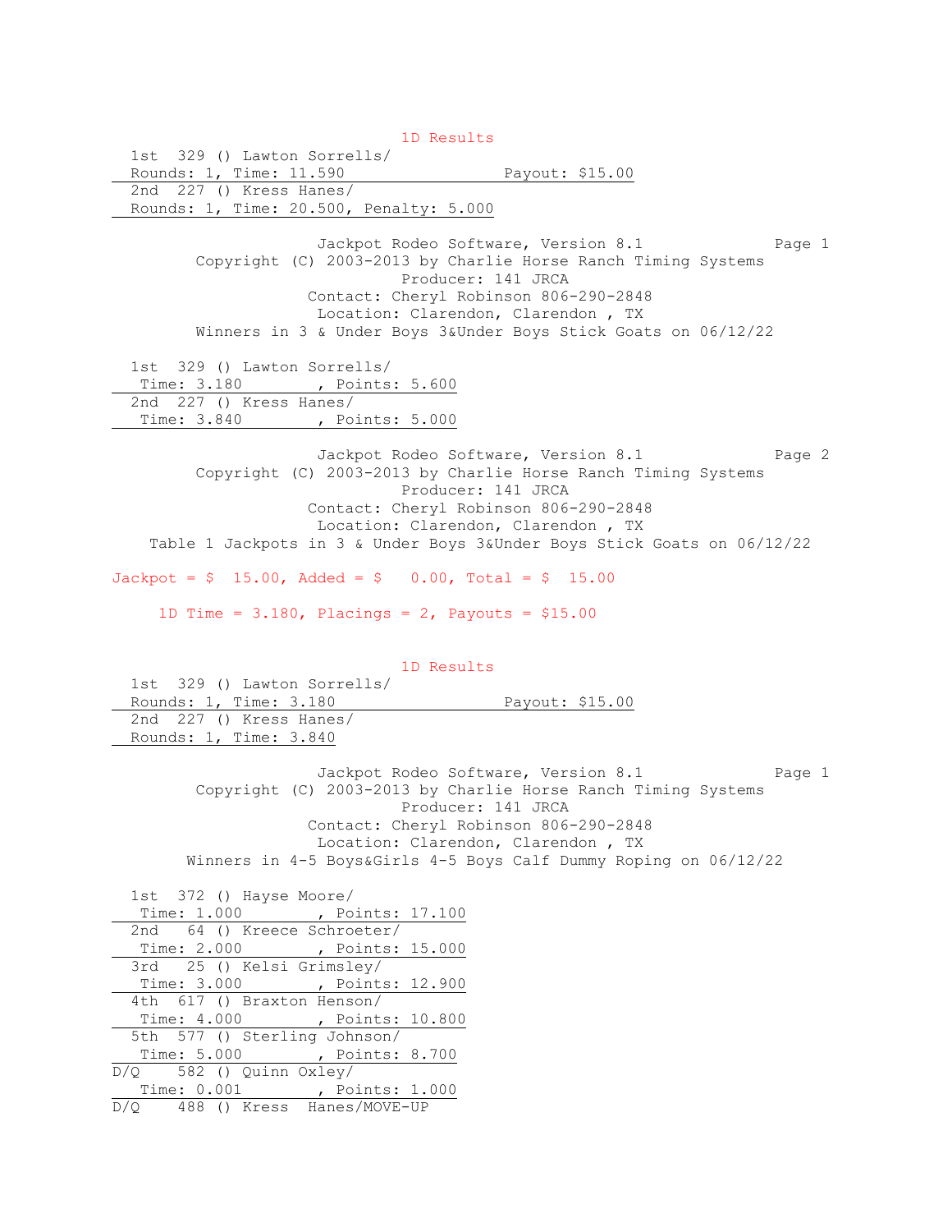1D Results

1st 329 () Lawton Sorrells/
Rounds: 1, Time: 11.590 Payout: $15.00

2nd 227 () Kress Hanes/
Rounds: 1, Time: 20.500, Penalty: 5.000

Jackpot Rodeo Software, Version 8.1 Page 1
Copyright (C) 2003-2013 by Charlie Horse Ranch Timing Systems
Producer: 141 JRCA
Contact: Cheryl Robinson 806-290-2848
Location: Clarendon, Clarendon , TX
Winners in 3 & Under Boys 3&Under Boys Stick Goats on 06/12/22

1st 329 () Lawton Sorrells/
Time: 3.180 , Points: 5.600

2nd 227 () Kress Hanes/
Time: 3.840 , Points: 5.000

Jackpot Rodeo Software, Version 8.1 Page 2
Copyright (C) 2003-2013 by Charlie Horse Ranch Timing Systems
Producer: 141 JRCA
Contact: Cheryl Robinson 806-290-2848
Location: Clarendon, Clarendon , TX
Table 1 Jackpots in 3 & Under Boys 3&Under Boys Stick Goats on 06/12/22

Jackpot = $ 15.00, Added = $ 0.00, Total = $ 15.00

1D Time = 3.180, Placings = 2, Payouts = $15.00

1D Results

1st 329 () Lawton Sorrells/
Rounds: 1, Time: 3.180 Payout: $15.00

2nd 227 () Kress Hanes/
Rounds: 1, Time: 3.840

Jackpot Rodeo Software, Version 8.1 Page 1
Copyright (C) 2003-2013 by Charlie Horse Ranch Timing Systems
Producer: 141 JRCA
Contact: Cheryl Robinson 806-290-2848
Location: Clarendon, Clarendon , TX
Winners in 4-5 Boys&Girls 4-5 Boys Calf Dummy Roping on 06/12/22

1st 372 () Hayse Moore/
Time: 1.000 , Points: 17.100

2nd 64 () Kreece Schroeter/
Time: 2.000 , Points: 15.000

3rd 25 () Kelsi Grimsley/
Time: 3.000 , Points: 12.900

4th 617 () Braxton Henson/
Time: 4.000 , Points: 10.800

5th 577 () Sterling Johnson/
Time: 5.000 , Points: 8.700

D/Q 582 () Quinn Oxley/
Time: 0.001 , Points: 1.000

D/Q 488 () Kress Hanes/MOVE-UP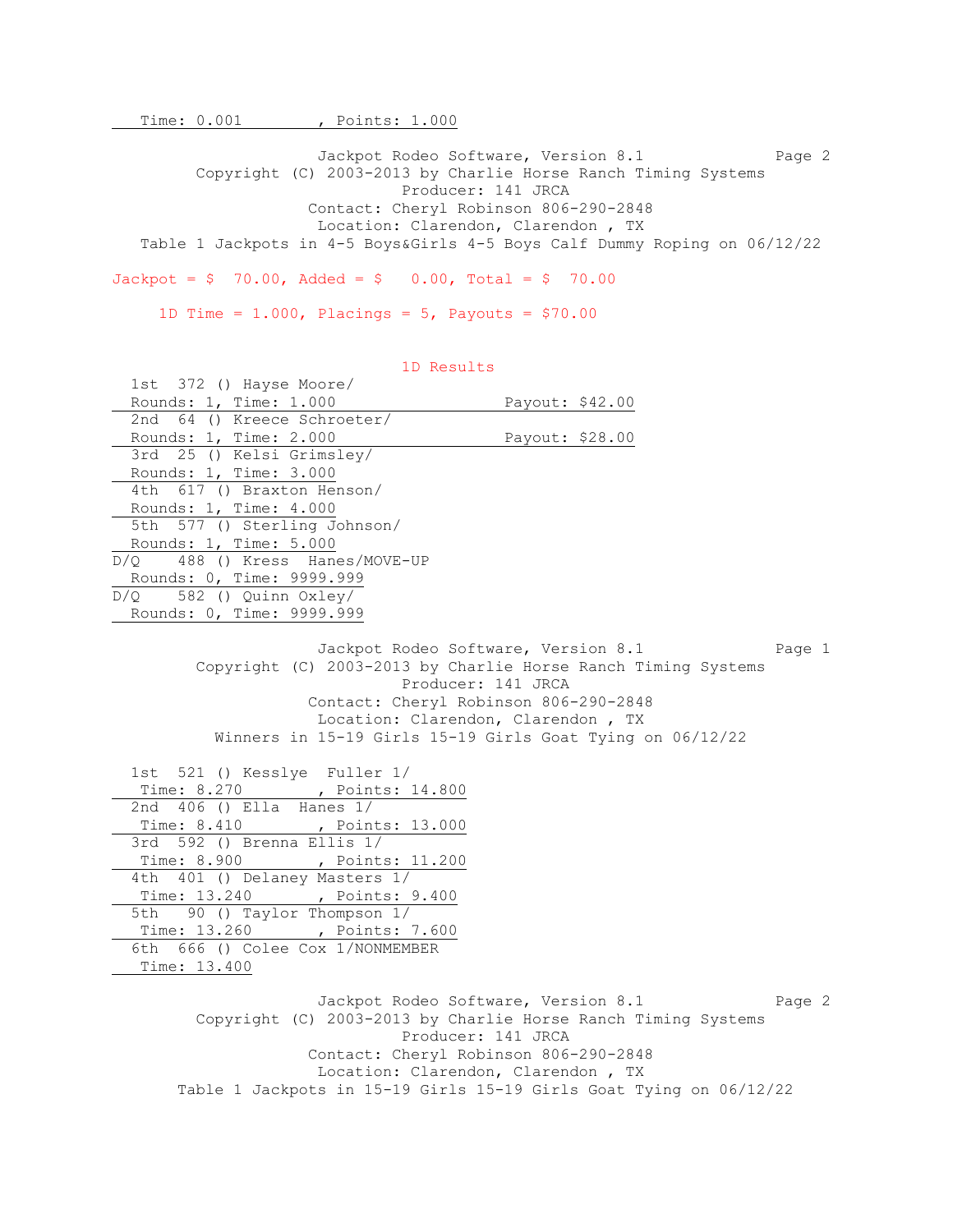Time: 0.001 , Points: 1.000

Jackpot Rodeo Software, Version 8.1
Copyright (C) 2003-2013 by Charlie Horse Ranch Timing Systems
Producer: 141 JRCA
Contact: Cheryl Robinson 806-290-2848
Location: Clarendon, Clarendon , TX
Table 1 Jackpots in 4-5 Boys&Girls 4-5 Boys Calf Dummy Roping on 06/12/22

Jackpot = $ 70.00, Added = $ 0.00, Total = $ 70.00

1D Time = 1.000, Placings = 5, Payouts = $70.00

1D Results

1st 372 () Hayse Moore/
Rounds: 1, Time: 1.000 Payout: $42.00

2nd 64 () Kreece Schroeter/
Rounds: 1, Time: 2.000 Payout: $28.00

3rd 25 () Kelsi Grimsley/
Rounds: 1, Time: 3.000

4th 617 () Braxton Henson/
Rounds: 1, Time: 4.000

5th 577 () Sterling Johnson/
Rounds: 1, Time: 5.000

D/Q 488 () Kress Hanes/MOVE-UP
Rounds: 0, Time: 9999.999

D/Q 582 () Quinn Oxley/
Rounds: 0, Time: 9999.999

Jackpot Rodeo Software, Version 8.1
Copyright (C) 2003-2013 by Charlie Horse Ranch Timing Systems
Producer: 141 JRCA
Contact: Cheryl Robinson 806-290-2848
Location: Clarendon, Clarendon , TX
Winners in 15-19 Girls 15-19 Girls Goat Tying on 06/12/22

1st 521 () Kesslye Fuller 1/
Time: 8.270 , Points: 14.800

2nd 406 () Ella Hanes 1/
Time: 8.410 , Points: 13.000

3rd 592 () Brenna Ellis 1/
Time: 8.900 , Points: 11.200

4th 401 () Delaney Masters 1/
Time: 13.240 , Points: 9.400

5th 90 () Taylor Thompson 1/
Time: 13.260 , Points: 7.600

6th 666 () Colee Cox 1/NONMEMBER
Time: 13.400

Jackpot Rodeo Software, Version 8.1
Copyright (C) 2003-2013 by Charlie Horse Ranch Timing Systems
Producer: 141 JRCA
Contact: Cheryl Robinson 806-290-2848
Location: Clarendon, Clarendon , TX
Table 1 Jackpots in 15-19 Girls 15-19 Girls Goat Tying on 06/12/22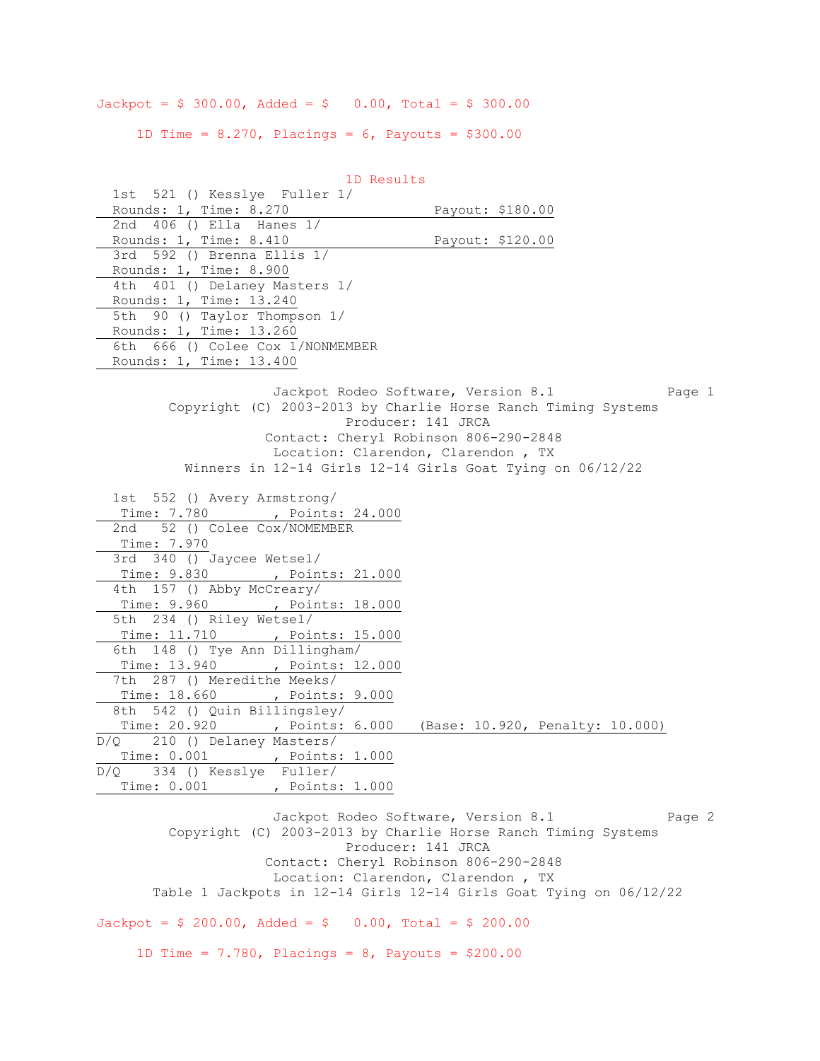Jackpot = $ 300.00, Added = $ 0.00, Total = $ 300.00

1D Time = 8.270, Placings = 6, Payouts = $300.00

### 1D Results

| Place | Entry | Rounds/Time | Payout |
|---|---|---|---|
| 1st | 521 () Kesslye Fuller 1/ | Rounds: 1, Time: 8.270 | Payout: $180.00 |
| 2nd | 406 () Ella Hanes 1/ | Rounds: 1, Time: 8.410 | Payout: $120.00 |
| 3rd | 592 () Brenna Ellis 1/ | Rounds: 1, Time: 8.900 | |
| 4th | 401 () Delaney Masters 1/ | Rounds: 1, Time: 13.240 | |
| 5th | 90 () Taylor Thompson 1/ | Rounds: 1, Time: 13.260 | |
| 6th | 666 () Colee Cox 1/NONMEMBER | Rounds: 1, Time: 13.400 | |

Jackpot Rodeo Software, Version 8.1
Copyright (C) 2003-2013 by Charlie Horse Ranch Timing Systems
Producer: 141 JRCA
Contact: Cheryl Robinson 806-290-2848
Location: Clarendon, Clarendon , TX

## Winners in 12-14 Girls 12-14 Girls Goat Tying on 06/12/22

| Place | Entry | Time | Points | Notes |
|---|---|---|---|---|
| 1st | 552 () Avery Armstrong/ | 7.780 | 24.000 | |
| 2nd | 52 () Colee Cox/NOMEMBER | 7.970 | | |
| 3rd | 340 () Jaycee Wetsel/ | 9.830 | 21.000 | |
| 4th | 157 () Abby McCreary/ | 9.960 | 18.000 | |
| 5th | 234 () Riley Wetsel/ | 11.710 | 15.000 | |
| 6th | 148 () Tye Ann Dillingham/ | 13.940 | 12.000 | |
| 7th | 287 () Meredithe Meeks/ | 18.660 | 9.000 | |
| 8th | 542 () Quin Billingsley/ | 20.920 | 6.000 | (Base: 10.920, Penalty: 10.000) |
| D/Q | 210 () Delaney Masters/ | 0.001 | 1.000 | |
| D/Q | 334 () Kesslye Fuller/ | 0.001 | 1.000 | |

Jackpot Rodeo Software, Version 8.1
Copyright (C) 2003-2013 by Charlie Horse Ranch Timing Systems
Producer: 141 JRCA
Contact: Cheryl Robinson 806-290-2848
Location: Clarendon, Clarendon , TX

## Table 1 Jackpots in 12-14 Girls 12-14 Girls Goat Tying on 06/12/22

Jackpot = $ 200.00, Added = $ 0.00, Total = $ 200.00

1D Time = 7.780, Placings = 8, Payouts = $200.00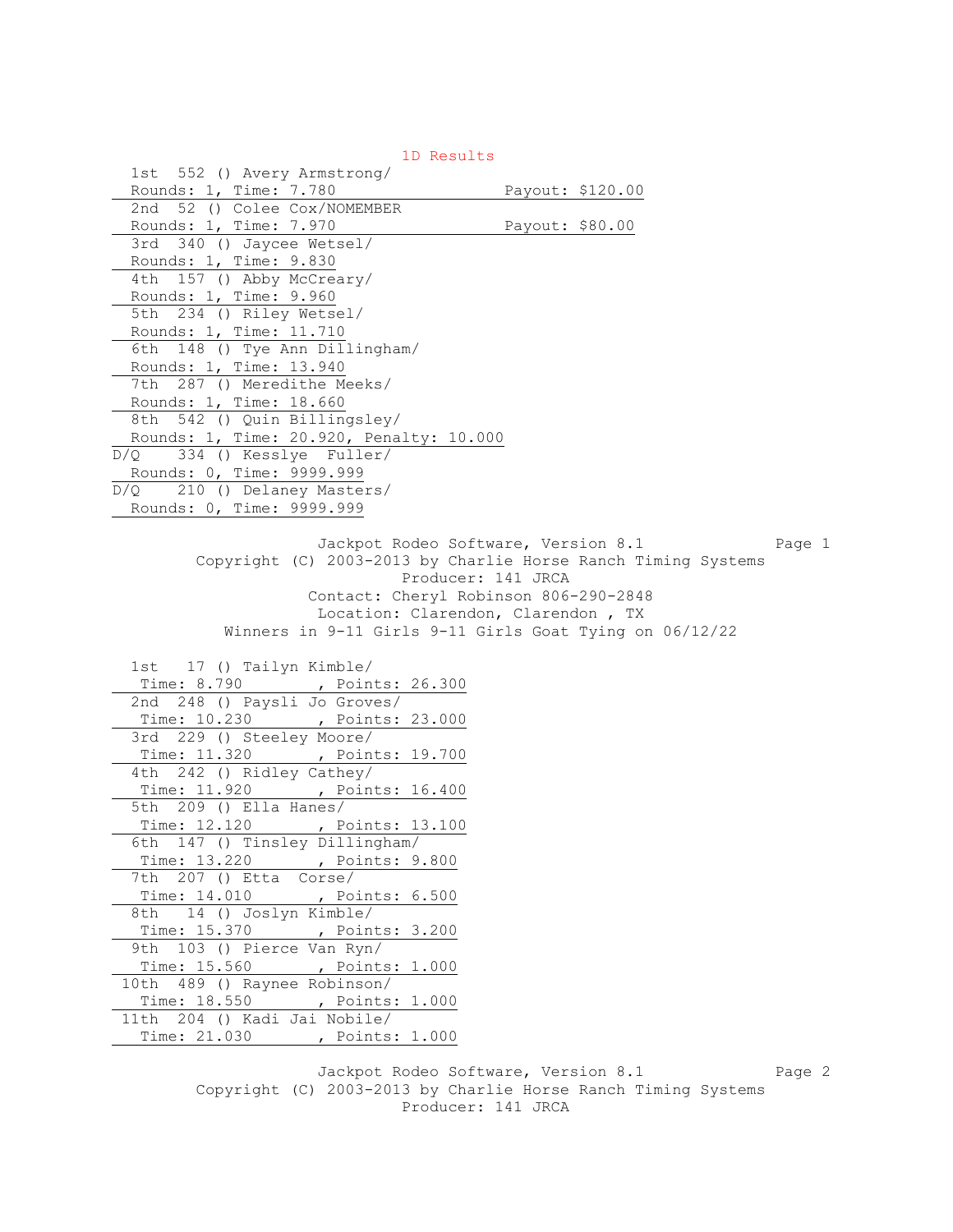## 1D Results

1st 552 () Avery Armstrong/
Rounds: 1, Time: 7.780 — Payout: $120.00

2nd 52 () Colee Cox/NOMEMBER
Rounds: 1, Time: 7.970 — Payout: $80.00

3rd 340 () Jaycee Wetsel/
Rounds: 1, Time: 9.830

4th 157 () Abby McCreary/
Rounds: 1, Time: 9.960

5th 234 () Riley Wetsel/
Rounds: 1, Time: 11.710

6th 148 () Tye Ann Dillingham/
Rounds: 1, Time: 13.940

7th 287 () Meredithe Meeks/
Rounds: 1, Time: 18.660

8th 542 () Quin Billingsley/
Rounds: 1, Time: 20.920, Penalty: 10.000

D/Q 334 () Kesslye Fuller/
Rounds: 0, Time: 9999.999

D/Q 210 () Delaney Masters/
Rounds: 0, Time: 9999.999

Jackpot Rodeo Software, Version 8.1
Copyright (C) 2003-2013 by Charlie Horse Ranch Timing Systems
Producer: 141 JRCA
Contact: Cheryl Robinson 806-290-2848
Location: Clarendon, Clarendon , TX
Winners in 9-11 Girls 9-11 Girls Goat Tying on 06/12/22

1st 17 () Tailyn Kimble/
Time: 8.790 , Points: 26.300

2nd 248 () Paysli Jo Groves/
Time: 10.230 , Points: 23.000

3rd 229 () Steeley Moore/
Time: 11.320 , Points: 19.700

4th 242 () Ridley Cathey/
Time: 11.920 , Points: 16.400

5th 209 () Ella Hanes/
Time: 12.120 , Points: 13.100

6th 147 () Tinsley Dillingham/
Time: 13.220 , Points: 9.800

7th 207 () Etta Corse/
Time: 14.010 , Points: 6.500

8th 14 () Joslyn Kimble/
Time: 15.370 , Points: 3.200

9th 103 () Pierce Van Ryn/
Time: 15.560 , Points: 1.000

10th 489 () Raynee Robinson/
Time: 18.550 , Points: 1.000

11th 204 () Kadi Jai Nobile/
Time: 21.030 , Points: 1.000

Jackpot Rodeo Software, Version 8.1
Copyright (C) 2003-2013 by Charlie Horse Ranch Timing Systems
Producer: 141 JRCA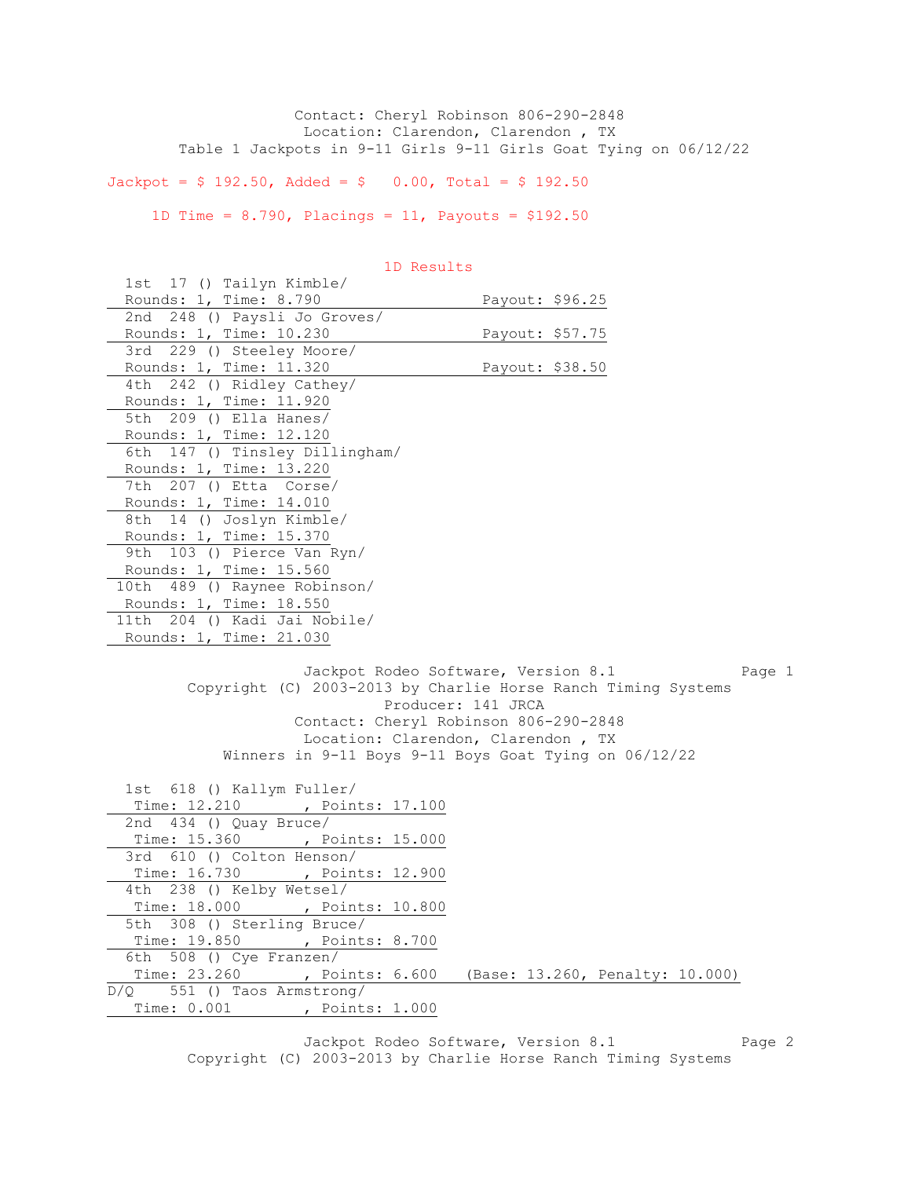Contact: Cheryl Robinson 806-290-2848
Location: Clarendon, Clarendon , TX
Table 1 Jackpots in 9-11 Girls 9-11 Girls Goat Tying on 06/12/22

Jackpot = $ 192.50, Added = $ 0.00, Total = $ 192.50

1D Time = 8.790, Placings = 11, Payouts = $192.50

1D Results

| Place | No. | Name | Rounds | Time | Payout |
|---|---|---|---|---|---|
| 1st | 17 | () Tailyn Kimble/ | 1 | 8.790 | $96.25 |
| 2nd | 248 | () Paysli Jo Groves/ | 1 | 10.230 | $57.75 |
| 3rd | 229 | () Steeley Moore/ | 1 | 11.320 | $38.50 |
| 4th | 242 | () Ridley Cathey/ | 1 | 11.920 | |
| 5th | 209 | () Ella Hanes/ | 1 | 12.120 | |
| 6th | 147 | () Tinsley Dillingham/ | 1 | 13.220 | |
| 7th | 207 | () Etta Corse/ | 1 | 14.010 | |
| 8th | 14 | () Joslyn Kimble/ | 1 | 15.370 | |
| 9th | 103 | () Pierce Van Ryn/ | 1 | 15.560 | |
| 10th | 489 | () Raynee Robinson/ | 1 | 18.550 | |
| 11th | 204 | () Kadi Jai Nobile/ | 1 | 21.030 | |

Jackpot Rodeo Software, Version 8.1
Copyright (C) 2003-2013 by Charlie Horse Ranch Timing Systems
Producer: 141 JRCA
Contact: Cheryl Robinson 806-290-2848
Location: Clarendon, Clarendon , TX
Winners in 9-11 Boys 9-11 Boys Goat Tying on 06/12/22

| Place | No. | Name | Time | Points | Notes |
|---|---|---|---|---|---|
| 1st | 618 | () Kallym Fuller/ | 12.210 | 17.100 | |
| 2nd | 434 | () Quay Bruce/ | 15.360 | 15.000 | |
| 3rd | 610 | () Colton Henson/ | 16.730 | 12.900 | |
| 4th | 238 | () Kelby Wetsel/ | 18.000 | 10.800 | |
| 5th | 308 | () Sterling Bruce/ | 19.850 | 8.700 | |
| 6th | 508 | () Cye Franzen/ | 23.260 | 6.600 | (Base: 13.260, Penalty: 10.000) |
| D/Q | 551 | () Taos Armstrong/ | 0.001 | 1.000 | |

Jackpot Rodeo Software, Version 8.1
Copyright (C) 2003-2013 by Charlie Horse Ranch Timing Systems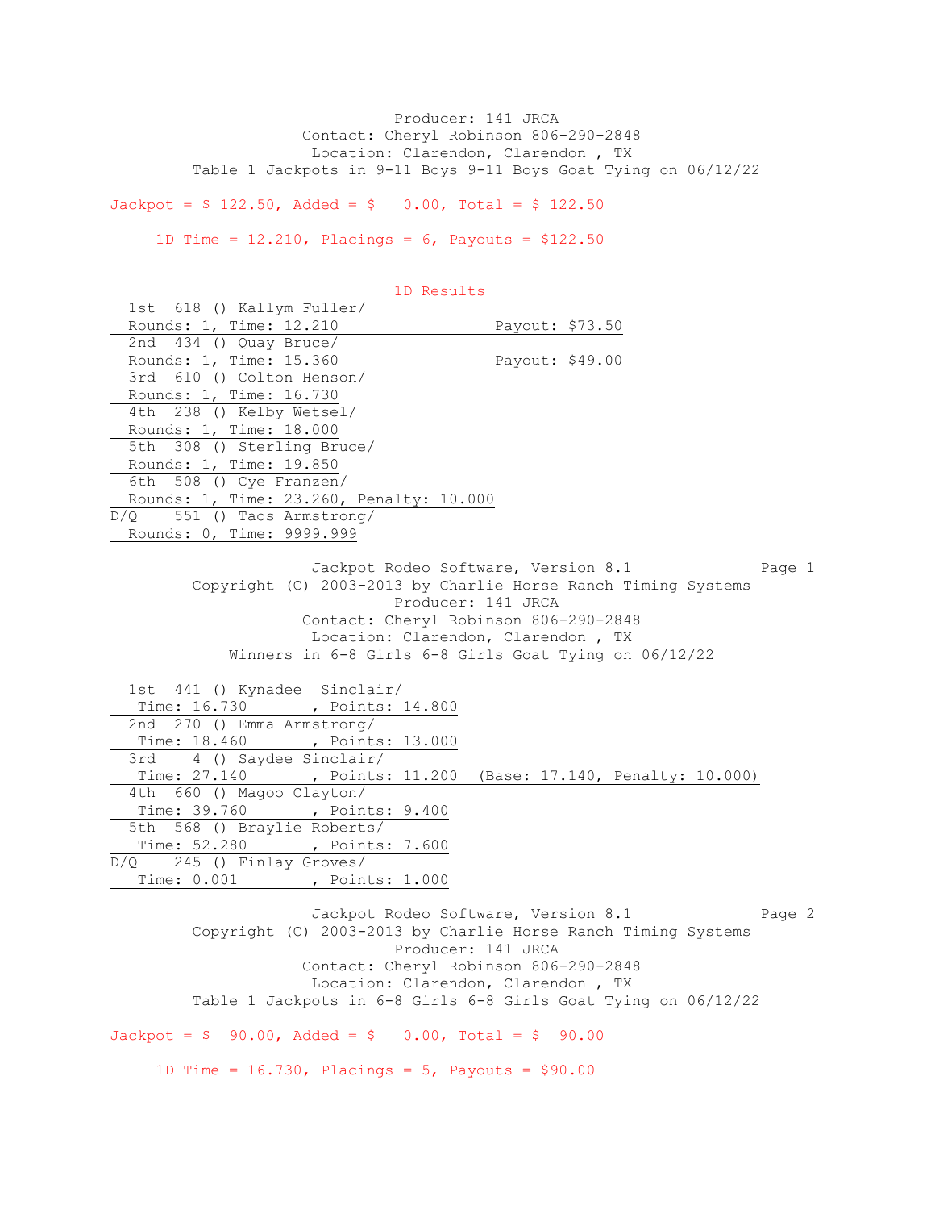Producer: 141 JRCA
Contact: Cheryl Robinson 806-290-2848
Location: Clarendon, Clarendon , TX
Table 1 Jackpots in 9-11 Boys 9-11 Boys Goat Tying on 06/12/22

Jackpot = $ 122.50, Added = $ 0.00, Total = $ 122.50

1D Time = 12.210, Placings = 6, Payouts = $122.50

### 1D Results

1st 618 () Kallym Fuller/
Rounds: 1, Time: 12.210 Payout: $73.50

2nd 434 () Quay Bruce/
Rounds: 1, Time: 15.360 Payout: $49.00

3rd 610 () Colton Henson/
Rounds: 1, Time: 16.730

4th 238 () Kelby Wetsel/
Rounds: 1, Time: 18.000

5th 308 () Sterling Bruce/
Rounds: 1, Time: 19.850

6th 508 () Cye Franzen/
Rounds: 1, Time: 23.260, Penalty: 10.000

D/Q 551 () Taos Armstrong/
Rounds: 0, Time: 9999.999

Jackpot Rodeo Software, Version 8.1
Copyright (C) 2003-2013 by Charlie Horse Ranch Timing Systems
Producer: 141 JRCA
Contact: Cheryl Robinson 806-290-2848
Location: Clarendon, Clarendon , TX
Winners in 6-8 Girls 6-8 Girls Goat Tying on 06/12/22

1st 441 () Kynadee Sinclair/
Time: 16.730 , Points: 14.800

2nd 270 () Emma Armstrong/
Time: 18.460 , Points: 13.000

3rd 4 () Saydee Sinclair/
Time: 27.140 , Points: 11.200 (Base: 17.140, Penalty: 10.000)

4th 660 () Magoo Clayton/
Time: 39.760 , Points: 9.400

5th 568 () Braylie Roberts/
Time: 52.280 , Points: 7.600

D/Q 245 () Finlay Groves/
Time: 0.001 , Points: 1.000

Jackpot Rodeo Software, Version 8.1
Copyright (C) 2003-2013 by Charlie Horse Ranch Timing Systems
Producer: 141 JRCA
Contact: Cheryl Robinson 806-290-2848
Location: Clarendon, Clarendon , TX
Table 1 Jackpots in 6-8 Girls 6-8 Girls Goat Tying on 06/12/22

Jackpot = $ 90.00, Added = $ 0.00, Total = $ 90.00

1D Time = 16.730, Placings = 5, Payouts = $90.00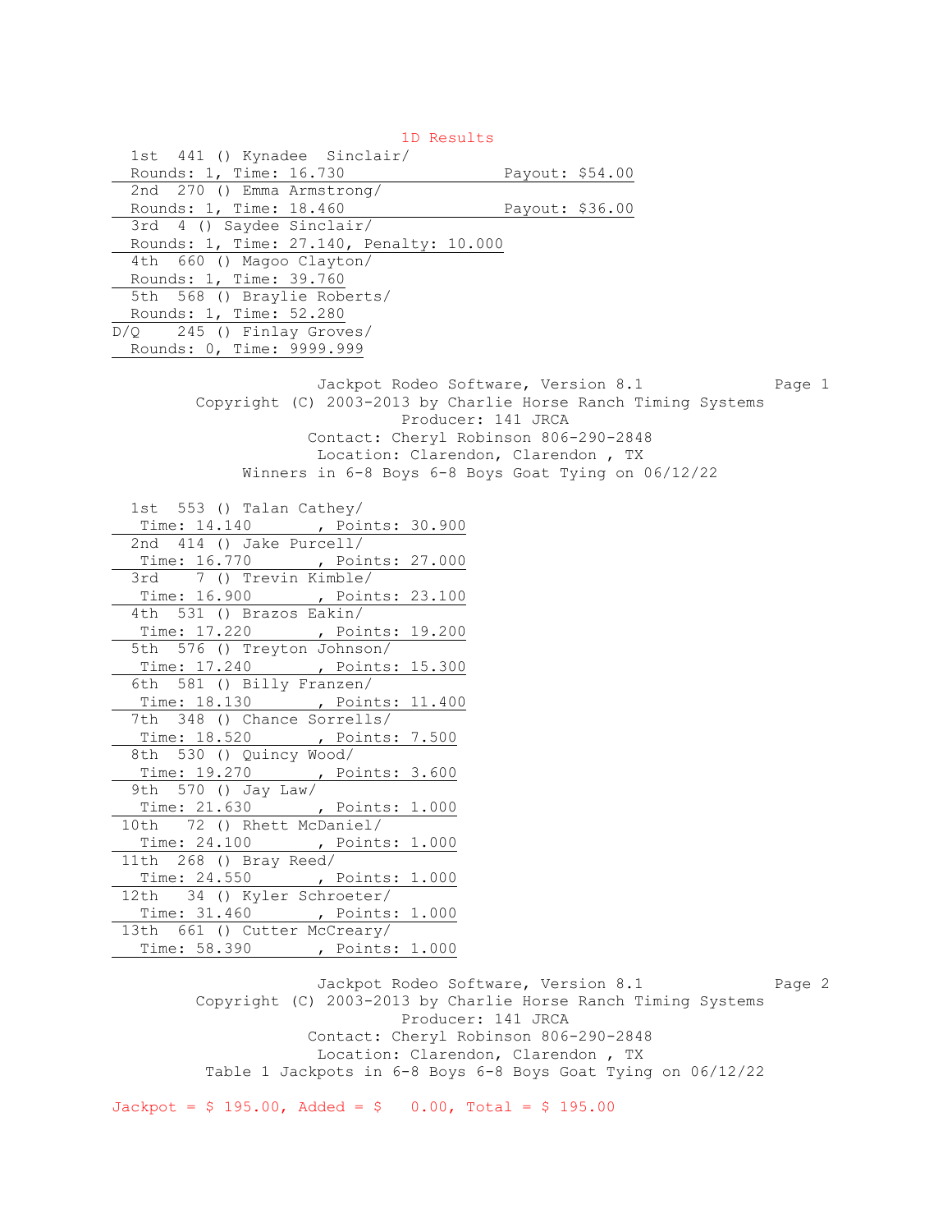## 1D Results

1st 441 () Kynadee Sinclair/
Rounds: 1, Time: 16.730 Payout: $54.00

2nd 270 () Emma Armstrong/
Rounds: 1, Time: 18.460 Payout: $36.00

3rd 4 () Saydee Sinclair/
Rounds: 1, Time: 27.140, Penalty: 10.000

4th 660 () Magoo Clayton/
Rounds: 1, Time: 39.760

5th 568 () Braylie Roberts/
Rounds: 1, Time: 52.280

D/Q 245 () Finlay Groves/
Rounds: 0, Time: 9999.999

Jackpot Rodeo Software, Version 8.1
Copyright (C) 2003-2013 by Charlie Horse Ranch Timing Systems
Producer: 141 JRCA
Contact: Cheryl Robinson 806-290-2848
Location: Clarendon, Clarendon , TX
Winners in 6-8 Boys 6-8 Boys Goat Tying on 06/12/22

1st 553 () Talan Cathey/
Time: 14.140 , Points: 30.900

2nd 414 () Jake Purcell/
Time: 16.770 , Points: 27.000

3rd 7 () Trevin Kimble/
Time: 16.900 , Points: 23.100

4th 531 () Brazos Eakin/
Time: 17.220 , Points: 19.200

5th 576 () Treyton Johnson/
Time: 17.240 , Points: 15.300

6th 581 () Billy Franzen/
Time: 18.130 , Points: 11.400

7th 348 () Chance Sorrells/
Time: 18.520 , Points: 7.500

8th 530 () Quincy Wood/
Time: 19.270 , Points: 3.600

9th 570 () Jay Law/
Time: 21.630 , Points: 1.000

10th 72 () Rhett McDaniel/
Time: 24.100 , Points: 1.000

11th 268 () Bray Reed/
Time: 24.550 , Points: 1.000

12th 34 () Kyler Schroeter/
Time: 31.460 , Points: 1.000

13th 661 () Cutter McCreary/
Time: 58.390 , Points: 1.000

Jackpot Rodeo Software, Version 8.1
Copyright (C) 2003-2013 by Charlie Horse Ranch Timing Systems
Producer: 141 JRCA
Contact: Cheryl Robinson 806-290-2848
Location: Clarendon, Clarendon , TX
Table 1 Jackpots in 6-8 Boys 6-8 Boys Goat Tying on 06/12/22

Jackpot = $ 195.00, Added = $ 0.00, Total = $ 195.00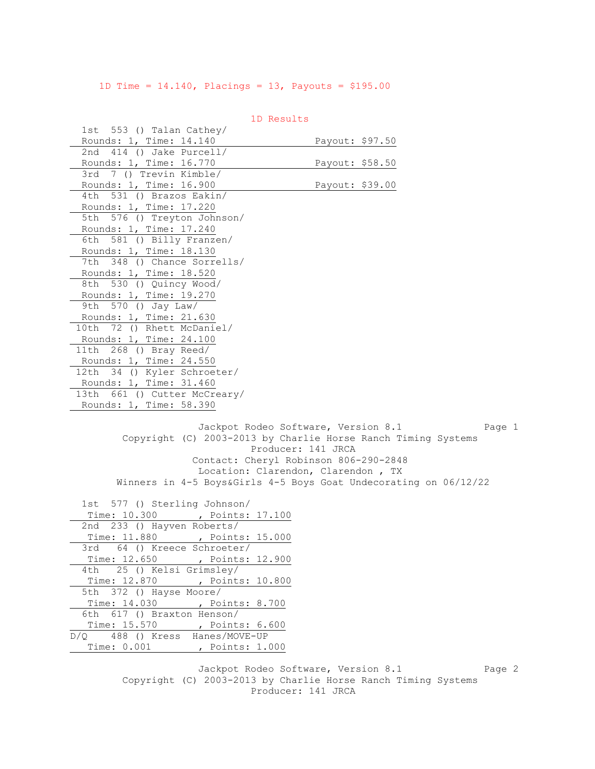1D Time = 14.140, Placings = 13, Payouts = $195.00

## 1D Results

| Place | No. | Name | Rounds | Time | Payout |
|---|---|---|---|---|---|
| 1st | 553 | () Talan Cathey/ | 1 | 14.140 | $97.50 |
| 2nd | 414 | () Jake Purcell/ | 1 | 16.770 | $58.50 |
| 3rd | 7 | () Trevin Kimble/ | 1 | 16.900 | $39.00 |
| 4th | 531 | () Brazos Eakin/ | 1 | 17.220 | |
| 5th | 576 | () Treyton Johnson/ | 1 | 17.240 | |
| 6th | 581 | () Billy Franzen/ | 1 | 18.130 | |
| 7th | 348 | () Chance Sorrells/ | 1 | 18.520 | |
| 8th | 530 | () Quincy Wood/ | 1 | 19.270 | |
| 9th | 570 | () Jay Law/ | 1 | 21.630 | |
| 10th | 72 | () Rhett McDaniel/ | 1 | 24.100 | |
| 11th | 268 | () Bray Reed/ | 1 | 24.550 | |
| 12th | 34 | () Kyler Schroeter/ | 1 | 31.460 | |
| 13th | 661 | () Cutter McCreary/ | 1 | 58.390 | |

Jackpot Rodeo Software, Version 8.1
Copyright (C) 2003-2013 by Charlie Horse Ranch Timing Systems
Producer: 141 JRCA
Contact: Cheryl Robinson 806-290-2848
Location: Clarendon, Clarendon , TX
Winners in 4-5 Boys&Girls 4-5 Boys Goat Undecorating on 06/12/22

| Place | No. | Name | Time | Points |
|---|---|---|---|---|
| 1st | 577 | () Sterling Johnson/ | 10.300 | 17.100 |
| 2nd | 233 | () Hayven Roberts/ | 11.880 | 15.000 |
| 3rd | 64 | () Kreece Schroeter/ | 12.650 | 12.900 |
| 4th | 25 | () Kelsi Grimsley/ | 12.870 | 10.800 |
| 5th | 372 | () Hayse Moore/ | 14.030 | 8.700 |
| 6th | 617 | () Braxton Henson/ | 15.570 | 6.600 |
| D/Q | 488 | () Kress Hanes/MOVE-UP | 0.001 | 1.000 |

Jackpot Rodeo Software, Version 8.1
Copyright (C) 2003-2013 by Charlie Horse Ranch Timing Systems
Producer: 141 JRCA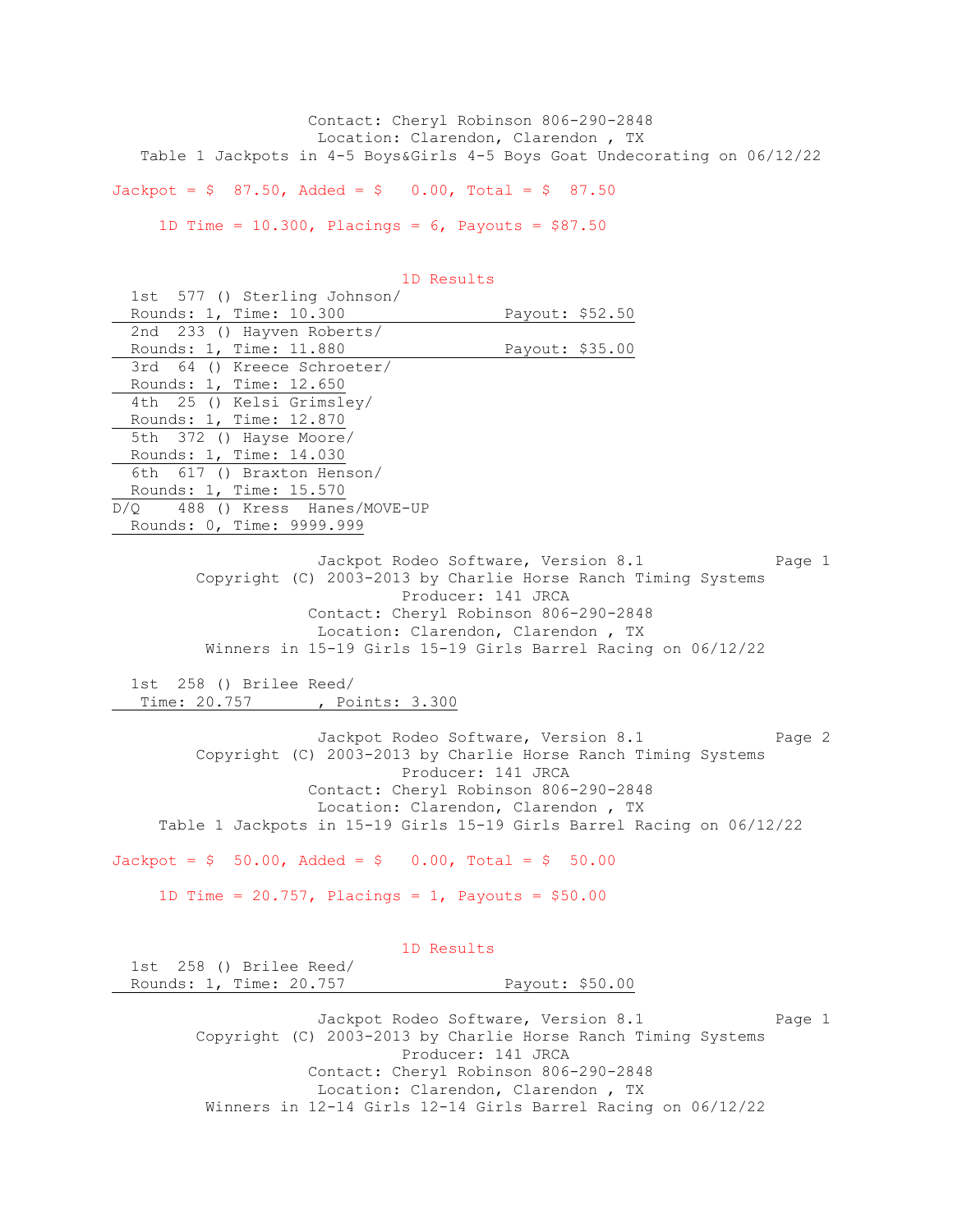Contact: Cheryl Robinson 806-290-2848
Location: Clarendon, Clarendon , TX
Table 1 Jackpots in 4-5 Boys&Girls 4-5 Boys Goat Undecorating on 06/12/22

Jackpot = $ 87.50, Added = $ 0.00, Total = $ 87.50

1D Time = 10.300, Placings = 6, Payouts = $87.50

1D Results

1st 577 () Sterling Johnson/
Rounds: 1, Time: 10.300 Payout: $52.50

2nd 233 () Hayven Roberts/
Rounds: 1, Time: 11.880 Payout: $35.00

3rd 64 () Kreece Schroeter/
Rounds: 1, Time: 12.650

4th 25 () Kelsi Grimsley/
Rounds: 1, Time: 12.870

5th 372 () Hayse Moore/
Rounds: 1, Time: 14.030

6th 617 () Braxton Henson/
Rounds: 1, Time: 15.570

D/Q 488 () Kress Hanes/MOVE-UP
Rounds: 0, Time: 9999.999

Jackpot Rodeo Software, Version 8.1
Copyright (C) 2003-2013 by Charlie Horse Ranch Timing Systems
Producer: 141 JRCA
Contact: Cheryl Robinson 806-290-2848
Location: Clarendon, Clarendon , TX
Winners in 15-19 Girls 15-19 Girls Barrel Racing on 06/12/22

1st 258 () Brilee Reed/
Time: 20.757 , Points: 3.300

Jackpot Rodeo Software, Version 8.1
Copyright (C) 2003-2013 by Charlie Horse Ranch Timing Systems
Producer: 141 JRCA
Contact: Cheryl Robinson 806-290-2848
Location: Clarendon, Clarendon , TX
Table 1 Jackpots in 15-19 Girls 15-19 Girls Barrel Racing on 06/12/22

Jackpot = $ 50.00, Added = $ 0.00, Total = $ 50.00

1D Time = 20.757, Placings = 1, Payouts = $50.00

1D Results

1st 258 () Brilee Reed/
Rounds: 1, Time: 20.757 Payout: $50.00

Jackpot Rodeo Software, Version 8.1
Copyright (C) 2003-2013 by Charlie Horse Ranch Timing Systems
Producer: 141 JRCA
Contact: Cheryl Robinson 806-290-2848
Location: Clarendon, Clarendon , TX
Winners in 12-14 Girls 12-14 Girls Barrel Racing on 06/12/22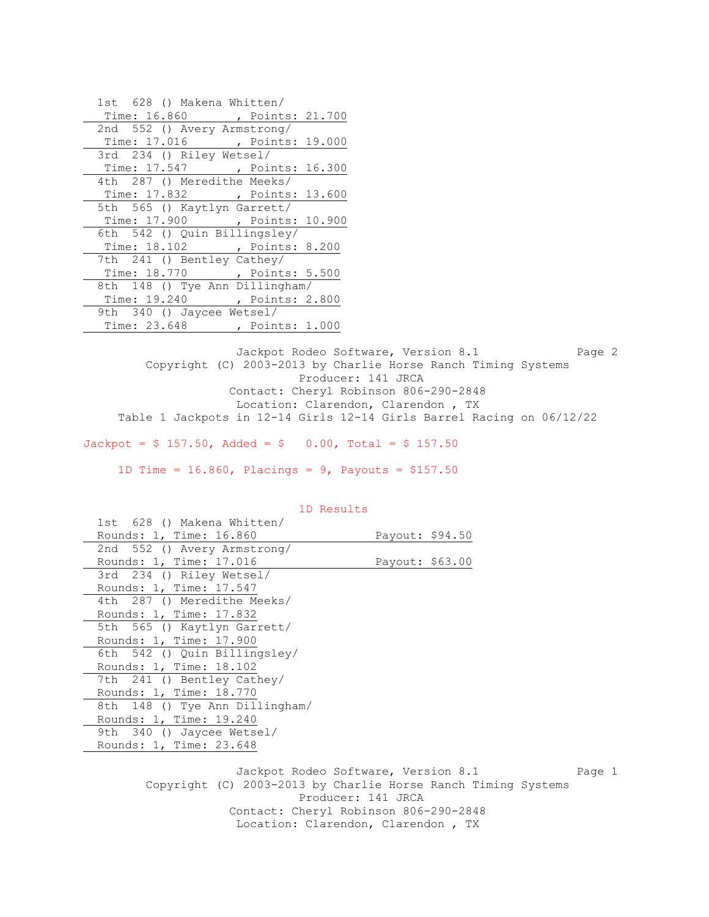1st 628 () Makena Whitten/
Time: 16.860 , Points: 21.700

2nd 552 () Avery Armstrong/
Time: 17.016 , Points: 19.000

3rd 234 () Riley Wetsel/
Time: 17.547 , Points: 16.300

4th 287 () Meredithe Meeks/
Time: 17.832 , Points: 13.600

5th 565 () Kaytlyn Garrett/
Time: 17.900 , Points: 10.900

6th 542 () Quin Billingsley/
Time: 18.102 , Points: 8.200

7th 241 () Bentley Cathey/
Time: 18.770 , Points: 5.500

8th 148 () Tye Ann Dillingham/
Time: 19.240 , Points: 2.800

9th 340 () Jaycee Wetsel/
Time: 23.648 , Points: 1.000

Jackpot Rodeo Software, Version 8.1
Copyright (C) 2003-2013 by Charlie Horse Ranch Timing Systems
Producer: 141 JRCA
Contact: Cheryl Robinson 806-290-2848
Location: Clarendon, Clarendon , TX
Table 1 Jackpots in 12-14 Girls 12-14 Girls Barrel Racing on 06/12/22

Jackpot = $ 157.50, Added = $ 0.00, Total = $ 157.50

1D Time = 16.860, Placings = 9, Payouts = $157.50

1D Results

1st 628 () Makena Whitten/
Rounds: 1, Time: 16.860 Payout: $94.50

2nd 552 () Avery Armstrong/
Rounds: 1, Time: 17.016 Payout: $63.00

3rd 234 () Riley Wetsel/
Rounds: 1, Time: 17.547

4th 287 () Meredithe Meeks/
Rounds: 1, Time: 17.832

5th 565 () Kaytlyn Garrett/
Rounds: 1, Time: 17.900

6th 542 () Quin Billingsley/
Rounds: 1, Time: 18.102

7th 241 () Bentley Cathey/
Rounds: 1, Time: 18.770

8th 148 () Tye Ann Dillingham/
Rounds: 1, Time: 19.240

9th 340 () Jaycee Wetsel/
Rounds: 1, Time: 23.648

Jackpot Rodeo Software, Version 8.1
Copyright (C) 2003-2013 by Charlie Horse Ranch Timing Systems
Producer: 141 JRCA
Contact: Cheryl Robinson 806-290-2848
Location: Clarendon, Clarendon , TX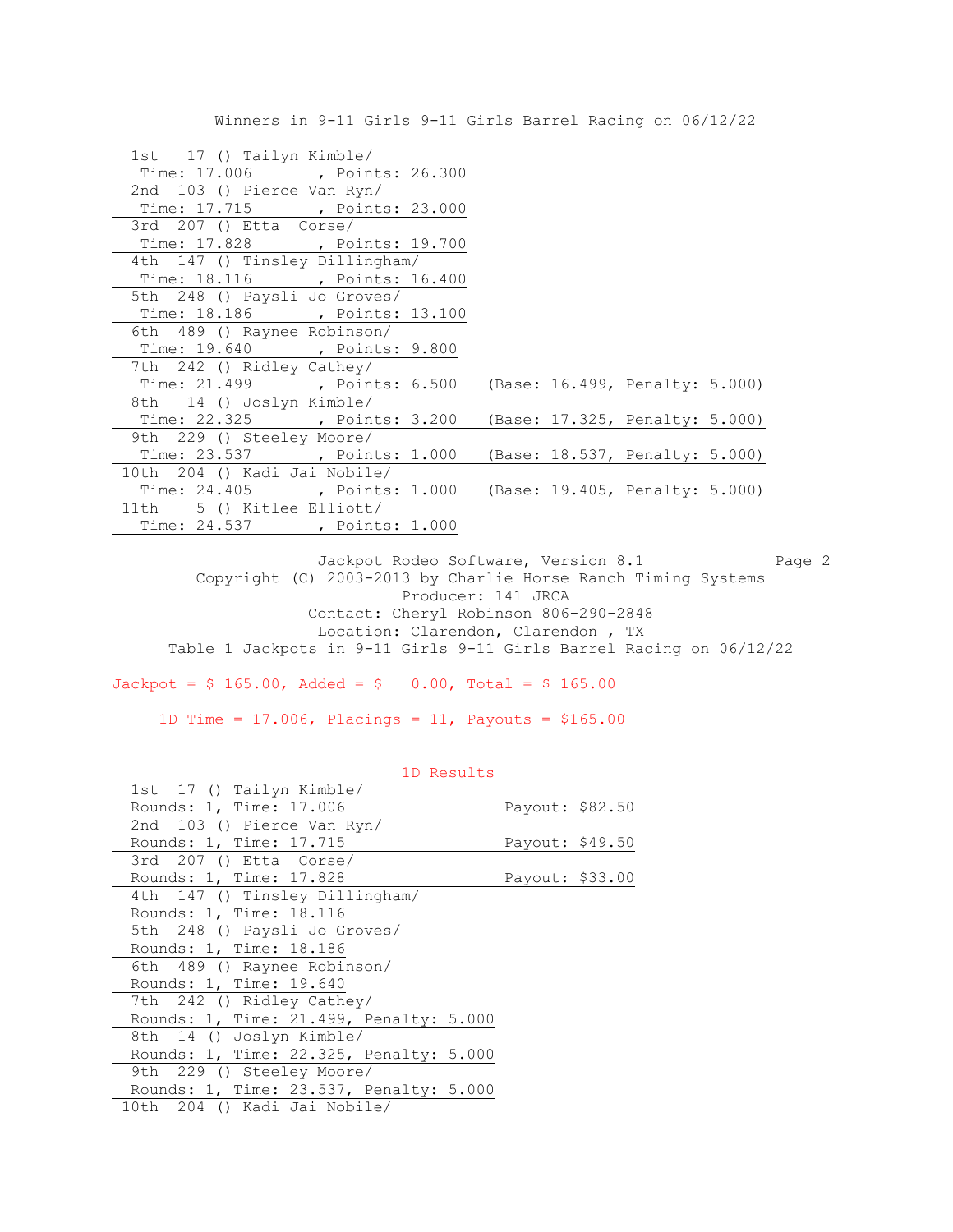Winners in 9-11 Girls 9-11 Girls Barrel Racing on 06/12/22

| Place | No. | Name | Time | Points | Base | Penalty |
|---|---|---|---|---|---|---|
| 1st | 17 | () Tailyn Kimble/ | 17.006 | 26.300 | | |
| 2nd | 103 | () Pierce Van Ryn/ | 17.715 | 23.000 | | |
| 3rd | 207 | () Etta Corse/ | 17.828 | 19.700 | | |
| 4th | 147 | () Tinsley Dillingham/ | 18.116 | 16.400 | | |
| 5th | 248 | () Paysli Jo Groves/ | 18.186 | 13.100 | | |
| 6th | 489 | () Raynee Robinson/ | 19.640 | 9.800 | | |
| 7th | 242 | () Ridley Cathey/ | 21.499 | 6.500 | 16.499 | 5.000 |
| 8th | 14 | () Joslyn Kimble/ | 22.325 | 3.200 | 17.325 | 5.000 |
| 9th | 229 | () Steeley Moore/ | 23.537 | 1.000 | 18.537 | 5.000 |
| 10th | 204 | () Kadi Jai Nobile/ | 24.405 | 1.000 | 19.405 | 5.000 |
| 11th | 5 | () Kitlee Elliott/ | 24.537 | 1.000 | | |

Jackpot Rodeo Software, Version 8.1

Copyright (C) 2003-2013 by Charlie Horse Ranch Timing Systems

Producer: 141 JRCA

Contact: Cheryl Robinson 806-290-2848

Location: Clarendon, Clarendon , TX

Table 1 Jackpots in 9-11 Girls 9-11 Girls Barrel Racing on 06/12/22

Jackpot = $ 165.00, Added = $ 0.00, Total = $ 165.00

1D Time = 17.006, Placings = 11, Payouts = $165.00

1D Results

| Place | No. | Name | Rounds | Time | Penalty | Payout |
|---|---|---|---|---|---|---|
| 1st | 17 | () Tailyn Kimble/ | 1 | 17.006 | | $82.50 |
| 2nd | 103 | () Pierce Van Ryn/ | 1 | 17.715 | | $49.50 |
| 3rd | 207 | () Etta Corse/ | 1 | 17.828 | | $33.00 |
| 4th | 147 | () Tinsley Dillingham/ | 1 | 18.116 | | |
| 5th | 248 | () Paysli Jo Groves/ | 1 | 18.186 | | |
| 6th | 489 | () Raynee Robinson/ | 1 | 19.640 | | |
| 7th | 242 | () Ridley Cathey/ | 1 | 21.499 | 5.000 | |
| 8th | 14 | () Joslyn Kimble/ | 1 | 22.325 | 5.000 | |
| 9th | 229 | () Steeley Moore/ | 1 | 23.537 | 5.000 | |
| 10th | 204 | () Kadi Jai Nobile/ | | | | |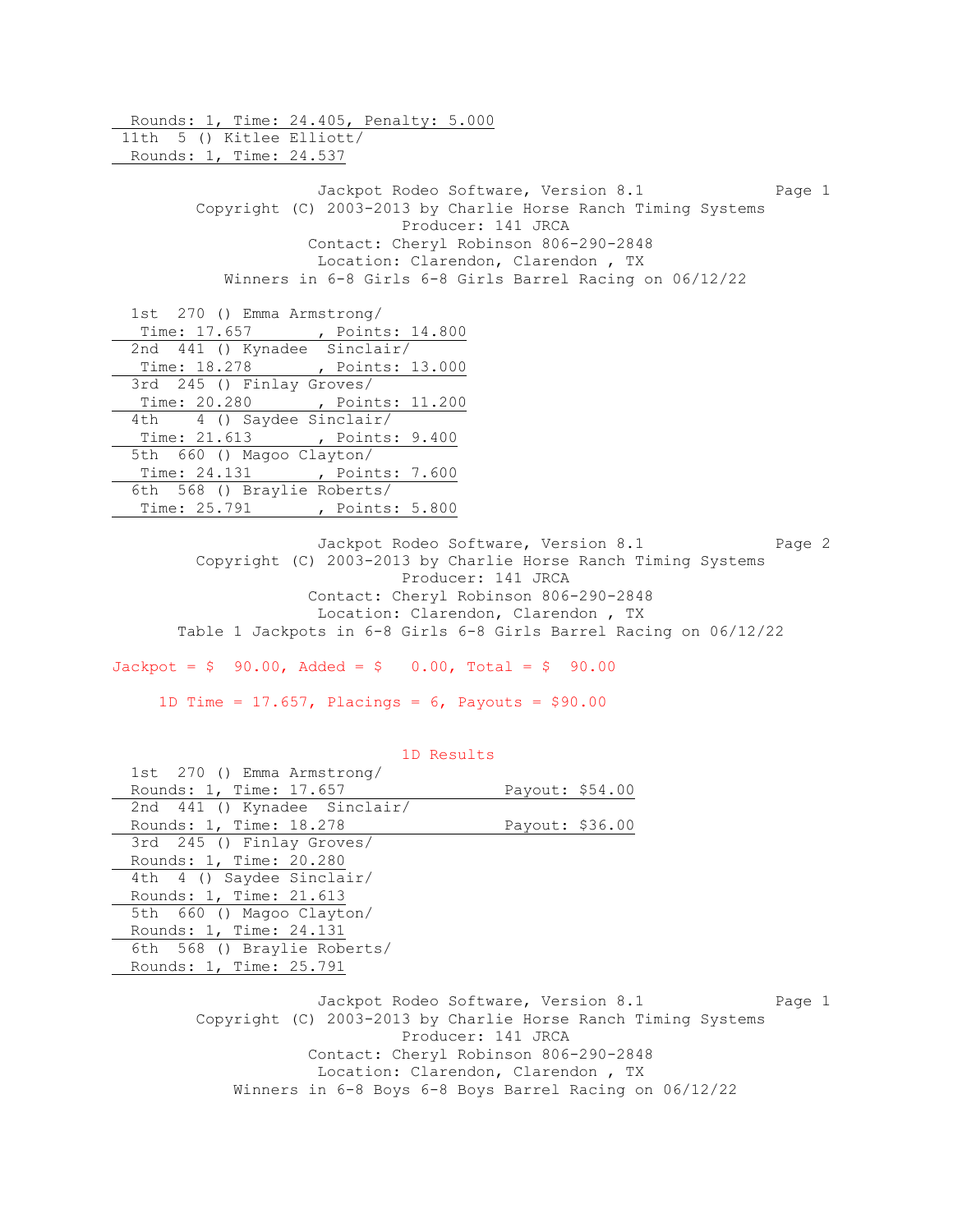Rounds: 1, Time: 24.405, Penalty: 5.000

11th 5 () Kitlee Elliott/
Rounds: 1, Time: 24.537

Jackpot Rodeo Software, Version 8.1
Copyright (C) 2003-2013 by Charlie Horse Ranch Timing Systems
Producer: 141 JRCA
Contact: Cheryl Robinson 806-290-2848
Location: Clarendon, Clarendon , TX
Winners in 6-8 Girls 6-8 Girls Barrel Racing on 06/12/22

1st 270 () Emma Armstrong/
Time: 17.657 , Points: 14.800

2nd 441 () Kynadee Sinclair/
Time: 18.278 , Points: 13.000

3rd 245 () Finlay Groves/
Time: 20.280 , Points: 11.200

4th 4 () Saydee Sinclair/
Time: 21.613 , Points: 9.400

5th 660 () Magoo Clayton/
Time: 24.131 , Points: 7.600

6th 568 () Braylie Roberts/
Time: 25.791 , Points: 5.800

Jackpot Rodeo Software, Version 8.1
Copyright (C) 2003-2013 by Charlie Horse Ranch Timing Systems
Producer: 141 JRCA
Contact: Cheryl Robinson 806-290-2848
Location: Clarendon, Clarendon , TX
Table 1 Jackpots in 6-8 Girls 6-8 Girls Barrel Racing on 06/12/22

Jackpot = $ 90.00, Added = $ 0.00, Total = $ 90.00

1D Time = 17.657, Placings = 6, Payouts = $90.00

1D Results

1st 270 () Emma Armstrong/
Rounds: 1, Time: 17.657 Payout: $54.00

2nd 441 () Kynadee Sinclair/
Rounds: 1, Time: 18.278 Payout: $36.00

3rd 245 () Finlay Groves/
Rounds: 1, Time: 20.280

4th 4 () Saydee Sinclair/
Rounds: 1, Time: 21.613

5th 660 () Magoo Clayton/
Rounds: 1, Time: 24.131

6th 568 () Braylie Roberts/
Rounds: 1, Time: 25.791

Jackpot Rodeo Software, Version 8.1
Copyright (C) 2003-2013 by Charlie Horse Ranch Timing Systems
Producer: 141 JRCA
Contact: Cheryl Robinson 806-290-2848
Location: Clarendon, Clarendon , TX
Winners in 6-8 Boys 6-8 Boys Barrel Racing on 06/12/22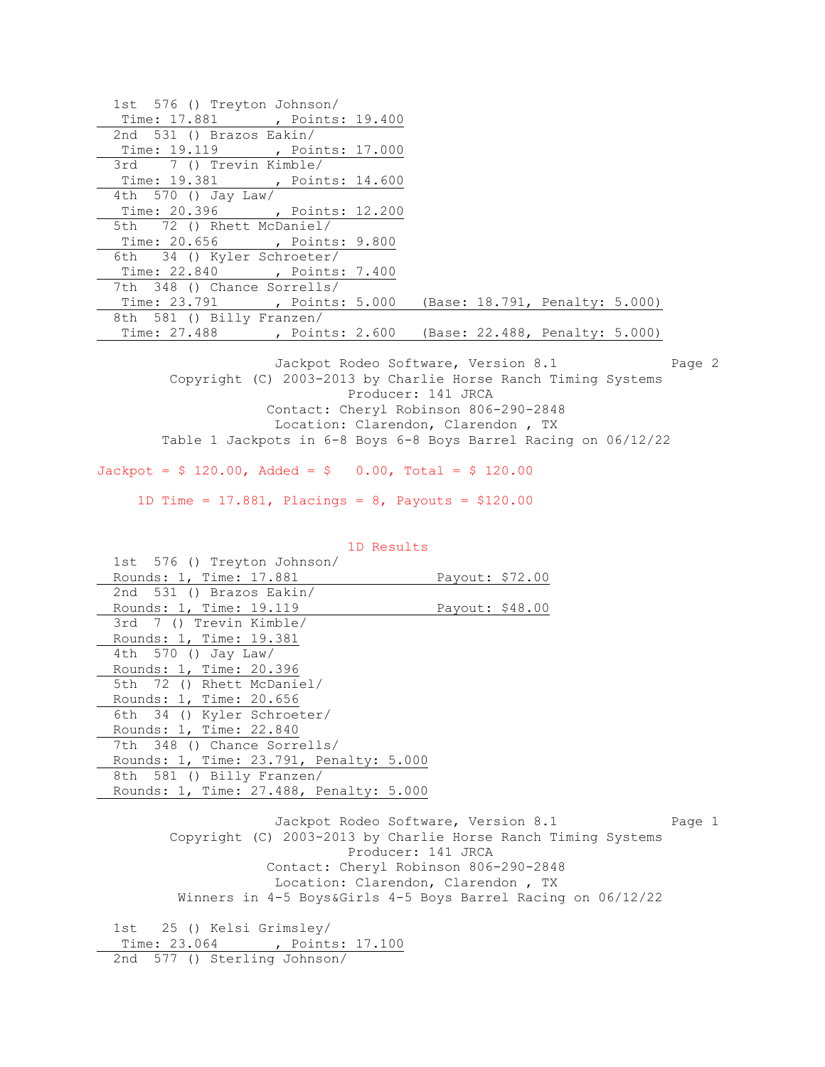1st 576 () Treyton Johnson/
Time: 17.881 , Points: 19.400

2nd 531 () Brazos Eakin/
Time: 19.119 , Points: 17.000

3rd 7 () Trevin Kimble/
Time: 19.381 , Points: 14.600

4th 570 () Jay Law/
Time: 20.396 , Points: 12.200

5th 72 () Rhett McDaniel/
Time: 20.656 , Points: 9.800

6th 34 () Kyler Schroeter/
Time: 22.840 , Points: 7.400

7th 348 () Chance Sorrells/
Time: 23.791 , Points: 5.000 (Base: 18.791, Penalty: 5.000)

8th 581 () Billy Franzen/
Time: 27.488 , Points: 2.600 (Base: 22.488, Penalty: 5.000)

Jackpot Rodeo Software, Version 8.1
Copyright (C) 2003-2013 by Charlie Horse Ranch Timing Systems
Producer: 141 JRCA
Contact: Cheryl Robinson 806-290-2848
Location: Clarendon, Clarendon , TX
Table 1 Jackpots in 6-8 Boys 6-8 Boys Barrel Racing on 06/12/22

Jackpot = $ 120.00, Added = $ 0.00, Total = $ 120.00

1D Time = 17.881, Placings = 8, Payouts = $120.00

1D Results

1st 576 () Treyton Johnson/
Rounds: 1, Time: 17.881 Payout: $72.00

2nd 531 () Brazos Eakin/
Rounds: 1, Time: 19.119 Payout: $48.00

3rd 7 () Trevin Kimble/
Rounds: 1, Time: 19.381

4th 570 () Jay Law/
Rounds: 1, Time: 20.396

5th 72 () Rhett McDaniel/
Rounds: 1, Time: 20.656

6th 34 () Kyler Schroeter/
Rounds: 1, Time: 22.840

7th 348 () Chance Sorrells/
Rounds: 1, Time: 23.791, Penalty: 5.000

8th 581 () Billy Franzen/
Rounds: 1, Time: 27.488, Penalty: 5.000

Jackpot Rodeo Software, Version 8.1
Copyright (C) 2003-2013 by Charlie Horse Ranch Timing Systems
Producer: 141 JRCA
Contact: Cheryl Robinson 806-290-2848
Location: Clarendon, Clarendon , TX
Winners in 4-5 Boys&Girls 4-5 Boys Barrel Racing on 06/12/22

1st 25 () Kelsi Grimsley/
Time: 23.064 , Points: 17.100

2nd 577 () Sterling Johnson/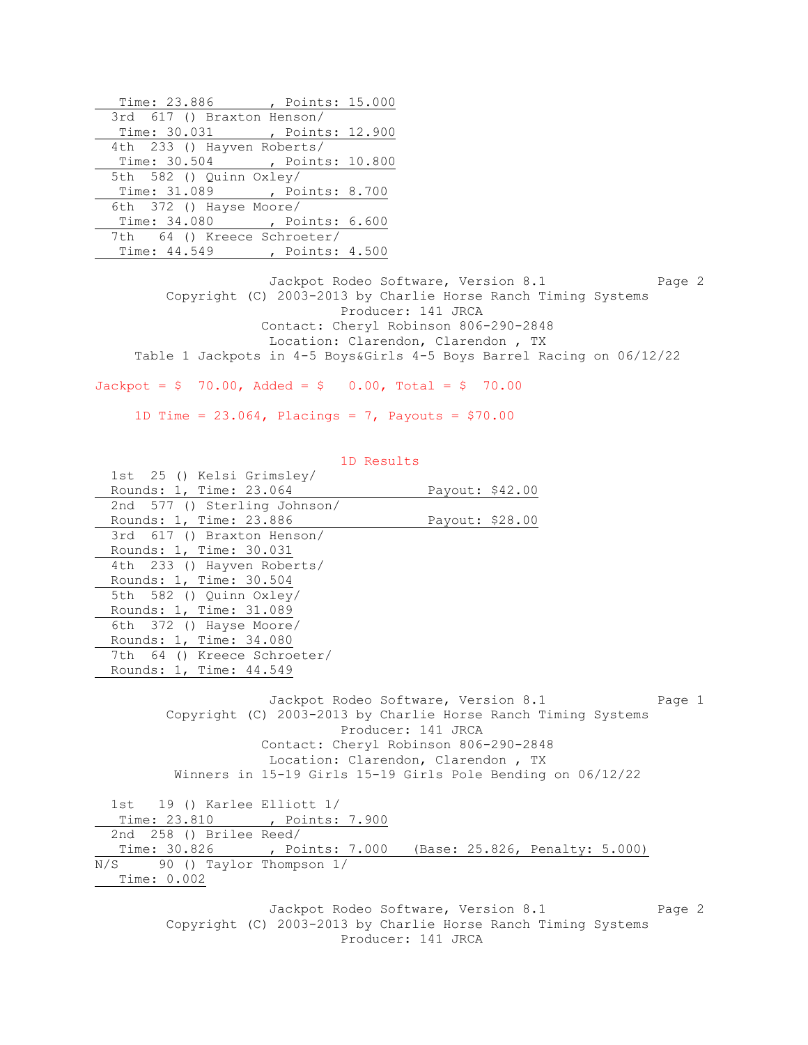Time: 23.886 , Points: 15.000
3rd 617 () Braxton Henson/
Time: 30.031 , Points: 12.900
4th 233 () Hayven Roberts/
Time: 30.504 , Points: 10.800
5th 582 () Quinn Oxley/
Time: 31.089 , Points: 8.700
6th 372 () Hayse Moore/
Time: 34.080 , Points: 6.600
7th 64 () Kreece Schroeter/
Time: 44.549 , Points: 4.500

Jackpot Rodeo Software, Version 8.1 Page 2
Copyright (C) 2003-2013 by Charlie Horse Ranch Timing Systems
Producer: 141 JRCA
Contact: Cheryl Robinson 806-290-2848
Location: Clarendon, Clarendon , TX
Table 1 Jackpots in 4-5 Boys&Girls 4-5 Boys Barrel Racing on 06/12/22

Jackpot = $ 70.00, Added = $ 0.00, Total = $ 70.00

1D Time = 23.064, Placings = 7, Payouts = $70.00

1D Results

1st 25 () Kelsi Grimsley/
Rounds: 1, Time: 23.064 Payout: $42.00
2nd 577 () Sterling Johnson/
Rounds: 1, Time: 23.886 Payout: $28.00
3rd 617 () Braxton Henson/
Rounds: 1, Time: 30.031
4th 233 () Hayven Roberts/
Rounds: 1, Time: 30.504
5th 582 () Quinn Oxley/
Rounds: 1, Time: 31.089
6th 372 () Hayse Moore/
Rounds: 1, Time: 34.080
7th 64 () Kreece Schroeter/
Rounds: 1, Time: 44.549

Jackpot Rodeo Software, Version 8.1 Page 1
Copyright (C) 2003-2013 by Charlie Horse Ranch Timing Systems
Producer: 141 JRCA
Contact: Cheryl Robinson 806-290-2848
Location: Clarendon, Clarendon , TX
Winners in 15-19 Girls 15-19 Girls Pole Bending on 06/12/22

1st 19 () Karlee Elliott 1/
Time: 23.810 , Points: 7.900
2nd 258 () Brilee Reed/
Time: 30.826 , Points: 7.000 (Base: 25.826, Penalty: 5.000)
N/S 90 () Taylor Thompson 1/
Time: 0.002

Jackpot Rodeo Software, Version 8.1 Page 2
Copyright (C) 2003-2013 by Charlie Horse Ranch Timing Systems
Producer: 141 JRCA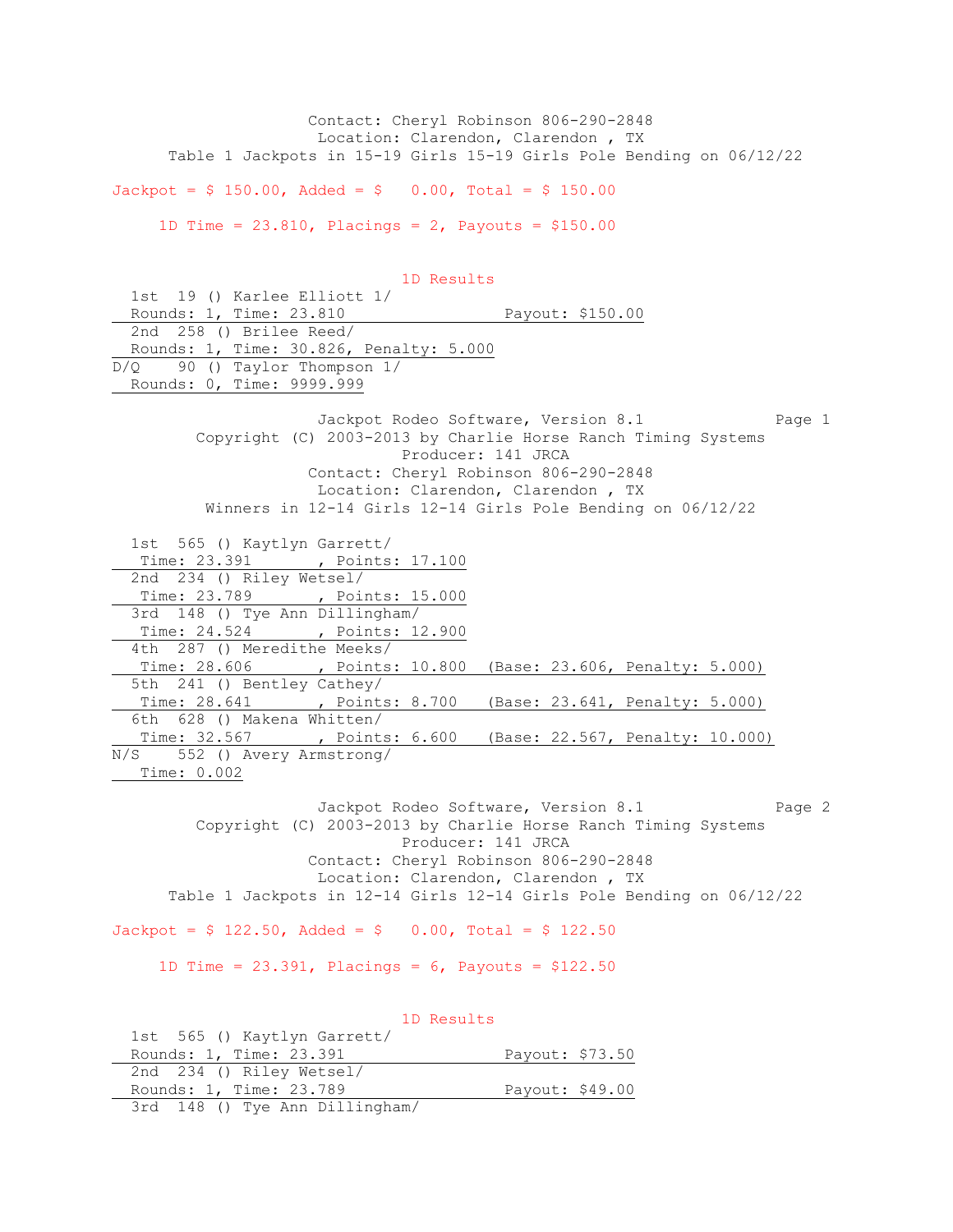Contact: Cheryl Robinson 806-290-2848
Location: Clarendon, Clarendon , TX
Table 1 Jackpots in 15-19 Girls 15-19 Girls Pole Bending on 06/12/22

Jackpot = $ 150.00, Added = $ 0.00, Total = $ 150.00

1D Time = 23.810, Placings = 2, Payouts = $150.00

1D Results

1st 19 () Karlee Elliott 1/
Rounds: 1, Time: 23.810 Payout: $150.00

2nd 258 () Brilee Reed/
Rounds: 1, Time: 30.826, Penalty: 5.000

D/Q 90 () Taylor Thompson 1/
Rounds: 0, Time: 9999.999

Jackpot Rodeo Software, Version 8.1
Copyright (C) 2003-2013 by Charlie Horse Ranch Timing Systems
Producer: 141 JRCA
Contact: Cheryl Robinson 806-290-2848
Location: Clarendon, Clarendon , TX
Winners in 12-14 Girls 12-14 Girls Pole Bending on 06/12/22

1st 565 () Kaytlyn Garrett/
Time: 23.391 , Points: 17.100

2nd 234 () Riley Wetsel/
Time: 23.789 , Points: 15.000

3rd 148 () Tye Ann Dillingham/
Time: 24.524 , Points: 12.900

4th 287 () Meredithe Meeks/
Time: 28.606 , Points: 10.800 (Base: 23.606, Penalty: 5.000)

5th 241 () Bentley Cathey/
Time: 28.641 , Points: 8.700 (Base: 23.641, Penalty: 5.000)

6th 628 () Makena Whitten/
Time: 32.567 , Points: 6.600 (Base: 22.567, Penalty: 10.000)

N/S 552 () Avery Armstrong/
Time: 0.002

Jackpot Rodeo Software, Version 8.1
Copyright (C) 2003-2013 by Charlie Horse Ranch Timing Systems
Producer: 141 JRCA
Contact: Cheryl Robinson 806-290-2848
Location: Clarendon, Clarendon , TX
Table 1 Jackpots in 12-14 Girls 12-14 Girls Pole Bending on 06/12/22

Jackpot = $ 122.50, Added = $ 0.00, Total = $ 122.50

1D Time = 23.391, Placings = 6, Payouts = $122.50

1D Results

1st 565 () Kaytlyn Garrett/
Rounds: 1, Time: 23.391 Payout: $73.50

2nd 234 () Riley Wetsel/
Rounds: 1, Time: 23.789 Payout: $49.00

3rd 148 () Tye Ann Dillingham/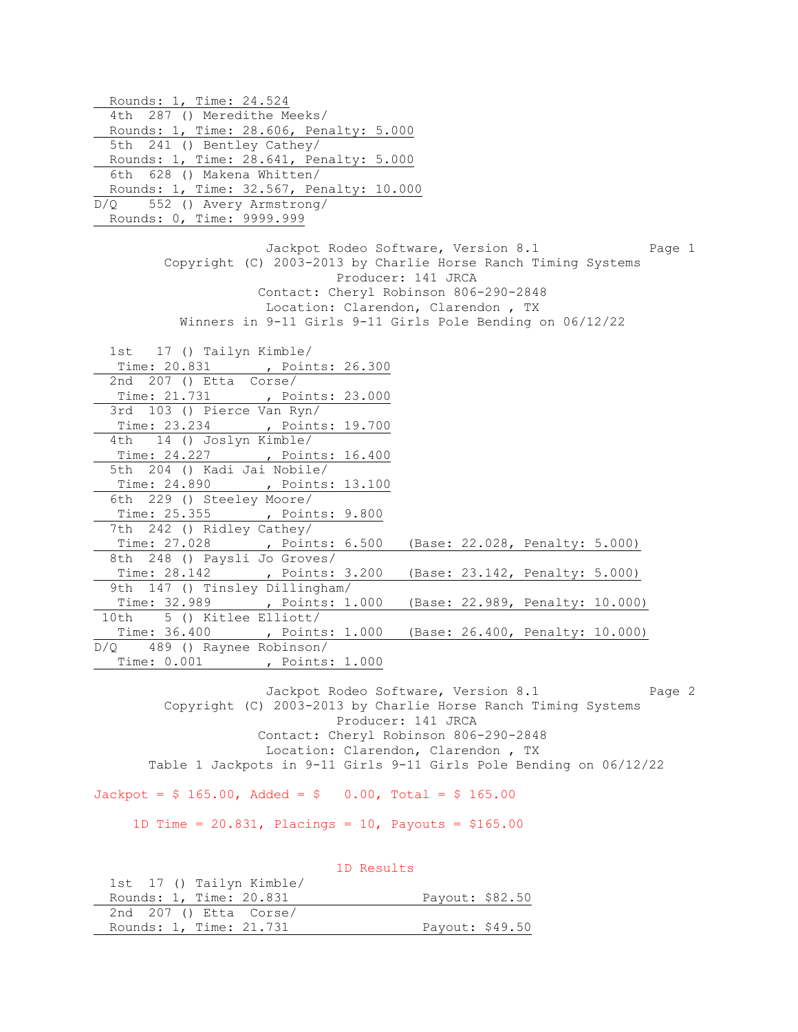Rounds: 1, Time: 24.524

4th 287 () Meredithe Meeks/
Rounds: 1, Time: 28.606, Penalty: 5.000

5th 241 () Bentley Cathey/
Rounds: 1, Time: 28.641, Penalty: 5.000

6th 628 () Makena Whitten/
Rounds: 1, Time: 32.567, Penalty: 10.000

D/Q 552 () Avery Armstrong/
Rounds: 0, Time: 9999.999

Jackpot Rodeo Software, Version 8.1
Copyright (C) 2003-2013 by Charlie Horse Ranch Timing Systems
Producer: 141 JRCA
Contact: Cheryl Robinson 806-290-2848
Location: Clarendon, Clarendon , TX
Winners in 9-11 Girls 9-11 Girls Pole Bending on 06/12/22

1st 17 () Tailyn Kimble/
Time: 20.831 , Points: 26.300

2nd 207 () Etta Corse/
Time: 21.731 , Points: 23.000

3rd 103 () Pierce Van Ryn/
Time: 23.234 , Points: 19.700

4th 14 () Joslyn Kimble/
Time: 24.227 , Points: 16.400

5th 204 () Kadi Jai Nobile/
Time: 24.890 , Points: 13.100

6th 229 () Steeley Moore/
Time: 25.355 , Points: 9.800

7th 242 () Ridley Cathey/
Time: 27.028 , Points: 6.500 (Base: 22.028, Penalty: 5.000)

8th 248 () Paysli Jo Groves/
Time: 28.142 , Points: 3.200 (Base: 23.142, Penalty: 5.000)

9th 147 () Tinsley Dillingham/
Time: 32.989 , Points: 1.000 (Base: 22.989, Penalty: 10.000)

10th 5 () Kitlee Elliott/
Time: 36.400 , Points: 1.000 (Base: 26.400, Penalty: 10.000)

D/Q 489 () Raynee Robinson/
Time: 0.001 , Points: 1.000

Jackpot Rodeo Software, Version 8.1
Copyright (C) 2003-2013 by Charlie Horse Ranch Timing Systems
Producer: 141 JRCA
Contact: Cheryl Robinson 806-290-2848
Location: Clarendon, Clarendon , TX
Table 1 Jackpots in 9-11 Girls 9-11 Girls Pole Bending on 06/12/22

Jackpot = $ 165.00, Added = $ 0.00, Total = $ 165.00

1D Time = 20.831, Placings = 10, Payouts = $165.00

1D Results

1st 17 () Tailyn Kimble/
Rounds: 1, Time: 20.831 Payout: $82.50

2nd 207 () Etta Corse/
Rounds: 1, Time: 21.731 Payout: $49.50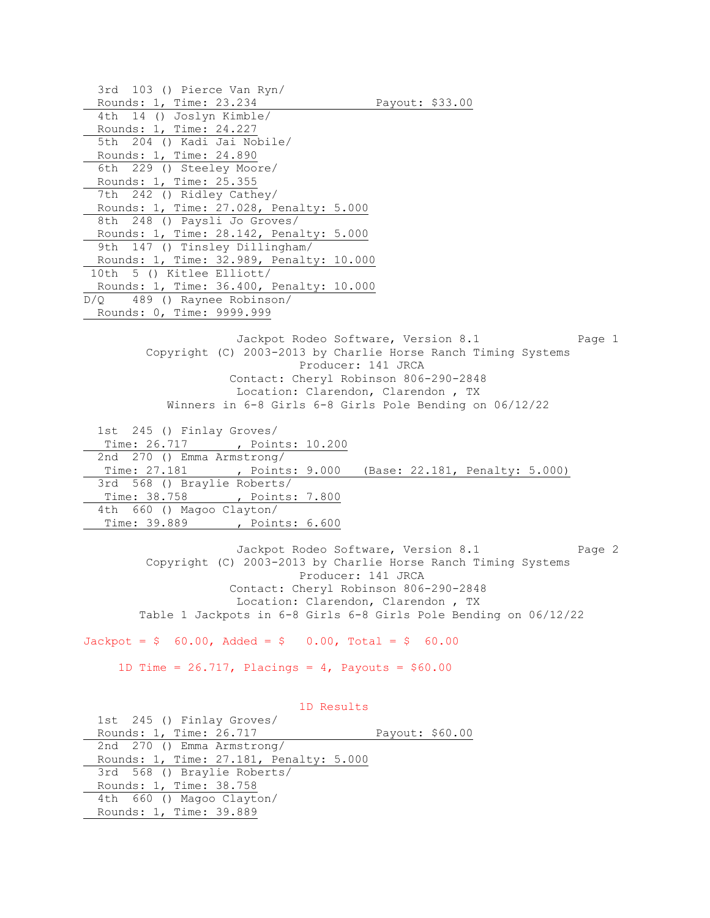3rd 103 () Pierce Van Ryn/
Rounds: 1, Time: 23.234 Payout: $33.00

4th 14 () Joslyn Kimble/
Rounds: 1, Time: 24.227

5th 204 () Kadi Jai Nobile/
Rounds: 1, Time: 24.890

6th 229 () Steeley Moore/
Rounds: 1, Time: 25.355

7th 242 () Ridley Cathey/
Rounds: 1, Time: 27.028, Penalty: 5.000

8th 248 () Paysli Jo Groves/
Rounds: 1, Time: 28.142, Penalty: 5.000

9th 147 () Tinsley Dillingham/
Rounds: 1, Time: 32.989, Penalty: 10.000

10th 5 () Kitlee Elliott/
Rounds: 1, Time: 36.400, Penalty: 10.000

D/Q 489 () Raynee Robinson/
Rounds: 0, Time: 9999.999

Jackpot Rodeo Software, Version 8.1
Copyright (C) 2003-2013 by Charlie Horse Ranch Timing Systems
Producer: 141 JRCA
Contact: Cheryl Robinson 806-290-2848
Location: Clarendon, Clarendon , TX
Winners in 6-8 Girls 6-8 Girls Pole Bending on 06/12/22

1st 245 () Finlay Groves/
Time: 26.717 , Points: 10.200

2nd 270 () Emma Armstrong/
Time: 27.181 , Points: 9.000 (Base: 22.181, Penalty: 5.000)

3rd 568 () Braylie Roberts/
Time: 38.758 , Points: 7.800

4th 660 () Magoo Clayton/
Time: 39.889 , Points: 6.600

Jackpot Rodeo Software, Version 8.1
Copyright (C) 2003-2013 by Charlie Horse Ranch Timing Systems
Producer: 141 JRCA
Contact: Cheryl Robinson 806-290-2848
Location: Clarendon, Clarendon , TX
Table 1 Jackpots in 6-8 Girls 6-8 Girls Pole Bending on 06/12/22

Jackpot = $ 60.00, Added = $ 0.00, Total = $ 60.00

1D Time = 26.717, Placings = 4, Payouts = $60.00

1D Results

1st 245 () Finlay Groves/
Rounds: 1, Time: 26.717 Payout: $60.00

2nd 270 () Emma Armstrong/
Rounds: 1, Time: 27.181, Penalty: 5.000

3rd 568 () Braylie Roberts/
Rounds: 1, Time: 38.758

4th 660 () Magoo Clayton/
Rounds: 1, Time: 39.889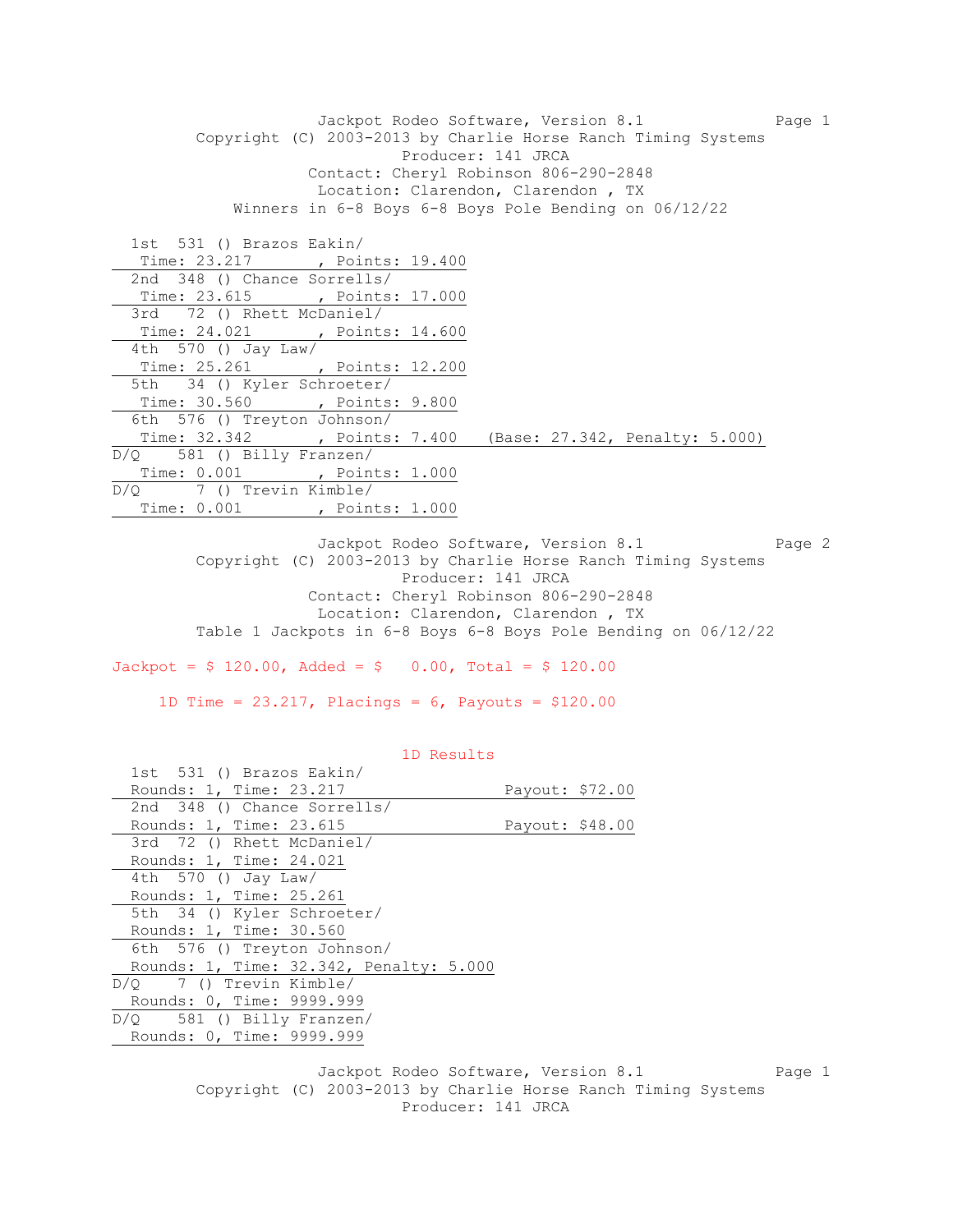Jackpot Rodeo Software, Version 8.1

Copyright (C) 2003-2013 by Charlie Horse Ranch Timing Systems

Producer: 141 JRCA

Contact: Cheryl Robinson 806-290-2848

Location: Clarendon, Clarendon , TX

Winners in 6-8 Boys 6-8 Boys Pole Bending on 06/12/22

1st 531 () Brazos Eakin/
Time: 23.217 , Points: 19.400

2nd 348 () Chance Sorrells/
Time: 23.615 , Points: 17.000

3rd 72 () Rhett McDaniel/
Time: 24.021 , Points: 14.600

4th 570 () Jay Law/
Time: 25.261 , Points: 12.200

5th 34 () Kyler Schroeter/
Time: 30.560 , Points: 9.800

6th 576 () Treyton Johnson/
Time: 32.342 , Points: 7.400 (Base: 27.342, Penalty: 5.000)

D/Q 581 () Billy Franzen/
Time: 0.001 , Points: 1.000

D/Q 7 () Trevin Kimble/
Time: 0.001 , Points: 1.000

Jackpot Rodeo Software, Version 8.1

Copyright (C) 2003-2013 by Charlie Horse Ranch Timing Systems

Producer: 141 JRCA

Contact: Cheryl Robinson 806-290-2848

Location: Clarendon, Clarendon , TX

Table 1 Jackpots in 6-8 Boys 6-8 Boys Pole Bending on 06/12/22

Jackpot = $ 120.00, Added = $ 0.00, Total = $ 120.00

1D Time = 23.217, Placings = 6, Payouts = $120.00

1D Results

1st 531 () Brazos Eakin/
Rounds: 1, Time: 23.217 Payout: $72.00

2nd 348 () Chance Sorrells/
Rounds: 1, Time: 23.615 Payout: $48.00

3rd 72 () Rhett McDaniel/
Rounds: 1, Time: 24.021

4th 570 () Jay Law/
Rounds: 1, Time: 25.261

5th 34 () Kyler Schroeter/
Rounds: 1, Time: 30.560

6th 576 () Treyton Johnson/
Rounds: 1, Time: 32.342, Penalty: 5.000

D/Q 7 () Trevin Kimble/
Rounds: 0, Time: 9999.999

D/Q 581 () Billy Franzen/
Rounds: 0, Time: 9999.999

Jackpot Rodeo Software, Version 8.1

Copyright (C) 2003-2013 by Charlie Horse Ranch Timing Systems

Producer: 141 JRCA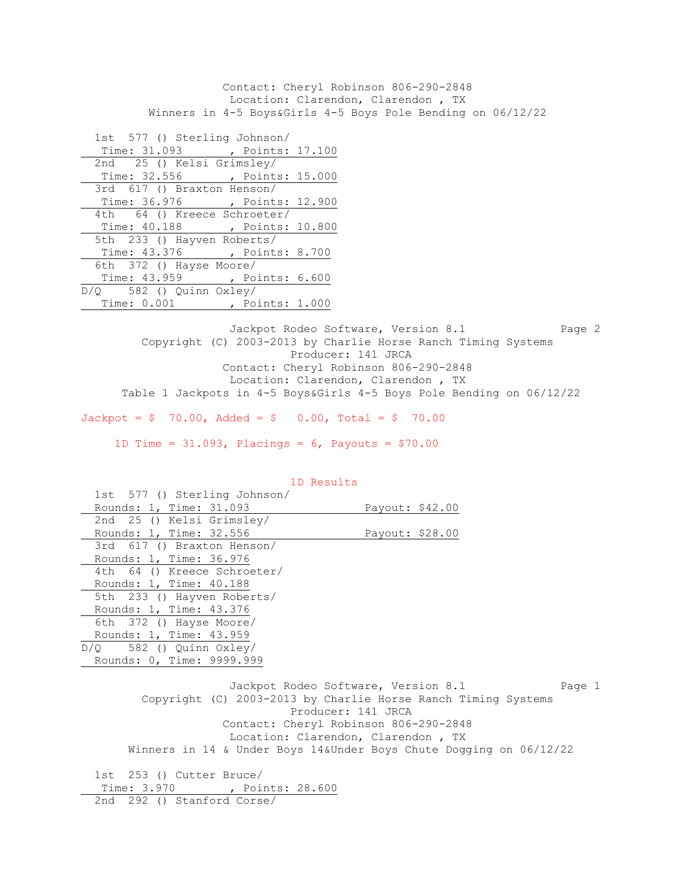Contact: Cheryl Robinson 806-290-2848
Location: Clarendon, Clarendon , TX
Winners in 4-5 Boys&Girls 4-5 Boys Pole Bending on 06/12/22

| Place | No. | Name | Time | Points |
|---|---|---|---|---|
| 1st | 577 | () Sterling Johnson/ | 31.093 | 17.100 |
| 2nd | 25 | () Kelsi Grimsley/ | 32.556 | 15.000 |
| 3rd | 617 | () Braxton Henson/ | 36.976 | 12.900 |
| 4th | 64 | () Kreece Schroeter/ | 40.188 | 10.800 |
| 5th | 233 | () Hayven Roberts/ | 43.376 | 8.700 |
| 6th | 372 | () Hayse Moore/ | 43.959 | 6.600 |
| D/Q | 582 | () Quinn Oxley/ | 0.001 | 1.000 |

Jackpot Rodeo Software, Version 8.1
Copyright (C) 2003-2013 by Charlie Horse Ranch Timing Systems
Producer: 141 JRCA
Contact: Cheryl Robinson 806-290-2848
Location: Clarendon, Clarendon , TX
Table 1 Jackpots in 4-5 Boys&Girls 4-5 Boys Pole Bending on 06/12/22

Jackpot = $ 70.00, Added = $ 0.00, Total = $ 70.00

1D Time = 31.093, Placings = 6, Payouts = $70.00

1D Results

| Place | No. | Name | Rounds | Time | Payout |
|---|---|---|---|---|---|
| 1st | 577 | () Sterling Johnson/ | 1 | 31.093 | $42.00 |
| 2nd | 25 | () Kelsi Grimsley/ | 1 | 32.556 | $28.00 |
| 3rd | 617 | () Braxton Henson/ | 1 | 36.976 | |
| 4th | 64 | () Kreece Schroeter/ | 1 | 40.188 | |
| 5th | 233 | () Hayven Roberts/ | 1 | 43.376 | |
| 6th | 372 | () Hayse Moore/ | 1 | 43.959 | |
| D/Q | 582 | () Quinn Oxley/ | 0 | 9999.999 | |

Jackpot Rodeo Software, Version 8.1
Copyright (C) 2003-2013 by Charlie Horse Ranch Timing Systems
Producer: 141 JRCA
Contact: Cheryl Robinson 806-290-2848
Location: Clarendon, Clarendon , TX
Winners in 14 & Under Boys 14&Under Boys Chute Dogging on 06/12/22

| Place | No. | Name | Time | Points |
|---|---|---|---|---|
| 1st | 253 | () Cutter Bruce/ | 3.970 | 28.600 |
| 2nd | 292 | () Stanford Corse/ | | |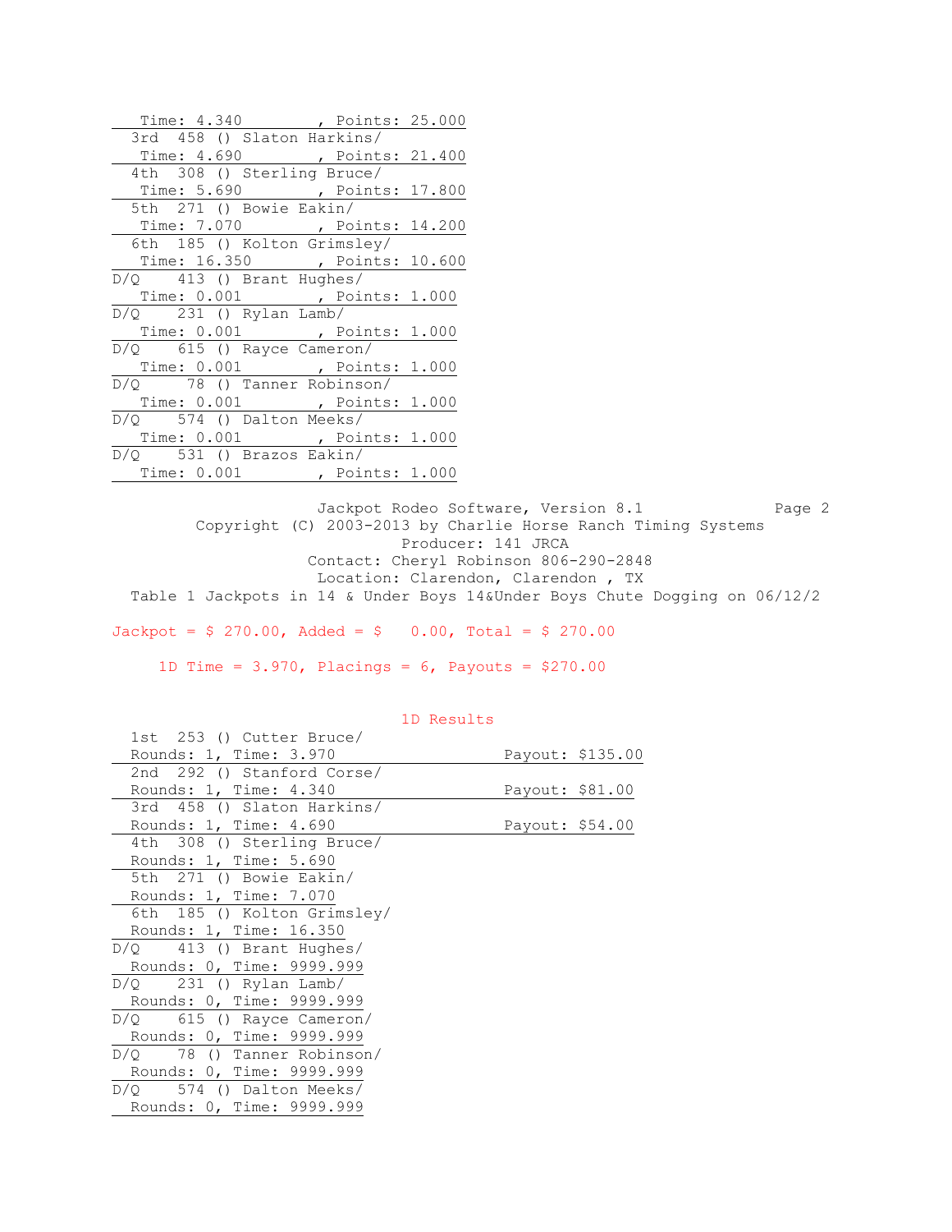```
  Time: 4.340         , Points: 25.000
 3rd  458 () Slaton Harkins/
  Time: 4.690         , Points: 21.400
 4th  308 () Sterling Bruce/
  Time: 5.690         , Points: 17.800
 5th  271 () Bowie Eakin/
  Time: 7.070         , Points: 14.200
 6th  185 () Kolton Grimsley/
  Time: 16.350        , Points: 10.600
D/Q    413 () Brant Hughes/
  Time: 0.001         , Points: 1.000
D/Q    231 () Rylan Lamb/
  Time: 0.001         , Points: 1.000
D/Q    615 () Rayce Cameron/
  Time: 0.001         , Points: 1.000
D/Q     78 () Tanner Robinson/
  Time: 0.001         , Points: 1.000
D/Q    574 () Dalton Meeks/
  Time: 0.001         , Points: 1.000
D/Q    531 () Brazos Eakin/
  Time: 0.001         , Points: 1.000
```

Jackpot Rodeo Software, Version 8.1

Copyright (C) 2003-2013 by Charlie Horse Ranch Timing Systems

Producer: 141 JRCA

Contact: Cheryl Robinson 806-290-2848

Location: Clarendon, Clarendon , TX

Table 1 Jackpots in 14 & Under Boys 14&Under Boys Chute Dogging on 06/12/2

Jackpot = $ 270.00, Added = $ 0.00, Total = $ 270.00

1D Time = 3.970, Placings = 6, Payouts = $270.00

1D Results

```
 1st  253 () Cutter Bruce/
 Rounds: 1, Time: 3.970                Payout: $135.00
 2nd  292 () Stanford Corse/
 Rounds: 1, Time: 4.340                Payout: $81.00
 3rd  458 () Slaton Harkins/
 Rounds: 1, Time: 4.690                Payout: $54.00
 4th  308 () Sterling Bruce/
 Rounds: 1, Time: 5.690
 5th  271 () Bowie Eakin/
 Rounds: 1, Time: 7.070
 6th  185 () Kolton Grimsley/
 Rounds: 1, Time: 16.350
D/Q    413 () Brant Hughes/
 Rounds: 0, Time: 9999.999
D/Q    231 () Rylan Lamb/
 Rounds: 0, Time: 9999.999
D/Q    615 () Rayce Cameron/
 Rounds: 0, Time: 9999.999
D/Q     78 () Tanner Robinson/
 Rounds: 0, Time: 9999.999
D/Q    574 () Dalton Meeks/
 Rounds: 0, Time: 9999.999
```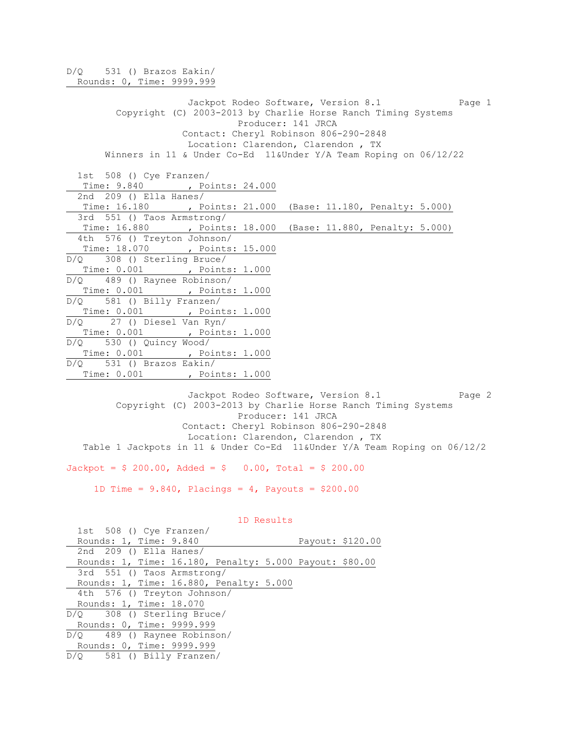D/Q 531 () Brazos Eakin/
Rounds: 0, Time: 9999.999

Jackpot Rodeo Software, Version 8.1

Copyright (C) 2003-2013 by Charlie Horse Ranch Timing Systems

Producer: 141 JRCA

Contact: Cheryl Robinson 806-290-2848

Location: Clarendon, Clarendon , TX

Winners in 11 & Under Co-Ed 11&Under Y/A Team Roping on 06/12/22

1st 508 () Cye Franzen/
Time: 9.840 , Points: 24.000

2nd 209 () Ella Hanes/
Time: 16.180 , Points: 21.000 (Base: 11.180, Penalty: 5.000)

3rd 551 () Taos Armstrong/
Time: 16.880 , Points: 18.000 (Base: 11.880, Penalty: 5.000)

4th 576 () Treyton Johnson/
Time: 18.070 , Points: 15.000

D/Q 308 () Sterling Bruce/
Time: 0.001 , Points: 1.000

D/Q 489 () Raynee Robinson/
Time: 0.001 , Points: 1.000

D/Q 581 () Billy Franzen/
Time: 0.001 , Points: 1.000

D/Q 27 () Diesel Van Ryn/
Time: 0.001 , Points: 1.000

D/Q 530 () Quincy Wood/
Time: 0.001 , Points: 1.000

D/Q 531 () Brazos Eakin/
Time: 0.001 , Points: 1.000

Jackpot Rodeo Software, Version 8.1

Copyright (C) 2003-2013 by Charlie Horse Ranch Timing Systems

Producer: 141 JRCA

Contact: Cheryl Robinson 806-290-2848

Location: Clarendon, Clarendon , TX

Table 1 Jackpots in 11 & Under Co-Ed 11&Under Y/A Team Roping on 06/12/2

Jackpot = $ 200.00, Added = $ 0.00, Total = $ 200.00

1D Time = 9.840, Placings = 4, Payouts = $200.00

1D Results

1st 508 () Cye Franzen/
Rounds: 1, Time: 9.840 Payout: $120.00

2nd 209 () Ella Hanes/
Rounds: 1, Time: 16.180, Penalty: 5.000 Payout: $80.00

3rd 551 () Taos Armstrong/
Rounds: 1, Time: 16.880, Penalty: 5.000

4th 576 () Treyton Johnson/
Rounds: 1, Time: 18.070

D/Q 308 () Sterling Bruce/
Rounds: 0, Time: 9999.999

D/Q 489 () Raynee Robinson/
Rounds: 0, Time: 9999.999

D/Q 581 () Billy Franzen/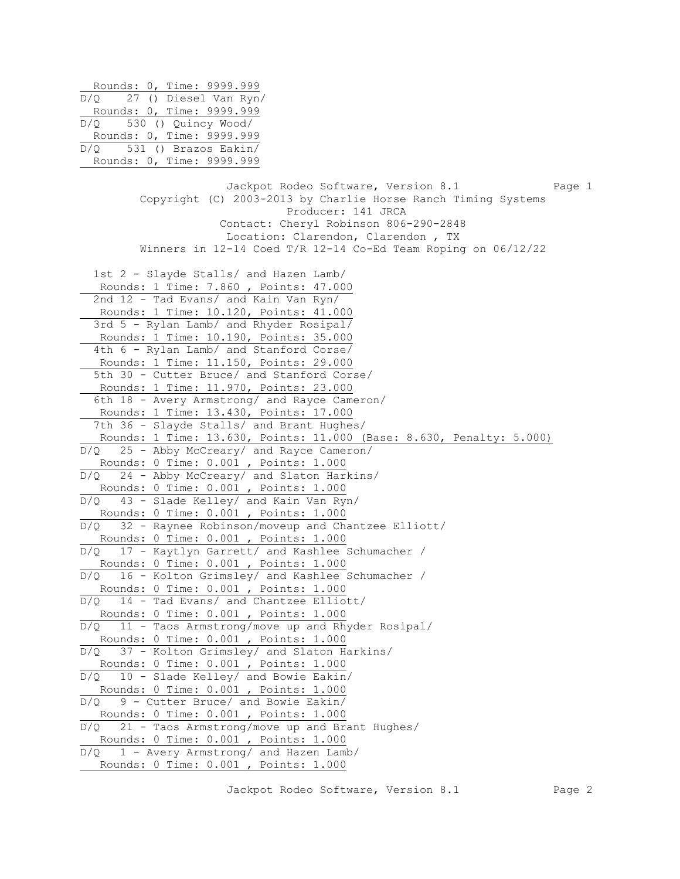Rounds: 0, Time: 9999.999

D/Q 27 () Diesel Van Ryn/
Rounds: 0, Time: 9999.999

D/Q 530 () Quincy Wood/
Rounds: 0, Time: 9999.999

D/Q 531 () Brazos Eakin/
Rounds: 0, Time: 9999.999

Jackpot Rodeo Software, Version 8.1

Copyright (C) 2003-2013 by Charlie Horse Ranch Timing Systems

Producer: 141 JRCA

Contact: Cheryl Robinson 806-290-2848

Location: Clarendon, Clarendon , TX

Winners in 12-14 Coed T/R 12-14 Co-Ed Team Roping on 06/12/22

1st 2 - Slayde Stalls/ and Hazen Lamb/
Rounds: 1 Time: 7.860 , Points: 47.000

2nd 12 - Tad Evans/ and Kain Van Ryn/
Rounds: 1 Time: 10.120, Points: 41.000

3rd 5 - Rylan Lamb/ and Rhyder Rosipal/
Rounds: 1 Time: 10.190, Points: 35.000

4th 6 - Rylan Lamb/ and Stanford Corse/
Rounds: 1 Time: 11.150, Points: 29.000

5th 30 - Cutter Bruce/ and Stanford Corse/
Rounds: 1 Time: 11.970, Points: 23.000

6th 18 - Avery Armstrong/ and Rayce Cameron/
Rounds: 1 Time: 13.430, Points: 17.000

7th 36 - Slayde Stalls/ and Brant Hughes/
Rounds: 1 Time: 13.630, Points: 11.000 (Base: 8.630, Penalty: 5.000)

D/Q 25 - Abby McCreary/ and Rayce Cameron/
Rounds: 0 Time: 0.001 , Points: 1.000

D/Q 24 - Abby McCreary/ and Slaton Harkins/
Rounds: 0 Time: 0.001 , Points: 1.000

D/Q 43 - Slade Kelley/ and Kain Van Ryn/
Rounds: 0 Time: 0.001 , Points: 1.000

D/Q 32 - Raynee Robinson/moveup and Chantzee Elliott/
Rounds: 0 Time: 0.001 , Points: 1.000

D/Q 17 - Kaytlyn Garrett/ and Kashlee Schumacher /
Rounds: 0 Time: 0.001 , Points: 1.000

D/Q 16 - Kolton Grimsley/ and Kashlee Schumacher /
Rounds: 0 Time: 0.001 , Points: 1.000

D/Q 14 - Tad Evans/ and Chantzee Elliott/
Rounds: 0 Time: 0.001 , Points: 1.000

D/Q 11 - Taos Armstrong/move up and Rhyder Rosipal/
Rounds: 0 Time: 0.001 , Points: 1.000

D/Q 37 - Kolton Grimsley/ and Slaton Harkins/
Rounds: 0 Time: 0.001 , Points: 1.000

D/Q 10 - Slade Kelley/ and Bowie Eakin/
Rounds: 0 Time: 0.001 , Points: 1.000

D/Q 9 - Cutter Bruce/ and Bowie Eakin/
Rounds: 0 Time: 0.001 , Points: 1.000

D/Q 21 - Taos Armstrong/move up and Brant Hughes/
Rounds: 0 Time: 0.001 , Points: 1.000

D/Q 1 - Avery Armstrong/ and Hazen Lamb/
Rounds: 0 Time: 0.001 , Points: 1.000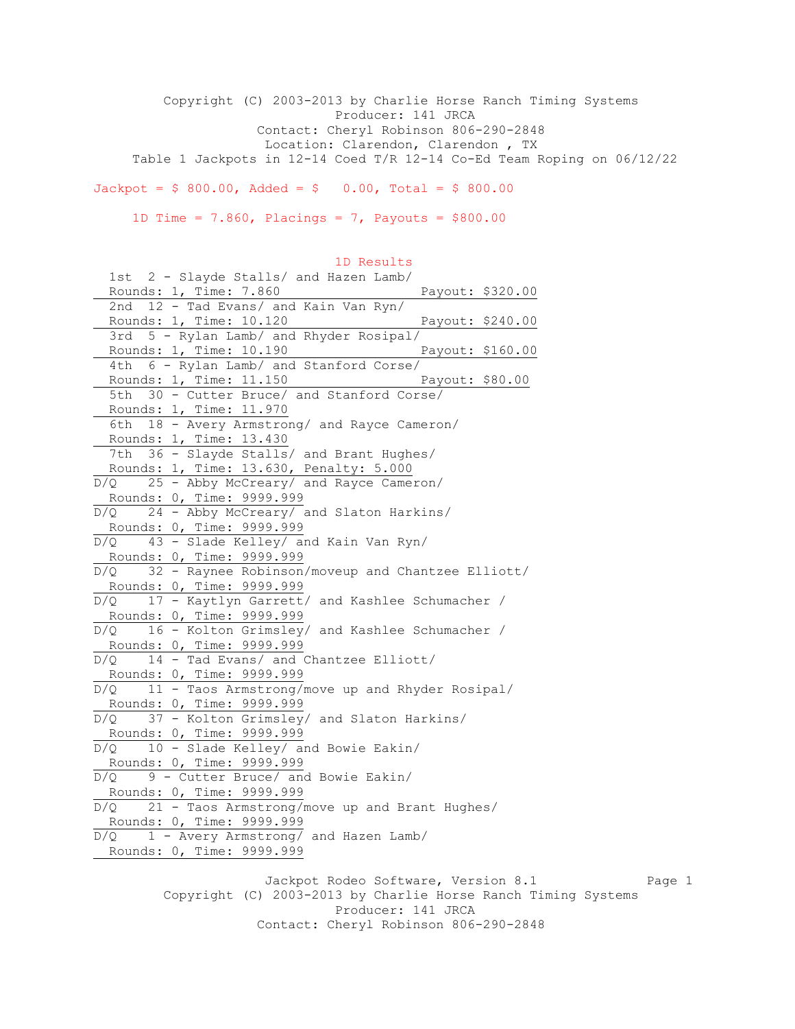Copyright (C) 2003-2013 by Charlie Horse Ranch Timing Systems
Producer: 141 JRCA
Contact: Cheryl Robinson 806-290-2848
Location: Clarendon, Clarendon , TX
Table 1 Jackpots in 12-14 Coed T/R 12-14 Co-Ed Team Roping on 06/12/22

Jackpot = $ 800.00, Added = $ 0.00, Total = $ 800.00

1D Time = 7.860, Placings = 7, Payouts = $800.00

## 1D Results

1st 2 - Slayde Stalls/ and Hazen Lamb/
Rounds: 1, Time: 7.860 Payout: $320.00

2nd 12 - Tad Evans/ and Kain Van Ryn/
Rounds: 1, Time: 10.120 Payout: $240.00

3rd 5 - Rylan Lamb/ and Rhyder Rosipal/
Rounds: 1, Time: 10.190 Payout: $160.00

4th 6 - Rylan Lamb/ and Stanford Corse/
Rounds: 1, Time: 11.150 Payout: $80.00

5th 30 - Cutter Bruce/ and Stanford Corse/
Rounds: 1, Time: 11.970

6th 18 - Avery Armstrong/ and Rayce Cameron/
Rounds: 1, Time: 13.430

7th 36 - Slayde Stalls/ and Brant Hughes/
Rounds: 1, Time: 13.630, Penalty: 5.000

D/Q 25 - Abby McCreary/ and Rayce Cameron/
Rounds: 0, Time: 9999.999

D/Q 24 - Abby McCreary/ and Slaton Harkins/
Rounds: 0, Time: 9999.999

D/Q 43 - Slade Kelley/ and Kain Van Ryn/
Rounds: 0, Time: 9999.999

D/Q 32 - Raynee Robinson/moveup and Chantzee Elliott/
Rounds: 0, Time: 9999.999

D/Q 17 - Kaytlyn Garrett/ and Kashlee Schumacher /
Rounds: 0, Time: 9999.999

D/Q 16 - Kolton Grimsley/ and Kashlee Schumacher /
Rounds: 0, Time: 9999.999

D/Q 14 - Tad Evans/ and Chantzee Elliott/
Rounds: 0, Time: 9999.999

D/Q 11 - Taos Armstrong/move up and Rhyder Rosipal/
Rounds: 0, Time: 9999.999

D/Q 37 - Kolton Grimsley/ and Slaton Harkins/
Rounds: 0, Time: 9999.999

D/Q 10 - Slade Kelley/ and Bowie Eakin/
Rounds: 0, Time: 9999.999

D/Q 9 - Cutter Bruce/ and Bowie Eakin/
Rounds: 0, Time: 9999.999

D/Q 21 - Taos Armstrong/move up and Brant Hughes/
Rounds: 0, Time: 9999.999

D/Q 1 - Avery Armstrong/ and Hazen Lamb/
Rounds: 0, Time: 9999.999

Jackpot Rodeo Software, Version 8.1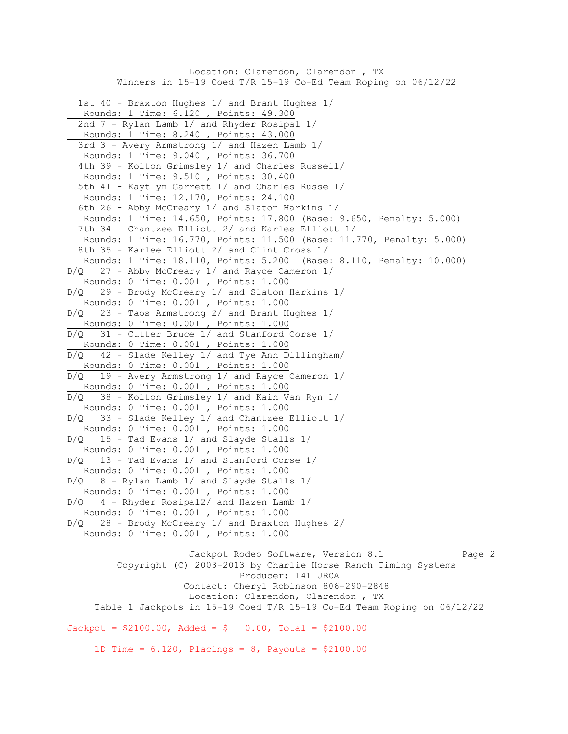Location: Clarendon, Clarendon , TX
Winners in 15-19 Coed T/R 15-19 Co-Ed Team Roping on 06/12/22

1st 40 - Braxton Hughes 1/ and Brant Hughes 1/
Rounds: 1 Time: 6.120 , Points: 49.300

2nd 7 - Rylan Lamb 1/ and Rhyder Rosipal 1/
Rounds: 1 Time: 8.240 , Points: 43.000

3rd 3 - Avery Armstrong 1/ and Hazen Lamb 1/
Rounds: 1 Time: 9.040 , Points: 36.700

4th 39 - Kolton Grimsley 1/ and Charles Russell/
Rounds: 1 Time: 9.510 , Points: 30.400

5th 41 - Kaytlyn Garrett 1/ and Charles Russell/
Rounds: 1 Time: 12.170, Points: 24.100

6th 26 - Abby McCreary 1/ and Slaton Harkins 1/
Rounds: 1 Time: 14.650, Points: 17.800 (Base: 9.650, Penalty: 5.000)

7th 34 - Chantzee Elliott 2/ and Karlee Elliott 1/
Rounds: 1 Time: 16.770, Points: 11.500 (Base: 11.770, Penalty: 5.000)

8th 35 - Karlee Elliott 2/ and Clint Cross 1/
Rounds: 1 Time: 18.110, Points: 5.200 (Base: 8.110, Penalty: 10.000)

D/Q 27 - Abby McCreary 1/ and Rayce Cameron 1/
Rounds: 0 Time: 0.001 , Points: 1.000

D/Q 29 - Brody McCreary 1/ and Slaton Harkins 1/
Rounds: 0 Time: 0.001 , Points: 1.000

D/Q 23 - Taos Armstrong 2/ and Brant Hughes 1/
Rounds: 0 Time: 0.001 , Points: 1.000

D/Q 31 - Cutter Bruce 1/ and Stanford Corse 1/
Rounds: 0 Time: 0.001 , Points: 1.000

D/Q 42 - Slade Kelley 1/ and Tye Ann Dillingham/
Rounds: 0 Time: 0.001 , Points: 1.000

D/Q 19 - Avery Armstrong 1/ and Rayce Cameron 1/
Rounds: 0 Time: 0.001 , Points: 1.000

D/Q 38 - Kolton Grimsley 1/ and Kain Van Ryn 1/
Rounds: 0 Time: 0.001 , Points: 1.000

D/Q 33 - Slade Kelley 1/ and Chantzee Elliott 1/
Rounds: 0 Time: 0.001 , Points: 1.000

D/Q 15 - Tad Evans 1/ and Slayde Stalls 1/
Rounds: 0 Time: 0.001 , Points: 1.000

D/Q 13 - Tad Evans 1/ and Stanford Corse 1/
Rounds: 0 Time: 0.001 , Points: 1.000

D/Q 8 - Rylan Lamb 1/ and Slayde Stalls 1/
Rounds: 0 Time: 0.001 , Points: 1.000

D/Q 4 - Rhyder Rosipal2/ and Hazen Lamb 1/
Rounds: 0 Time: 0.001 , Points: 1.000

D/Q 28 - Brody McCreary 1/ and Braxton Hughes 2/
Rounds: 0 Time: 0.001 , Points: 1.000

Jackpot Rodeo Software, Version 8.1

Copyright (C) 2003-2013 by Charlie Horse Ranch Timing Systems

Producer: 141 JRCA

Contact: Cheryl Robinson 806-290-2848

Location: Clarendon, Clarendon , TX

Table 1 Jackpots in 15-19 Coed T/R 15-19 Co-Ed Team Roping on 06/12/22

Jackpot = $2100.00, Added = $ 0.00, Total = $2100.00

1D Time = 6.120, Placings = 8, Payouts = $2100.00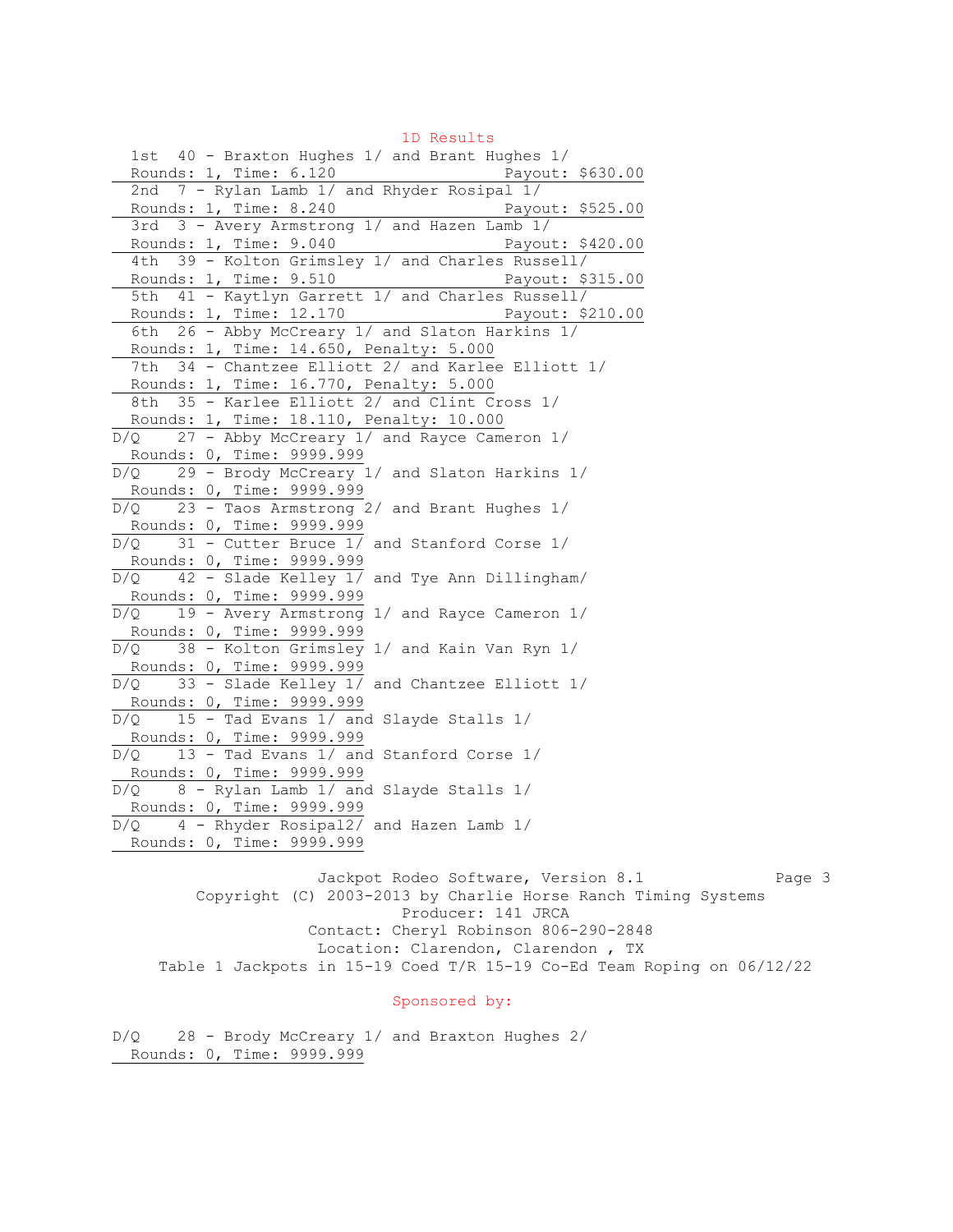## 1D Results

1st 40 - Braxton Hughes 1/ and Brant Hughes 1/
Rounds: 1, Time: 6.120 Payout: $630.00

2nd 7 - Rylan Lamb 1/ and Rhyder Rosipal 1/
Rounds: 1, Time: 8.240 Payout: $525.00

3rd 3 - Avery Armstrong 1/ and Hazen Lamb 1/
Rounds: 1, Time: 9.040 Payout: $420.00

4th 39 - Kolton Grimsley 1/ and Charles Russell/
Rounds: 1, Time: 9.510 Payout: $315.00

5th 41 - Kaytlyn Garrett 1/ and Charles Russell/
Rounds: 1, Time: 12.170 Payout: $210.00

6th 26 - Abby McCreary 1/ and Slaton Harkins 1/
Rounds: 1, Time: 14.650, Penalty: 5.000

7th 34 - Chantzee Elliott 2/ and Karlee Elliott 1/
Rounds: 1, Time: 16.770, Penalty: 5.000

8th 35 - Karlee Elliott 2/ and Clint Cross 1/
Rounds: 1, Time: 18.110, Penalty: 10.000

D/Q 27 - Abby McCreary 1/ and Rayce Cameron 1/
Rounds: 0, Time: 9999.999

D/Q 29 - Brody McCreary 1/ and Slaton Harkins 1/
Rounds: 0, Time: 9999.999

D/Q 23 - Taos Armstrong 2/ and Brant Hughes 1/
Rounds: 0, Time: 9999.999

D/Q 31 - Cutter Bruce 1/ and Stanford Corse 1/
Rounds: 0, Time: 9999.999

D/Q 42 - Slade Kelley 1/ and Tye Ann Dillingham/
Rounds: 0, Time: 9999.999

D/Q 19 - Avery Armstrong 1/ and Rayce Cameron 1/
Rounds: 0, Time: 9999.999

D/Q 38 - Kolton Grimsley 1/ and Kain Van Ryn 1/
Rounds: 0, Time: 9999.999

D/Q 33 - Slade Kelley 1/ and Chantzee Elliott 1/
Rounds: 0, Time: 9999.999

D/Q 15 - Tad Evans 1/ and Slayde Stalls 1/
Rounds: 0, Time: 9999.999

D/Q 13 - Tad Evans 1/ and Stanford Corse 1/
Rounds: 0, Time: 9999.999

D/Q 8 - Rylan Lamb 1/ and Slayde Stalls 1/
Rounds: 0, Time: 9999.999

D/Q 4 - Rhyder Rosipal2/ and Hazen Lamb 1/
Rounds: 0, Time: 9999.999

Jackpot Rodeo Software, Version 8.1
Copyright (C) 2003-2013 by Charlie Horse Ranch Timing Systems
Producer: 141 JRCA
Contact: Cheryl Robinson 806-290-2848
Location: Clarendon, Clarendon , TX
Table 1 Jackpots in 15-19 Coed T/R 15-19 Co-Ed Team Roping on 06/12/22

Sponsored by:

D/Q 28 - Brody McCreary 1/ and Braxton Hughes 2/
Rounds: 0, Time: 9999.999